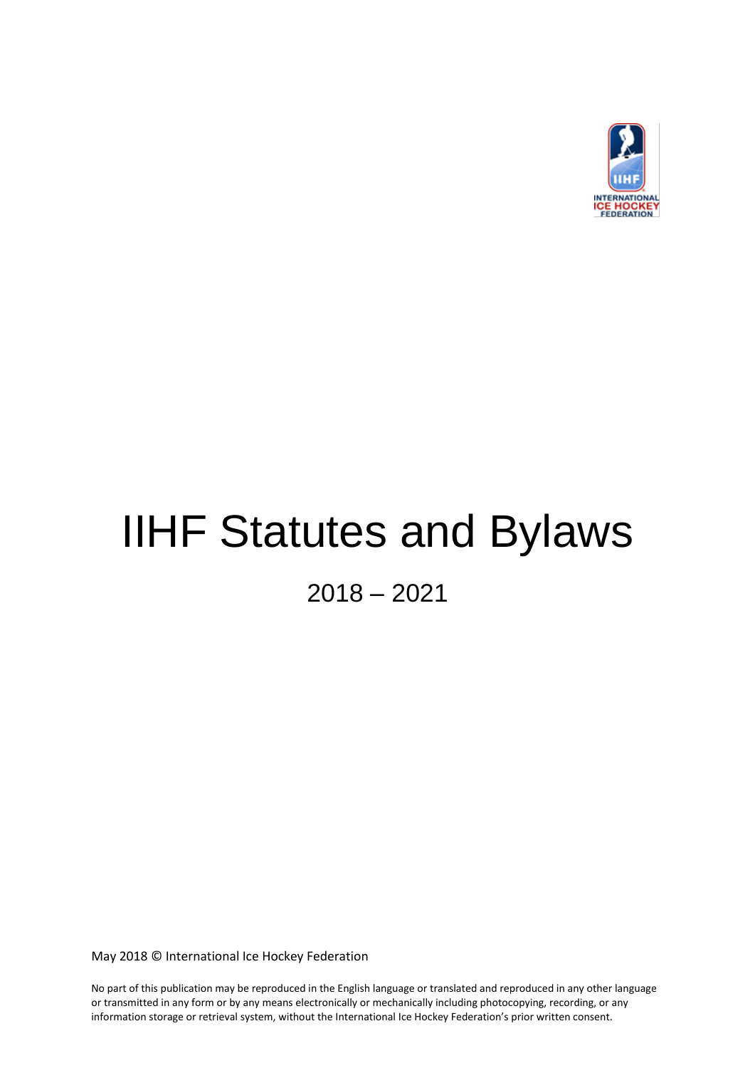# IIHF Statutes and Bylaws

## 2018 – 2021

May 2018 © International Ice Hockey Federation

No part of this publication may be reproduced in the English language or translated and reproduced in any other language or transmitted in any form or by any means electronically or mechanically including photocopying, recording, or any information storage or retrieval system, without the International Ice Hockey Federation's prior written consent.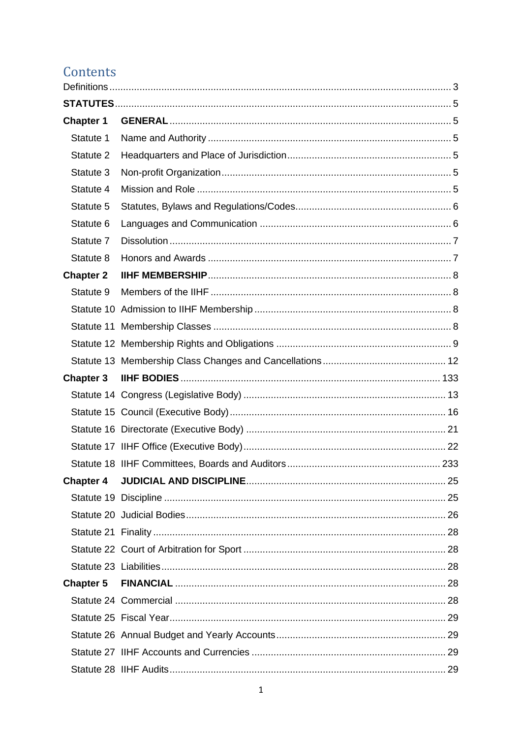## Contents

Definitions ............................................................................................................................. 3

**STATUTES** .............................................................................................................................. 5

**Chapter 1 GENERAL** ........................................................................................................... 5

Statute 1 Name and Authority ................................................................................................ 5

Statute 2 Headquarters and Place of Jurisdiction ................................................................... 5

Statute 3 Non-profit Organization ........................................................................................... 5

Statute 4 Mission and Role .................................................................................................... 5

Statute 5 Statutes, Bylaws and Regulations/Codes ................................................................ 6

Statute 6 Languages and Communication ............................................................................. 6

Statute 7 Dissolution ............................................................................................................. 7

Statute 8 Honors and Awards ................................................................................................ 7

**Chapter 2 IIHF MEMBERSHIP** ............................................................................................... 8

Statute 9 Members of the IIHF ............................................................................................... 8

Statute 10 Admission to IIHF Membership ............................................................................. 8

Statute 11 Membership Classes ............................................................................................ 8

Statute 12 Membership Rights and Obligations ...................................................................... 9

Statute 13 Membership Class Changes and Cancellations ................................................... 12

**Chapter 3 IIHF BODIES** ....................................................................................................... 133

Statute 14 Congress (Legislative Body) ................................................................................ 13

Statute 15 Council (Executive Body) ..................................................................................... 16

Statute 16 Directorate (Executive Body) ............................................................................... 21

Statute 17 IIHF Office (Executive Body) ................................................................................ 22

Statute 18 IIHF Committees, Boards and Auditors ............................................................... 233

**Chapter 4 JUDICIAL AND DISCIPLINE** ................................................................................. 25

Statute 19 Discipline ............................................................................................................. 25

Statute 20 Judicial Bodies ..................................................................................................... 26

Statute 21 Finality ................................................................................................................. 28

Statute 22 Court of Arbitration for Sport ................................................................................ 28

Statute 23 Liabilities .............................................................................................................. 28

**Chapter 5 FINANCIAL** .......................................................................................................... 28

Statute 24 Commercial .......................................................................................................... 28

Statute 25 Fiscal Year ........................................................................................................... 29

Statute 26 Annual Budget and Yearly Accounts .................................................................... 29

Statute 27 IIHF Accounts and Currencies ............................................................................. 29

Statute 28 IIHF Audits ........................................................................................................... 29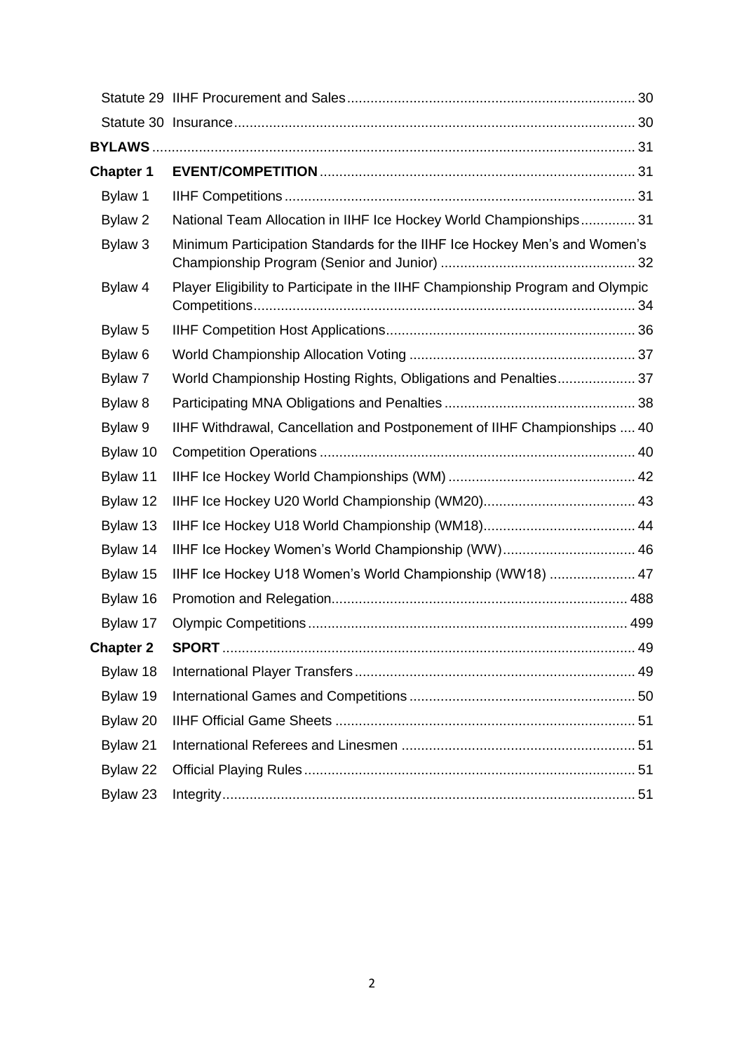| | | |
|---|---|---|
| Statute 29 | IIHF Procurement and Sales | 30 |
| Statute 30 | Insurance | 30 |
| **BYLAWS** | | 31 |
| **Chapter 1** | **EVENT/COMPETITION** | 31 |
| Bylaw 1 | IIHF Competitions | 31 |
| Bylaw 2 | National Team Allocation in IIHF Ice Hockey World Championships | 31 |
| Bylaw 3 | Minimum Participation Standards for the IIHF Ice Hockey Men's and Women's Championship Program (Senior and Junior) | 32 |
| Bylaw 4 | Player Eligibility to Participate in the IIHF Championship Program and Olympic Competitions | 34 |
| Bylaw 5 | IIHF Competition Host Applications | 36 |
| Bylaw 6 | World Championship Allocation Voting | 37 |
| Bylaw 7 | World Championship Hosting Rights, Obligations and Penalties | 37 |
| Bylaw 8 | Participating MNA Obligations and Penalties | 38 |
| Bylaw 9 | IIHF Withdrawal, Cancellation and Postponement of IIHF Championships | 40 |
| Bylaw 10 | Competition Operations | 40 |
| Bylaw 11 | IIHF Ice Hockey World Championships (WM) | 42 |
| Bylaw 12 | IIHF Ice Hockey U20 World Championship (WM20) | 43 |
| Bylaw 13 | IIHF Ice Hockey U18 World Championship (WM18) | 44 |
| Bylaw 14 | IIHF Ice Hockey Women's World Championship (WW) | 46 |
| Bylaw 15 | IIHF Ice Hockey U18 Women's World Championship (WW18) | 47 |
| Bylaw 16 | Promotion and Relegation | 488 |
| Bylaw 17 | Olympic Competitions | 499 |
| **Chapter 2** | **SPORT** | 49 |
| Bylaw 18 | International Player Transfers | 49 |
| Bylaw 19 | International Games and Competitions | 50 |
| Bylaw 20 | IIHF Official Game Sheets | 51 |
| Bylaw 21 | International Referees and Linesmen | 51 |
| Bylaw 22 | Official Playing Rules | 51 |
| Bylaw 23 | Integrity | 51 |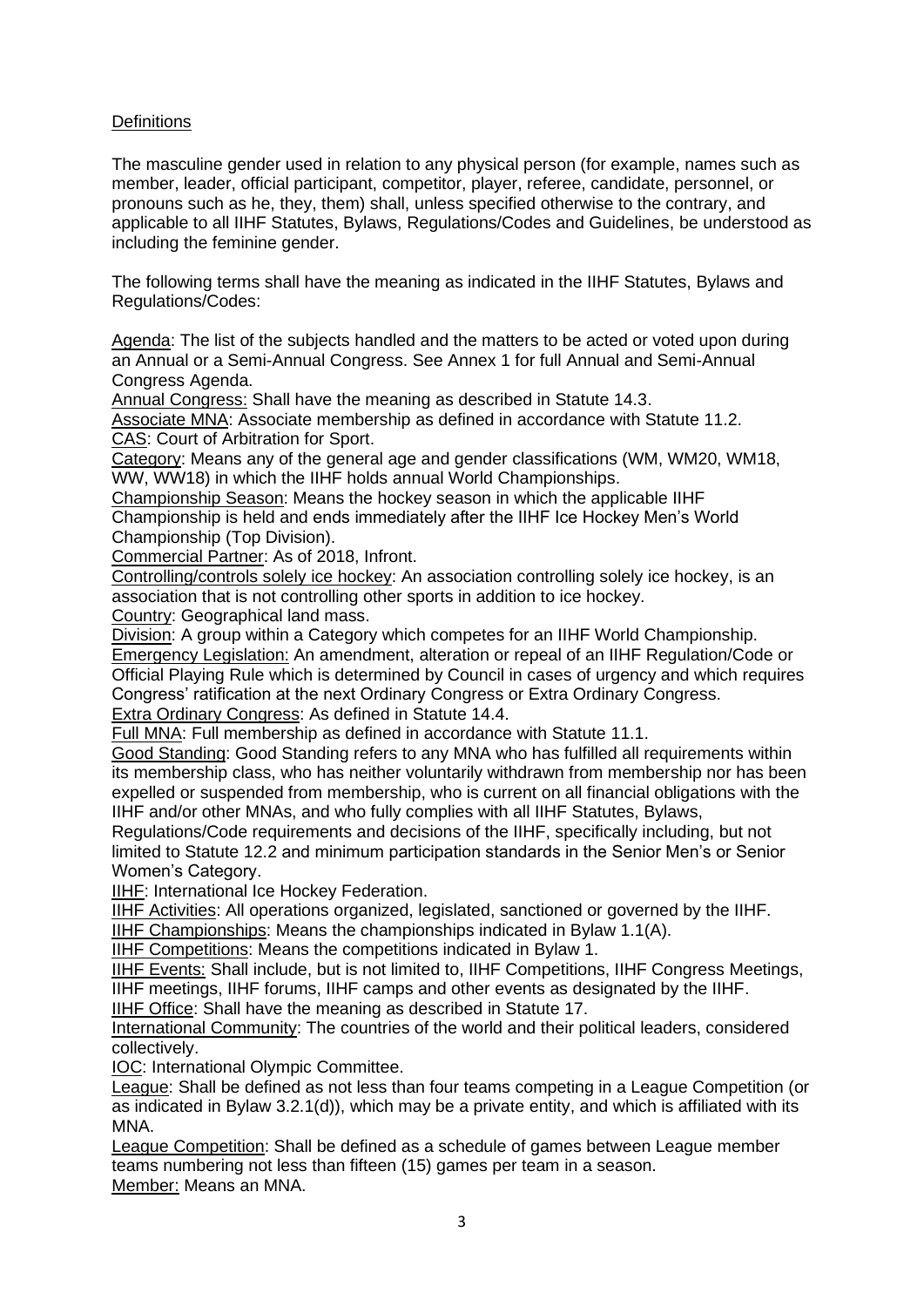## Definitions

The masculine gender used in relation to any physical person (for example, names such as member, leader, official participant, competitor, player, referee, candidate, personnel, or pronouns such as he, they, them) shall, unless specified otherwise to the contrary, and applicable to all IIHF Statutes, Bylaws, Regulations/Codes and Guidelines, be understood as including the feminine gender.

The following terms shall have the meaning as indicated in the IIHF Statutes, Bylaws and Regulations/Codes:

Agenda: The list of the subjects handled and the matters to be acted or voted upon during an Annual or a Semi-Annual Congress. See Annex 1 for full Annual and Semi-Annual Congress Agenda.
Annual Congress: Shall have the meaning as described in Statute 14.3.
Associate MNA: Associate membership as defined in accordance with Statute 11.2.
CAS: Court of Arbitration for Sport.
Category: Means any of the general age and gender classifications (WM, WM20, WM18, WW, WW18) in which the IIHF holds annual World Championships.
Championship Season: Means the hockey season in which the applicable IIHF Championship is held and ends immediately after the IIHF Ice Hockey Men's World Championship (Top Division).
Commercial Partner: As of 2018, Infront.
Controlling/controls solely ice hockey: An association controlling solely ice hockey, is an association that is not controlling other sports in addition to ice hockey.
Country: Geographical land mass.
Division: A group within a Category which competes for an IIHF World Championship.
Emergency Legislation: An amendment, alteration or repeal of an IIHF Regulation/Code or Official Playing Rule which is determined by Council in cases of urgency and which requires Congress' ratification at the next Ordinary Congress or Extra Ordinary Congress.
Extra Ordinary Congress: As defined in Statute 14.4.
Full MNA: Full membership as defined in accordance with Statute 11.1.
Good Standing: Good Standing refers to any MNA who has fulfilled all requirements within its membership class, who has neither voluntarily withdrawn from membership nor has been expelled or suspended from membership, who is current on all financial obligations with the IIHF and/or other MNAs, and who fully complies with all IIHF Statutes, Bylaws, Regulations/Code requirements and decisions of the IIHF, specifically including, but not limited to Statute 12.2 and minimum participation standards in the Senior Men's or Senior Women's Category.
IIHF: International Ice Hockey Federation.
IIHF Activities: All operations organized, legislated, sanctioned or governed by the IIHF.
IIHF Championships: Means the championships indicated in Bylaw 1.1(A).
IIHF Competitions: Means the competitions indicated in Bylaw 1.
IIHF Events: Shall include, but is not limited to, IIHF Competitions, IIHF Congress Meetings, IIHF meetings, IIHF forums, IIHF camps and other events as designated by the IIHF.
IIHF Office: Shall have the meaning as described in Statute 17.
International Community: The countries of the world and their political leaders, considered collectively.
IOC: International Olympic Committee.
League: Shall be defined as not less than four teams competing in a League Competition (or as indicated in Bylaw 3.2.1(d)), which may be a private entity, and which is affiliated with its MNA.
League Competition: Shall be defined as a schedule of games between League member teams numbering not less than fifteen (15) games per team in a season.
Member: Means an MNA.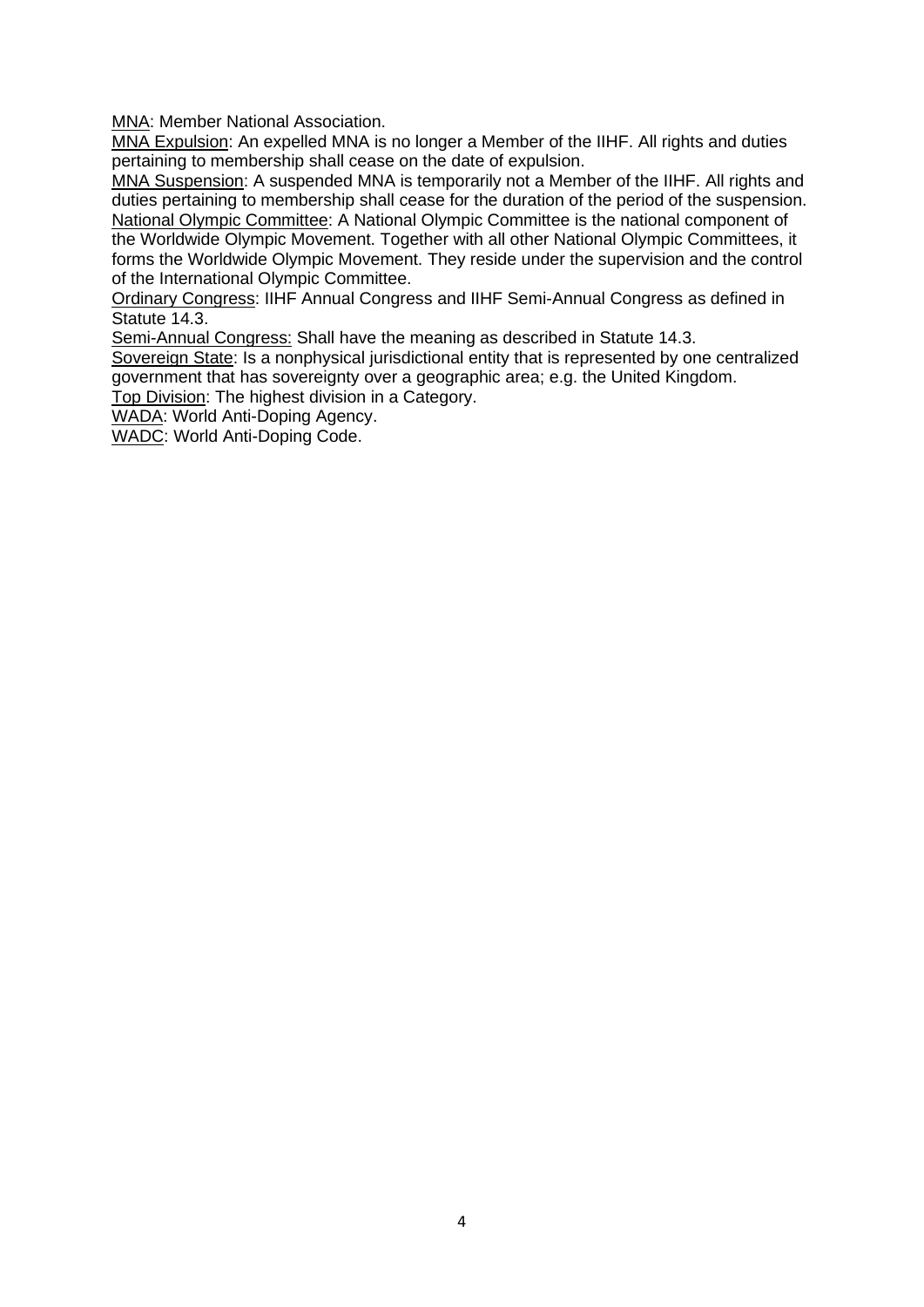<u>MNA</u>: Member National Association.

<u>MNA Expulsion</u>: An expelled MNA is no longer a Member of the IIHF. All rights and duties pertaining to membership shall cease on the date of expulsion.

<u>MNA Suspension</u>: A suspended MNA is temporarily not a Member of the IIHF. All rights and duties pertaining to membership shall cease for the duration of the period of the suspension.

<u>National Olympic Committee</u>: A National Olympic Committee is the national component of the Worldwide Olympic Movement. Together with all other National Olympic Committees, it forms the Worldwide Olympic Movement. They reside under the supervision and the control of the International Olympic Committee.

<u>Ordinary Congress</u>: IIHF Annual Congress and IIHF Semi-Annual Congress as defined in Statute 14.3.

<u>Semi-Annual Congress:</u> Shall have the meaning as described in Statute 14.3.

<u>Sovereign State</u>: Is a nonphysical jurisdictional entity that is represented by one centralized government that has sovereignty over a geographic area; e.g. the United Kingdom.

<u>Top Division</u>: The highest division in a Category.

<u>WADA</u>: World Anti-Doping Agency.

<u>WADC</u>: World Anti-Doping Code.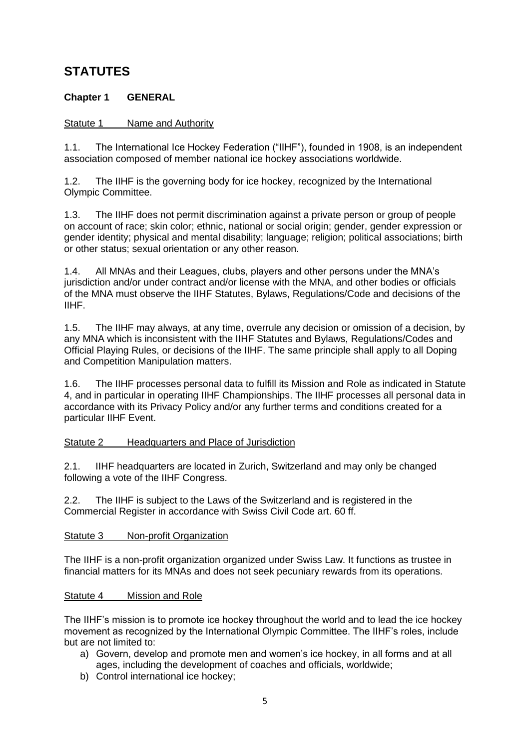# STATUTES

## Chapter 1 GENERAL

### Statute 1 Name and Authority

1.1. The International Ice Hockey Federation ("IIHF"), founded in 1908, is an independent association composed of member national ice hockey associations worldwide.

1.2. The IIHF is the governing body for ice hockey, recognized by the International Olympic Committee.

1.3. The IIHF does not permit discrimination against a private person or group of people on account of race; skin color; ethnic, national or social origin; gender, gender expression or gender identity; physical and mental disability; language; religion; political associations; birth or other status; sexual orientation or any other reason.

1.4. All MNAs and their Leagues, clubs, players and other persons under the MNA's jurisdiction and/or under contract and/or license with the MNA, and other bodies or officials of the MNA must observe the IIHF Statutes, Bylaws, Regulations/Code and decisions of the IIHF.

1.5. The IIHF may always, at any time, overrule any decision or omission of a decision, by any MNA which is inconsistent with the IIHF Statutes and Bylaws, Regulations/Codes and Official Playing Rules, or decisions of the IIHF. The same principle shall apply to all Doping and Competition Manipulation matters.

1.6. The IIHF processes personal data to fulfill its Mission and Role as indicated in Statute 4, and in particular in operating IIHF Championships. The IIHF processes all personal data in accordance with its Privacy Policy and/or any further terms and conditions created for a particular IIHF Event.

### Statute 2 Headquarters and Place of Jurisdiction

2.1. IIHF headquarters are located in Zurich, Switzerland and may only be changed following a vote of the IIHF Congress.

2.2. The IIHF is subject to the Laws of the Switzerland and is registered in the Commercial Register in accordance with Swiss Civil Code art. 60 ff.

### Statute 3 Non-profit Organization

The IIHF is a non-profit organization organized under Swiss Law. It functions as trustee in financial matters for its MNAs and does not seek pecuniary rewards from its operations.

### Statute 4 Mission and Role

The IIHF's mission is to promote ice hockey throughout the world and to lead the ice hockey movement as recognized by the International Olympic Committee. The IIHF's roles, include but are not limited to:

a) Govern, develop and promote men and women's ice hockey, in all forms and at all ages, including the development of coaches and officials, worldwide;
b) Control international ice hockey;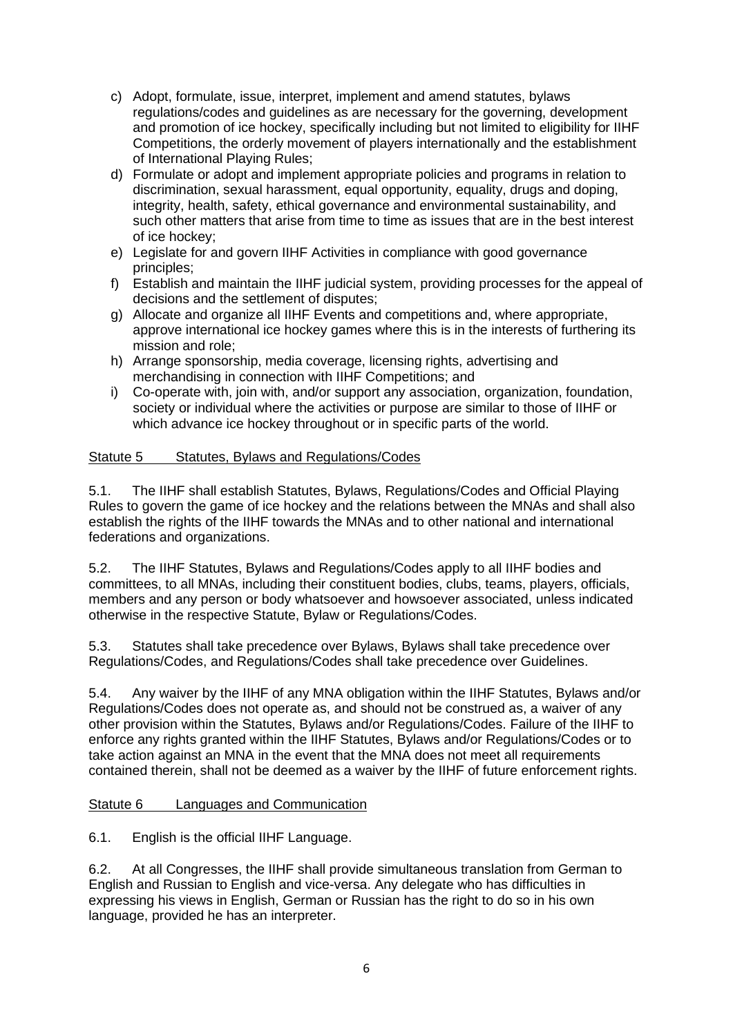c) Adopt, formulate, issue, interpret, implement and amend statutes, bylaws regulations/codes and guidelines as are necessary for the governing, development and promotion of ice hockey, specifically including but not limited to eligibility for IIHF Competitions, the orderly movement of players internationally and the establishment of International Playing Rules;
d) Formulate or adopt and implement appropriate policies and programs in relation to discrimination, sexual harassment, equal opportunity, equality, drugs and doping, integrity, health, safety, ethical governance and environmental sustainability, and such other matters that arise from time to time as issues that are in the best interest of ice hockey;
e) Legislate for and govern IIHF Activities in compliance with good governance principles;
f) Establish and maintain the IIHF judicial system, providing processes for the appeal of decisions and the settlement of disputes;
g) Allocate and organize all IIHF Events and competitions and, where appropriate, approve international ice hockey games where this is in the interests of furthering its mission and role;
h) Arrange sponsorship, media coverage, licensing rights, advertising and merchandising in connection with IIHF Competitions; and
i) Co-operate with, join with, and/or support any association, organization, foundation, society or individual where the activities or purpose are similar to those of IIHF or which advance ice hockey throughout or in specific parts of the world.

## Statute 5 Statutes, Bylaws and Regulations/Codes

5.1. The IIHF shall establish Statutes, Bylaws, Regulations/Codes and Official Playing Rules to govern the game of ice hockey and the relations between the MNAs and shall also establish the rights of the IIHF towards the MNAs and to other national and international federations and organizations.

5.2. The IIHF Statutes, Bylaws and Regulations/Codes apply to all IIHF bodies and committees, to all MNAs, including their constituent bodies, clubs, teams, players, officials, members and any person or body whatsoever and howsoever associated, unless indicated otherwise in the respective Statute, Bylaw or Regulations/Codes.

5.3. Statutes shall take precedence over Bylaws, Bylaws shall take precedence over Regulations/Codes, and Regulations/Codes shall take precedence over Guidelines.

5.4. Any waiver by the IIHF of any MNA obligation within the IIHF Statutes, Bylaws and/or Regulations/Codes does not operate as, and should not be construed as, a waiver of any other provision within the Statutes, Bylaws and/or Regulations/Codes. Failure of the IIHF to enforce any rights granted within the IIHF Statutes, Bylaws and/or Regulations/Codes or to take action against an MNA in the event that the MNA does not meet all requirements contained therein, shall not be deemed as a waiver by the IIHF of future enforcement rights.

## Statute 6 Languages and Communication

6.1. English is the official IIHF Language.

6.2. At all Congresses, the IIHF shall provide simultaneous translation from German to English and Russian to English and vice-versa. Any delegate who has difficulties in expressing his views in English, German or Russian has the right to do so in his own language, provided he has an interpreter.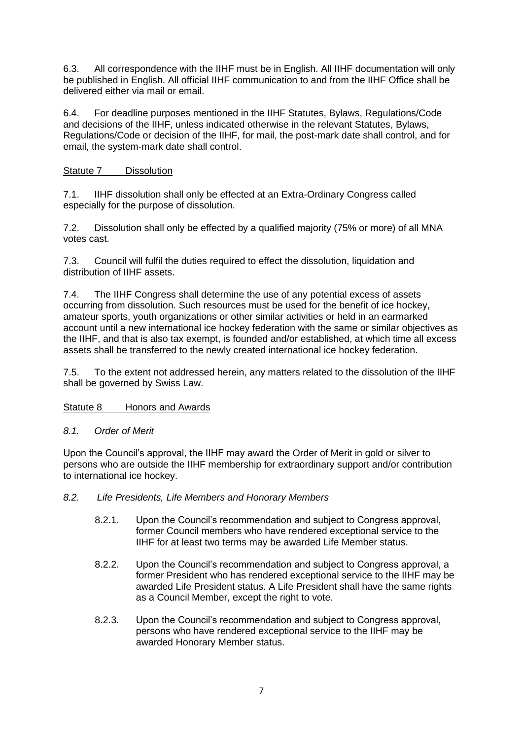6.3. All correspondence with the IIHF must be in English. All IIHF documentation will only be published in English. All official IIHF communication to and from the IIHF Office shall be delivered either via mail or email.

6.4. For deadline purposes mentioned in the IIHF Statutes, Bylaws, Regulations/Code and decisions of the IIHF, unless indicated otherwise in the relevant Statutes, Bylaws, Regulations/Code or decision of the IIHF, for mail, the post-mark date shall control, and for email, the system-mark date shall control.

## Statute 7 Dissolution

7.1. IIHF dissolution shall only be effected at an Extra-Ordinary Congress called especially for the purpose of dissolution.

7.2. Dissolution shall only be effected by a qualified majority (75% or more) of all MNA votes cast.

7.3. Council will fulfil the duties required to effect the dissolution, liquidation and distribution of IIHF assets.

7.4. The IIHF Congress shall determine the use of any potential excess of assets occurring from dissolution. Such resources must be used for the benefit of ice hockey, amateur sports, youth organizations or other similar activities or held in an earmarked account until a new international ice hockey federation with the same or similar objectives as the IIHF, and that is also tax exempt, is founded and/or established, at which time all excess assets shall be transferred to the newly created international ice hockey federation.

7.5. To the extent not addressed herein, any matters related to the dissolution of the IIHF shall be governed by Swiss Law.

## Statute 8 Honors and Awards

### *8.1. Order of Merit*

Upon the Council's approval, the IIHF may award the Order of Merit in gold or silver to persons who are outside the IIHF membership for extraordinary support and/or contribution to international ice hockey.

### *8.2. Life Presidents, Life Members and Honorary Members*

8.2.1. Upon the Council's recommendation and subject to Congress approval, former Council members who have rendered exceptional service to the IIHF for at least two terms may be awarded Life Member status.

8.2.2. Upon the Council's recommendation and subject to Congress approval, a former President who has rendered exceptional service to the IIHF may be awarded Life President status. A Life President shall have the same rights as a Council Member, except the right to vote.

8.2.3. Upon the Council's recommendation and subject to Congress approval, persons who have rendered exceptional service to the IIHF may be awarded Honorary Member status.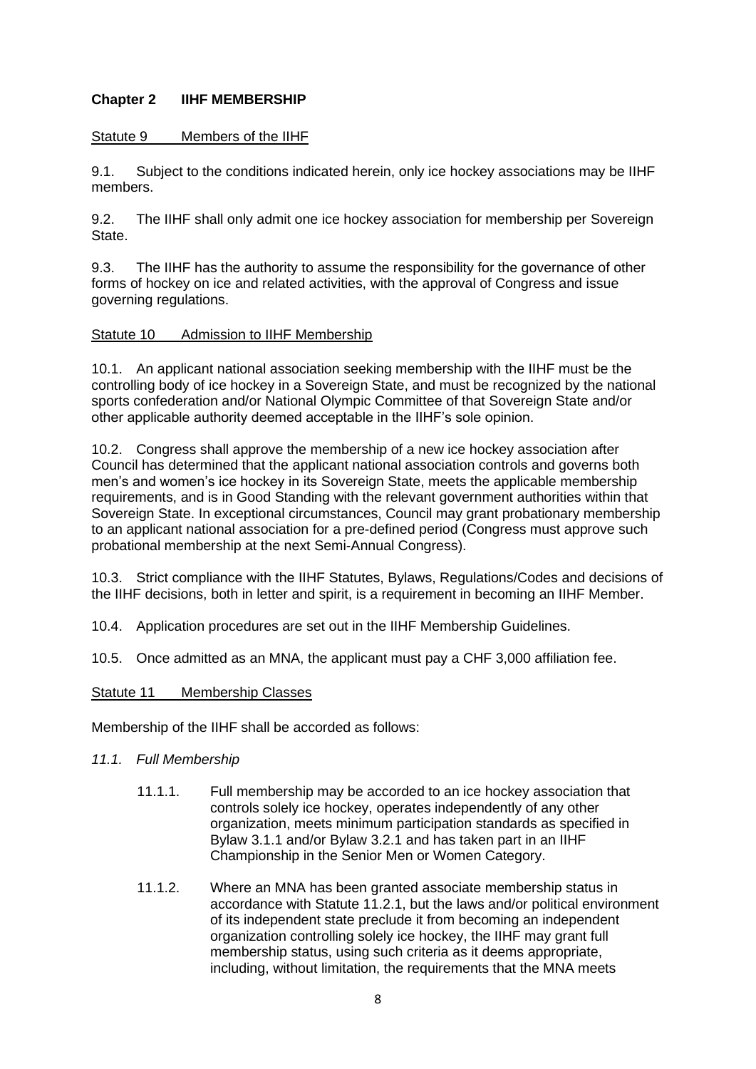## Chapter 2 IIHF MEMBERSHIP

### Statute 9 Members of the IIHF

9.1. Subject to the conditions indicated herein, only ice hockey associations may be IIHF members.

9.2. The IIHF shall only admit one ice hockey association for membership per Sovereign State.

9.3. The IIHF has the authority to assume the responsibility for the governance of other forms of hockey on ice and related activities, with the approval of Congress and issue governing regulations.

### Statute 10 Admission to IIHF Membership

10.1. An applicant national association seeking membership with the IIHF must be the controlling body of ice hockey in a Sovereign State, and must be recognized by the national sports confederation and/or National Olympic Committee of that Sovereign State and/or other applicable authority deemed acceptable in the IIHF's sole opinion.

10.2. Congress shall approve the membership of a new ice hockey association after Council has determined that the applicant national association controls and governs both men's and women's ice hockey in its Sovereign State, meets the applicable membership requirements, and is in Good Standing with the relevant government authorities within that Sovereign State. In exceptional circumstances, Council may grant probationary membership to an applicant national association for a pre-defined period (Congress must approve such probational membership at the next Semi-Annual Congress).

10.3. Strict compliance with the IIHF Statutes, Bylaws, Regulations/Codes and decisions of the IIHF decisions, both in letter and spirit, is a requirement in becoming an IIHF Member.

10.4. Application procedures are set out in the IIHF Membership Guidelines.

10.5. Once admitted as an MNA, the applicant must pay a CHF 3,000 affiliation fee.

### Statute 11 Membership Classes

Membership of the IIHF shall be accorded as follows:

*11.1. Full Membership*

11.1.1. Full membership may be accorded to an ice hockey association that controls solely ice hockey, operates independently of any other organization, meets minimum participation standards as specified in Bylaw 3.1.1 and/or Bylaw 3.2.1 and has taken part in an IIHF Championship in the Senior Men or Women Category.

11.1.2. Where an MNA has been granted associate membership status in accordance with Statute 11.2.1, but the laws and/or political environment of its independent state preclude it from becoming an independent organization controlling solely ice hockey, the IIHF may grant full membership status, using such criteria as it deems appropriate, including, without limitation, the requirements that the MNA meets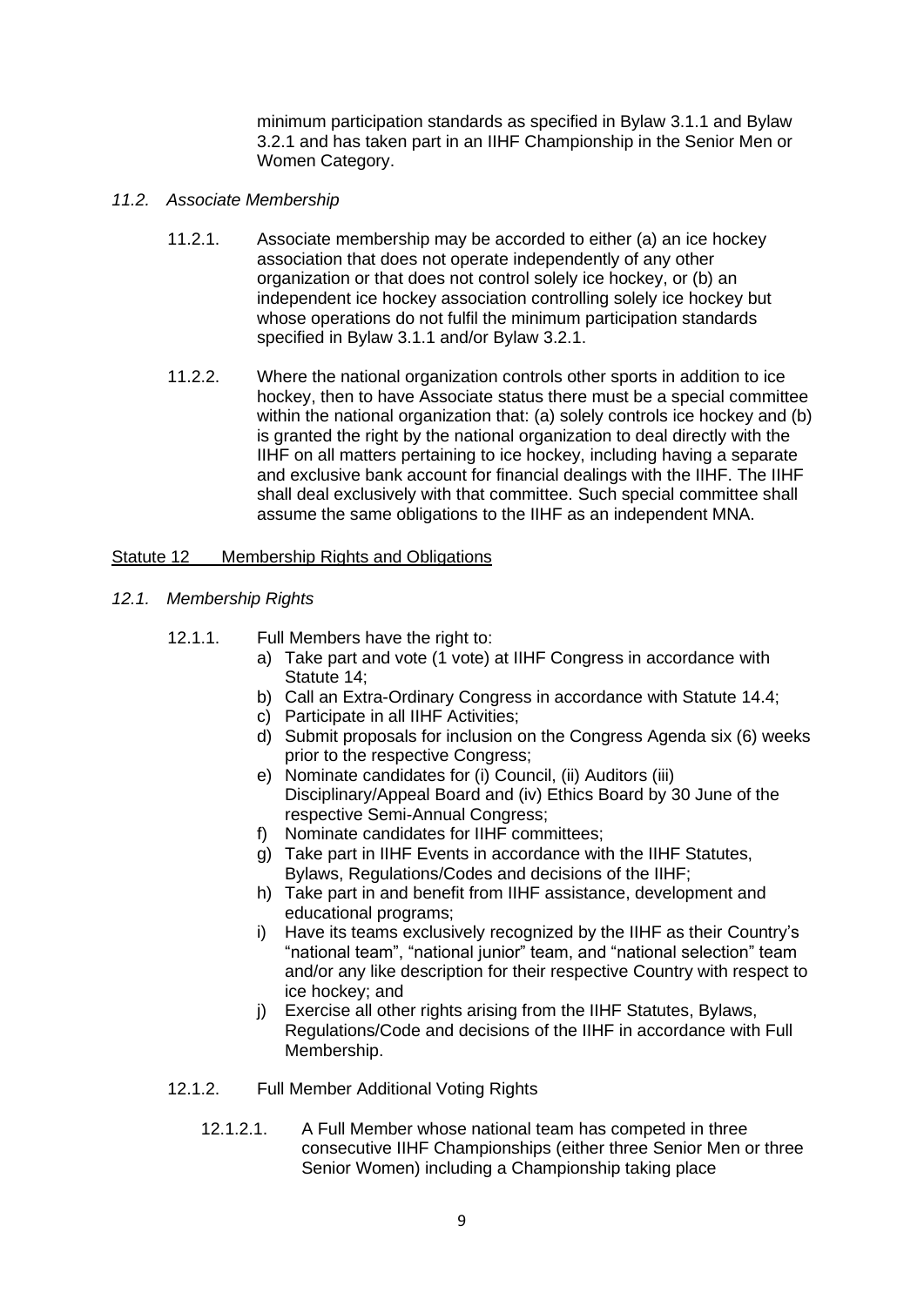minimum participation standards as specified in Bylaw 3.1.1 and Bylaw 3.2.1 and has taken part in an IIHF Championship in the Senior Men or Women Category.

*11.2. Associate Membership*

11.2.1. Associate membership may be accorded to either (a) an ice hockey association that does not operate independently of any other organization or that does not control solely ice hockey, or (b) an independent ice hockey association controlling solely ice hockey but whose operations do not fulfil the minimum participation standards specified in Bylaw 3.1.1 and/or Bylaw 3.2.1.

11.2.2. Where the national organization controls other sports in addition to ice hockey, then to have Associate status there must be a special committee within the national organization that: (a) solely controls ice hockey and (b) is granted the right by the national organization to deal directly with the IIHF on all matters pertaining to ice hockey, including having a separate and exclusive bank account for financial dealings with the IIHF. The IIHF shall deal exclusively with that committee. Such special committee shall assume the same obligations to the IIHF as an independent MNA.

## Statute 12 Membership Rights and Obligations

*12.1. Membership Rights*

12.1.1. Full Members have the right to:

a) Take part and vote (1 vote) at IIHF Congress in accordance with Statute 14;
b) Call an Extra-Ordinary Congress in accordance with Statute 14.4;
c) Participate in all IIHF Activities;
d) Submit proposals for inclusion on the Congress Agenda six (6) weeks prior to the respective Congress;
e) Nominate candidates for (i) Council, (ii) Auditors (iii) Disciplinary/Appeal Board and (iv) Ethics Board by 30 June of the respective Semi-Annual Congress;
f) Nominate candidates for IIHF committees;
g) Take part in IIHF Events in accordance with the IIHF Statutes, Bylaws, Regulations/Codes and decisions of the IIHF;
h) Take part in and benefit from IIHF assistance, development and educational programs;
i) Have its teams exclusively recognized by the IIHF as their Country's "national team", "national junior" team, and "national selection" team and/or any like description for their respective Country with respect to ice hockey; and
j) Exercise all other rights arising from the IIHF Statutes, Bylaws, Regulations/Code and decisions of the IIHF in accordance with Full Membership.

12.1.2. Full Member Additional Voting Rights

12.1.2.1. A Full Member whose national team has competed in three consecutive IIHF Championships (either three Senior Men or three Senior Women) including a Championship taking place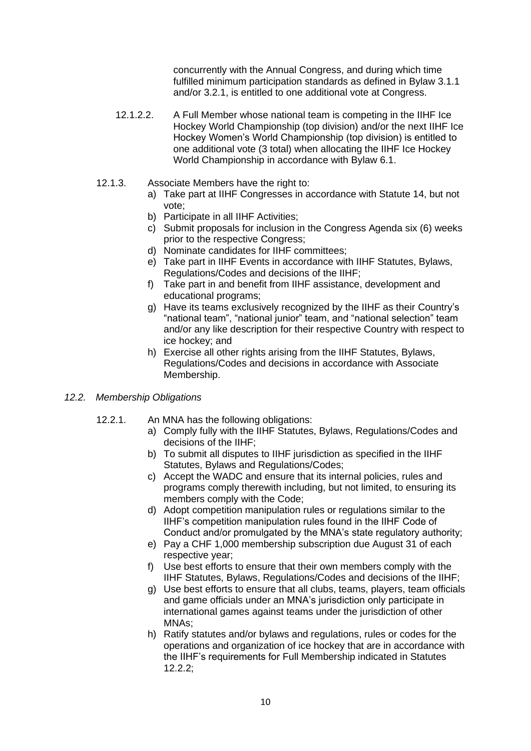concurrently with the Annual Congress, and during which time fulfilled minimum participation standards as defined in Bylaw 3.1.1 and/or 3.2.1, is entitled to one additional vote at Congress.

12.1.2.2. A Full Member whose national team is competing in the IIHF Ice Hockey World Championship (top division) and/or the next IIHF Ice Hockey Women's World Championship (top division) is entitled to one additional vote (3 total) when allocating the IIHF Ice Hockey World Championship in accordance with Bylaw 6.1.

12.1.3. Associate Members have the right to:

a) Take part at IIHF Congresses in accordance with Statute 14, but not vote;
b) Participate in all IIHF Activities;
c) Submit proposals for inclusion in the Congress Agenda six (6) weeks prior to the respective Congress;
d) Nominate candidates for IIHF committees;
e) Take part in IIHF Events in accordance with IIHF Statutes, Bylaws, Regulations/Codes and decisions of the IIHF;
f) Take part in and benefit from IIHF assistance, development and educational programs;
g) Have its teams exclusively recognized by the IIHF as their Country's "national team", "national junior" team, and "national selection" team and/or any like description for their respective Country with respect to ice hockey; and
h) Exercise all other rights arising from the IIHF Statutes, Bylaws, Regulations/Codes and decisions in accordance with Associate Membership.

*12.2. Membership Obligations*

12.2.1. An MNA has the following obligations:

a) Comply fully with the IIHF Statutes, Bylaws, Regulations/Codes and decisions of the IIHF;
b) To submit all disputes to IIHF jurisdiction as specified in the IIHF Statutes, Bylaws and Regulations/Codes;
c) Accept the WADC and ensure that its internal policies, rules and programs comply therewith including, but not limited, to ensuring its members comply with the Code;
d) Adopt competition manipulation rules or regulations similar to the IIHF's competition manipulation rules found in the IIHF Code of Conduct and/or promulgated by the MNA's state regulatory authority;
e) Pay a CHF 1,000 membership subscription due August 31 of each respective year;
f) Use best efforts to ensure that their own members comply with the IIHF Statutes, Bylaws, Regulations/Codes and decisions of the IIHF;
g) Use best efforts to ensure that all clubs, teams, players, team officials and game officials under an MNA's jurisdiction only participate in international games against teams under the jurisdiction of other MNAs;
h) Ratify statutes and/or bylaws and regulations, rules or codes for the operations and organization of ice hockey that are in accordance with the IIHF's requirements for Full Membership indicated in Statutes 12.2.2;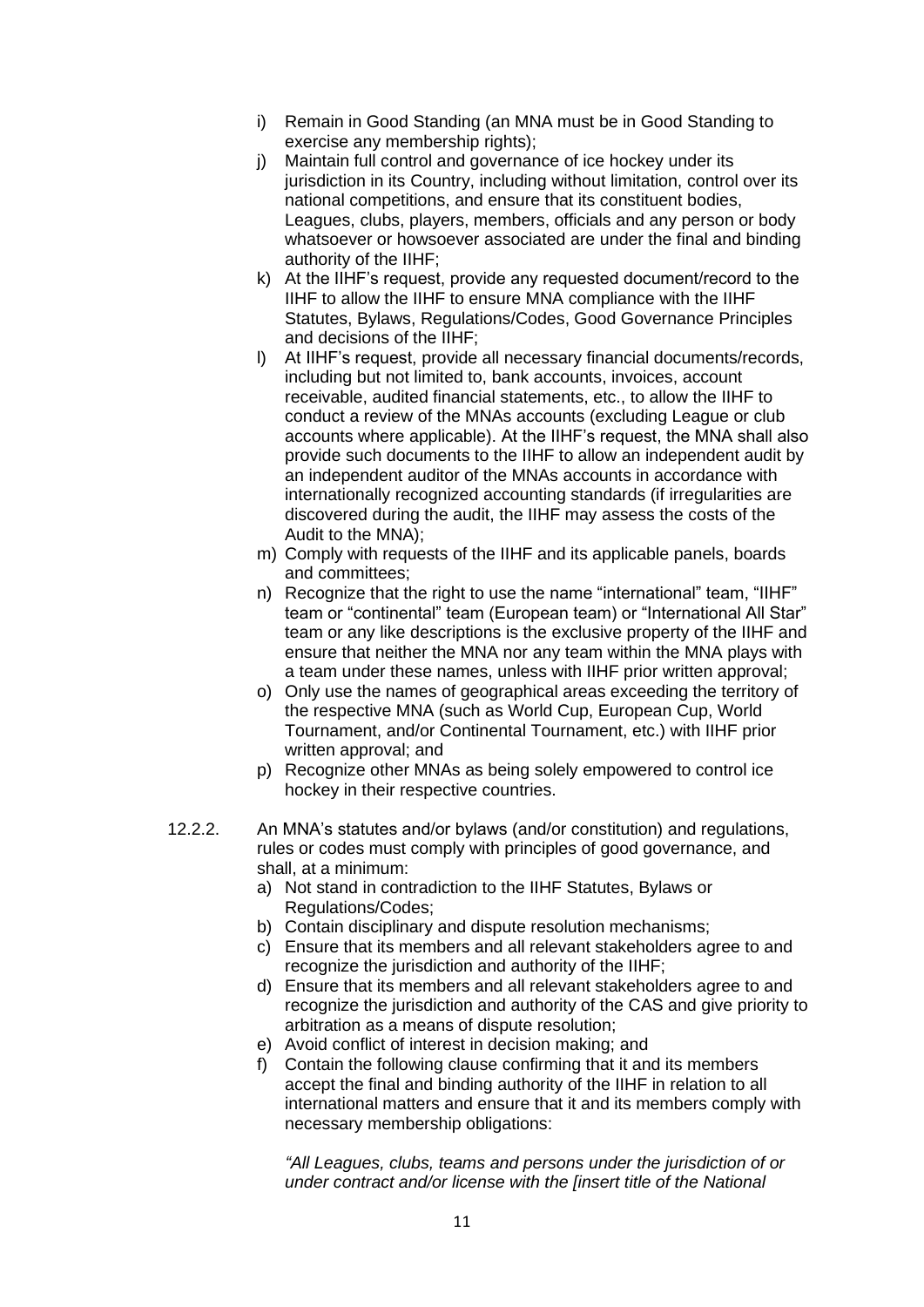i) Remain in Good Standing (an MNA must be in Good Standing to exercise any membership rights);
j) Maintain full control and governance of ice hockey under its jurisdiction in its Country, including without limitation, control over its national competitions, and ensure that its constituent bodies, Leagues, clubs, players, members, officials and any person or body whatsoever or howsoever associated are under the final and binding authority of the IIHF;
k) At the IIHF's request, provide any requested document/record to the IIHF to allow the IIHF to ensure MNA compliance with the IIHF Statutes, Bylaws, Regulations/Codes, Good Governance Principles and decisions of the IIHF;
l) At IIHF's request, provide all necessary financial documents/records, including but not limited to, bank accounts, invoices, account receivable, audited financial statements, etc., to allow the IIHF to conduct a review of the MNAs accounts (excluding League or club accounts where applicable). At the IIHF's request, the MNA shall also provide such documents to the IIHF to allow an independent audit by an independent auditor of the MNAs accounts in accordance with internationally recognized accounting standards (if irregularities are discovered during the audit, the IIHF may assess the costs of the Audit to the MNA);
m) Comply with requests of the IIHF and its applicable panels, boards and committees;
n) Recognize that the right to use the name "international" team, "IIHF" team or "continental" team (European team) or "International All Star" team or any like descriptions is the exclusive property of the IIHF and ensure that neither the MNA nor any team within the MNA plays with a team under these names, unless with IIHF prior written approval;
o) Only use the names of geographical areas exceeding the territory of the respective MNA (such as World Cup, European Cup, World Tournament, and/or Continental Tournament, etc.) with IIHF prior written approval; and
p) Recognize other MNAs as being solely empowered to control ice hockey in their respective countries.

12.2.2. An MNA's statutes and/or bylaws (and/or constitution) and regulations, rules or codes must comply with principles of good governance, and shall, at a minimum:

a) Not stand in contradiction to the IIHF Statutes, Bylaws or Regulations/Codes;
b) Contain disciplinary and dispute resolution mechanisms;
c) Ensure that its members and all relevant stakeholders agree to and recognize the jurisdiction and authority of the IIHF;
d) Ensure that its members and all relevant stakeholders agree to and recognize the jurisdiction and authority of the CAS and give priority to arbitration as a means of dispute resolution;
e) Avoid conflict of interest in decision making; and
f) Contain the following clause confirming that it and its members accept the final and binding authority of the IIHF in relation to all international matters and ensure that it and its members comply with necessary membership obligations:

*"All Leagues, clubs, teams and persons under the jurisdiction of or under contract and/or license with the [insert title of the National*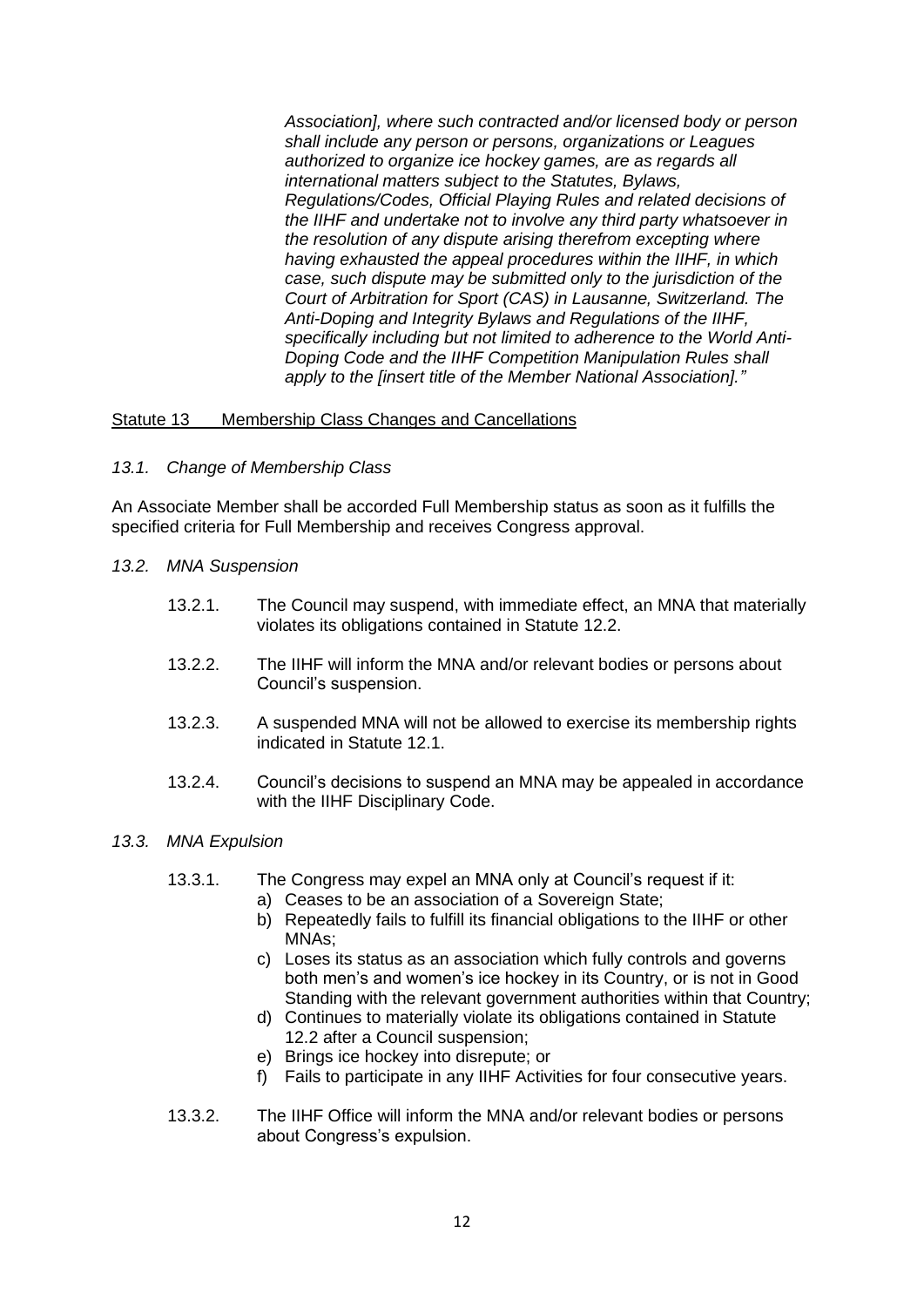*Association], where such contracted and/or licensed body or person shall include any person or persons, organizations or Leagues authorized to organize ice hockey games, are as regards all international matters subject to the Statutes, Bylaws, Regulations/Codes, Official Playing Rules and related decisions of the IIHF and undertake not to involve any third party whatsoever in the resolution of any dispute arising therefrom excepting where having exhausted the appeal procedures within the IIHF, in which case, such dispute may be submitted only to the jurisdiction of the Court of Arbitration for Sport (CAS) in Lausanne, Switzerland. The Anti-Doping and Integrity Bylaws and Regulations of the IIHF, specifically including but not limited to adherence to the World Anti-Doping Code and the IIHF Competition Manipulation Rules shall apply to the [insert title of the Member National Association]."*

## Statute 13 Membership Class Changes and Cancellations

### *13.1. Change of Membership Class*

An Associate Member shall be accorded Full Membership status as soon as it fulfills the specified criteria for Full Membership and receives Congress approval.

### *13.2. MNA Suspension*

13.2.1. The Council may suspend, with immediate effect, an MNA that materially violates its obligations contained in Statute 12.2.

13.2.2. The IIHF will inform the MNA and/or relevant bodies or persons about Council's suspension.

13.2.3. A suspended MNA will not be allowed to exercise its membership rights indicated in Statute 12.1.

13.2.4. Council's decisions to suspend an MNA may be appealed in accordance with the IIHF Disciplinary Code.

### *13.3. MNA Expulsion*

13.3.1. The Congress may expel an MNA only at Council's request if it:

a) Ceases to be an association of a Sovereign State;
b) Repeatedly fails to fulfill its financial obligations to the IIHF or other MNAs;
c) Loses its status as an association which fully controls and governs both men's and women's ice hockey in its Country, or is not in Good Standing with the relevant government authorities within that Country;
d) Continues to materially violate its obligations contained in Statute 12.2 after a Council suspension;
e) Brings ice hockey into disrepute; or
f) Fails to participate in any IIHF Activities for four consecutive years.

13.3.2. The IIHF Office will inform the MNA and/or relevant bodies or persons about Congress's expulsion.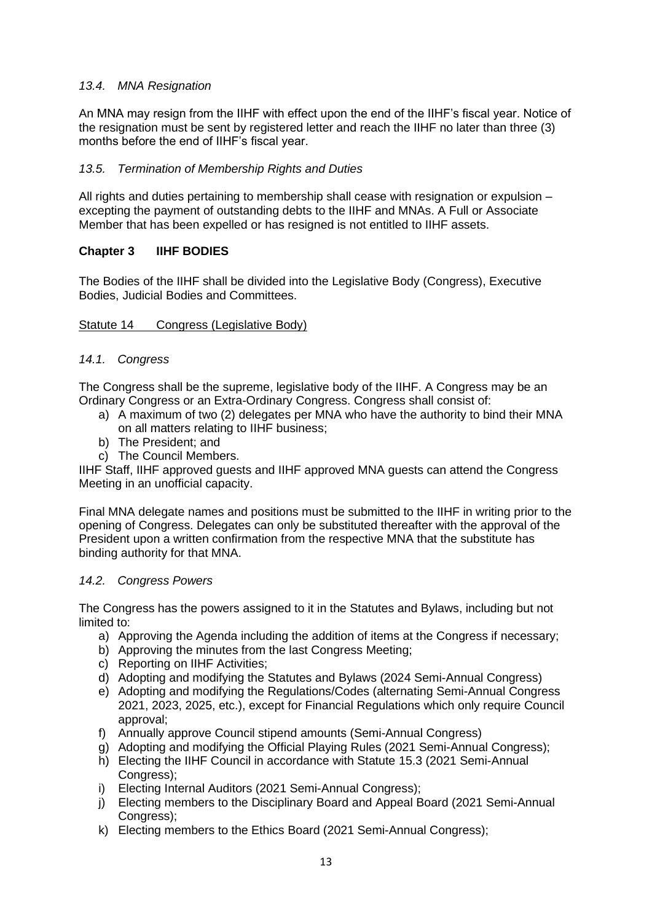### *13.4. MNA Resignation*

An MNA may resign from the IIHF with effect upon the end of the IIHF's fiscal year. Notice of the resignation must be sent by registered letter and reach the IIHF no later than three (3) months before the end of IIHF's fiscal year.

### *13.5. Termination of Membership Rights and Duties*

All rights and duties pertaining to membership shall cease with resignation or expulsion – excepting the payment of outstanding debts to the IIHF and MNAs. A Full or Associate Member that has been expelled or has resigned is not entitled to IIHF assets.

## **Chapter 3 IIHF BODIES**

The Bodies of the IIHF shall be divided into the Legislative Body (Congress), Executive Bodies, Judicial Bodies and Committees.

<u>Statute 14 Congress (Legislative Body)</u>

### *14.1. Congress*

The Congress shall be the supreme, legislative body of the IIHF. A Congress may be an Ordinary Congress or an Extra-Ordinary Congress. Congress shall consist of:

a) A maximum of two (2) delegates per MNA who have the authority to bind their MNA on all matters relating to IIHF business;
b) The President; and
c) The Council Members.

IIHF Staff, IIHF approved guests and IIHF approved MNA guests can attend the Congress Meeting in an unofficial capacity.

Final MNA delegate names and positions must be submitted to the IIHF in writing prior to the opening of Congress. Delegates can only be substituted thereafter with the approval of the President upon a written confirmation from the respective MNA that the substitute has binding authority for that MNA.

### *14.2. Congress Powers*

The Congress has the powers assigned to it in the Statutes and Bylaws, including but not limited to:

a) Approving the Agenda including the addition of items at the Congress if necessary;
b) Approving the minutes from the last Congress Meeting;
c) Reporting on IIHF Activities;
d) Adopting and modifying the Statutes and Bylaws (2024 Semi-Annual Congress)
e) Adopting and modifying the Regulations/Codes (alternating Semi-Annual Congress 2021, 2023, 2025, etc.), except for Financial Regulations which only require Council approval;
f) Annually approve Council stipend amounts (Semi-Annual Congress)
g) Adopting and modifying the Official Playing Rules (2021 Semi-Annual Congress);
h) Electing the IIHF Council in accordance with Statute 15.3 (2021 Semi-Annual Congress);
i) Electing Internal Auditors (2021 Semi-Annual Congress);
j) Electing members to the Disciplinary Board and Appeal Board (2021 Semi-Annual Congress);
k) Electing members to the Ethics Board (2021 Semi-Annual Congress);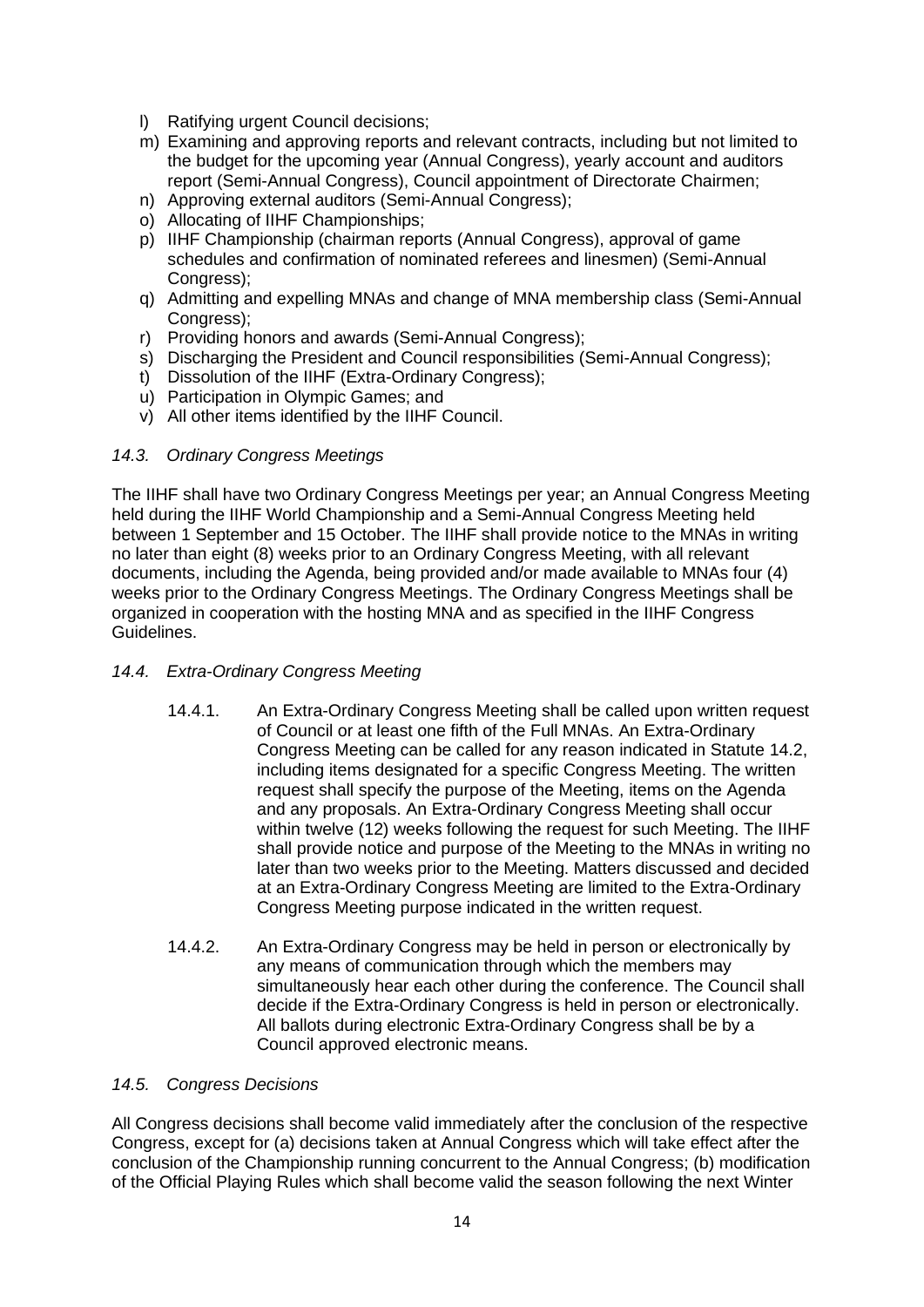l) Ratifying urgent Council decisions;
m) Examining and approving reports and relevant contracts, including but not limited to the budget for the upcoming year (Annual Congress), yearly account and auditors report (Semi-Annual Congress), Council appointment of Directorate Chairmen;
n) Approving external auditors (Semi-Annual Congress);
o) Allocating of IIHF Championships;
p) IIHF Championship (chairman reports (Annual Congress), approval of game schedules and confirmation of nominated referees and linesmen) (Semi-Annual Congress);
q) Admitting and expelling MNAs and change of MNA membership class (Semi-Annual Congress);
r) Providing honors and awards (Semi-Annual Congress);
s) Discharging the President and Council responsibilities (Semi-Annual Congress);
t) Dissolution of the IIHF (Extra-Ordinary Congress);
u) Participation in Olympic Games; and
v) All other items identified by the IIHF Council.

*14.3. Ordinary Congress Meetings*

The IIHF shall have two Ordinary Congress Meetings per year; an Annual Congress Meeting held during the IIHF World Championship and a Semi-Annual Congress Meeting held between 1 September and 15 October. The IIHF shall provide notice to the MNAs in writing no later than eight (8) weeks prior to an Ordinary Congress Meeting, with all relevant documents, including the Agenda, being provided and/or made available to MNAs four (4) weeks prior to the Ordinary Congress Meetings. The Ordinary Congress Meetings shall be organized in cooperation with the hosting MNA and as specified in the IIHF Congress Guidelines.

*14.4. Extra-Ordinary Congress Meeting*

14.4.1. An Extra-Ordinary Congress Meeting shall be called upon written request of Council or at least one fifth of the Full MNAs. An Extra-Ordinary Congress Meeting can be called for any reason indicated in Statute 14.2, including items designated for a specific Congress Meeting. The written request shall specify the purpose of the Meeting, items on the Agenda and any proposals. An Extra-Ordinary Congress Meeting shall occur within twelve (12) weeks following the request for such Meeting. The IIHF shall provide notice and purpose of the Meeting to the MNAs in writing no later than two weeks prior to the Meeting. Matters discussed and decided at an Extra-Ordinary Congress Meeting are limited to the Extra-Ordinary Congress Meeting purpose indicated in the written request.

14.4.2. An Extra-Ordinary Congress may be held in person or electronically by any means of communication through which the members may simultaneously hear each other during the conference. The Council shall decide if the Extra-Ordinary Congress is held in person or electronically. All ballots during electronic Extra-Ordinary Congress shall be by a Council approved electronic means.

*14.5. Congress Decisions*

All Congress decisions shall become valid immediately after the conclusion of the respective Congress, except for (a) decisions taken at Annual Congress which will take effect after the conclusion of the Championship running concurrent to the Annual Congress; (b) modification of the Official Playing Rules which shall become valid the season following the next Winter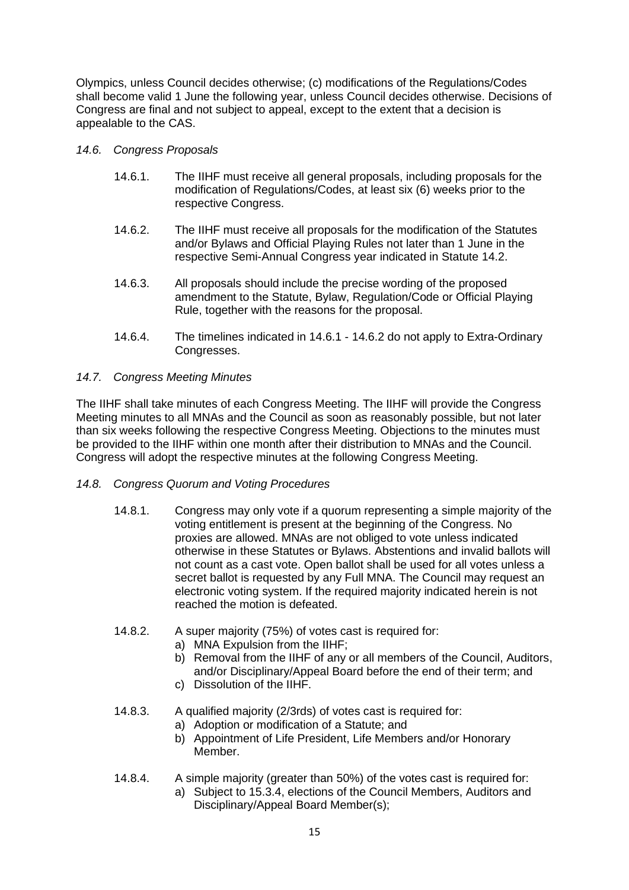Olympics, unless Council decides otherwise; (c) modifications of the Regulations/Codes shall become valid 1 June the following year, unless Council decides otherwise. Decisions of Congress are final and not subject to appeal, except to the extent that a decision is appealable to the CAS.

*14.6. Congress Proposals*

14.6.1. The IIHF must receive all general proposals, including proposals for the modification of Regulations/Codes, at least six (6) weeks prior to the respective Congress.

14.6.2. The IIHF must receive all proposals for the modification of the Statutes and/or Bylaws and Official Playing Rules not later than 1 June in the respective Semi-Annual Congress year indicated in Statute 14.2.

14.6.3. All proposals should include the precise wording of the proposed amendment to the Statute, Bylaw, Regulation/Code or Official Playing Rule, together with the reasons for the proposal.

14.6.4. The timelines indicated in 14.6.1 - 14.6.2 do not apply to Extra-Ordinary Congresses.

*14.7. Congress Meeting Minutes*

The IIHF shall take minutes of each Congress Meeting. The IIHF will provide the Congress Meeting minutes to all MNAs and the Council as soon as reasonably possible, but not later than six weeks following the respective Congress Meeting. Objections to the minutes must be provided to the IIHF within one month after their distribution to MNAs and the Council. Congress will adopt the respective minutes at the following Congress Meeting.

*14.8. Congress Quorum and Voting Procedures*

14.8.1. Congress may only vote if a quorum representing a simple majority of the voting entitlement is present at the beginning of the Congress. No proxies are allowed. MNAs are not obliged to vote unless indicated otherwise in these Statutes or Bylaws. Abstentions and invalid ballots will not count as a cast vote. Open ballot shall be used for all votes unless a secret ballot is requested by any Full MNA. The Council may request an electronic voting system. If the required majority indicated herein is not reached the motion is defeated.

14.8.2. A super majority (75%) of votes cast is required for:

a) MNA Expulsion from the IIHF;
b) Removal from the IIHF of any or all members of the Council, Auditors, and/or Disciplinary/Appeal Board before the end of their term; and
c) Dissolution of the IIHF.

14.8.3. A qualified majority (2/3rds) of votes cast is required for:

a) Adoption or modification of a Statute; and
b) Appointment of Life President, Life Members and/or Honorary Member.

14.8.4. A simple majority (greater than 50%) of the votes cast is required for:

a) Subject to 15.3.4, elections of the Council Members, Auditors and Disciplinary/Appeal Board Member(s);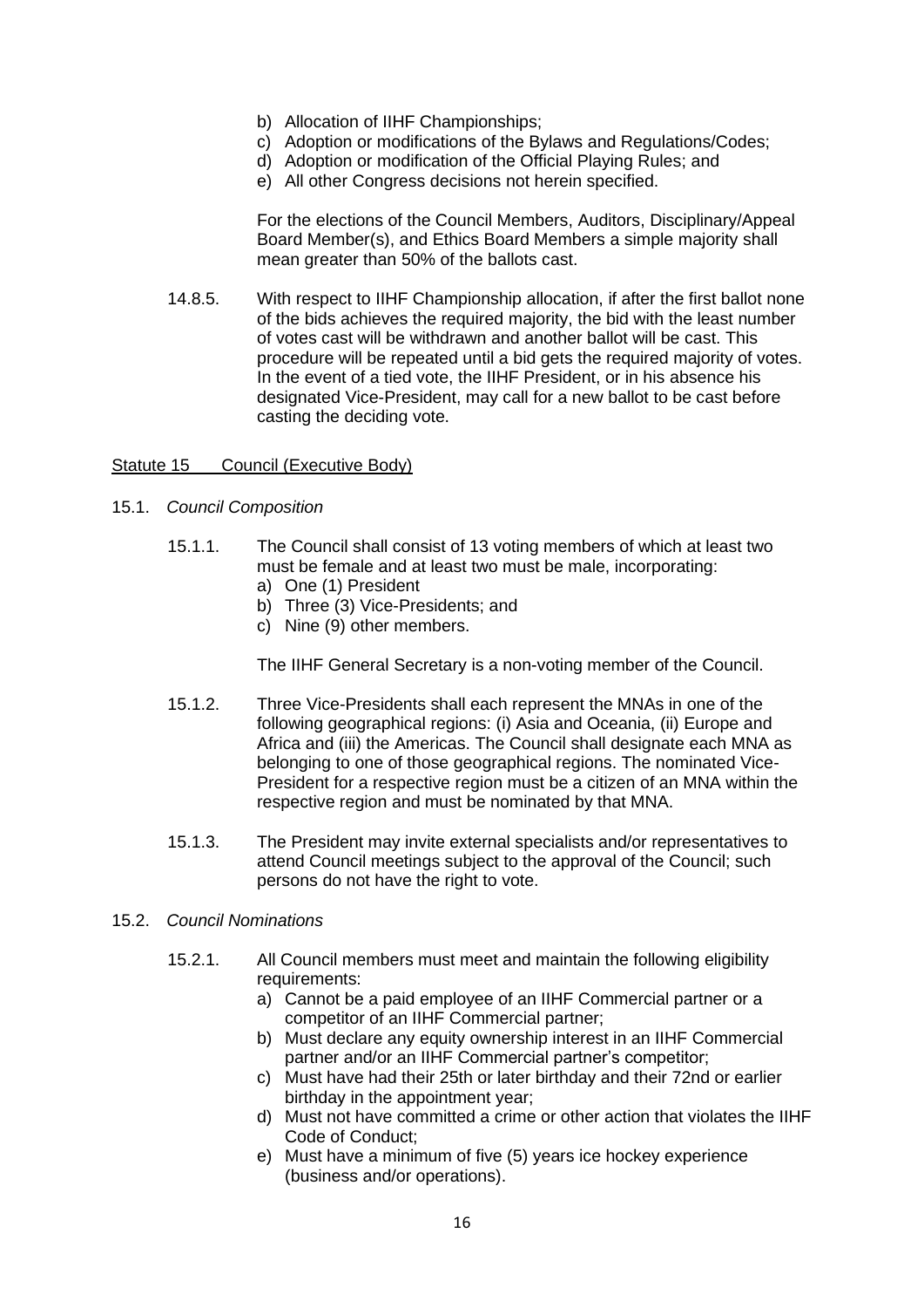b) Allocation of IIHF Championships;
c) Adoption or modifications of the Bylaws and Regulations/Codes;
d) Adoption or modification of the Official Playing Rules; and
e) All other Congress decisions not herein specified.

For the elections of the Council Members, Auditors, Disciplinary/Appeal Board Member(s), and Ethics Board Members a simple majority shall mean greater than 50% of the ballots cast.

14.8.5. With respect to IIHF Championship allocation, if after the first ballot none of the bids achieves the required majority, the bid with the least number of votes cast will be withdrawn and another ballot will be cast. This procedure will be repeated until a bid gets the required majority of votes. In the event of a tied vote, the IIHF President, or in his absence his designated Vice-President, may call for a new ballot to be cast before casting the deciding vote.

## Statute 15 Council (Executive Body)

15.1. *Council Composition*

15.1.1. The Council shall consist of 13 voting members of which at least two must be female and at least two must be male, incorporating:
a) One (1) President
b) Three (3) Vice-Presidents; and
c) Nine (9) other members.

The IIHF General Secretary is a non-voting member of the Council.

15.1.2. Three Vice-Presidents shall each represent the MNAs in one of the following geographical regions: (i) Asia and Oceania, (ii) Europe and Africa and (iii) the Americas. The Council shall designate each MNA as belonging to one of those geographical regions. The nominated Vice-President for a respective region must be a citizen of an MNA within the respective region and must be nominated by that MNA.

15.1.3. The President may invite external specialists and/or representatives to attend Council meetings subject to the approval of the Council; such persons do not have the right to vote.

15.2. *Council Nominations*

15.2.1. All Council members must meet and maintain the following eligibility requirements:
a) Cannot be a paid employee of an IIHF Commercial partner or a competitor of an IIHF Commercial partner;
b) Must declare any equity ownership interest in an IIHF Commercial partner and/or an IIHF Commercial partner's competitor;
c) Must have had their 25th or later birthday and their 72nd or earlier birthday in the appointment year;
d) Must not have committed a crime or other action that violates the IIHF Code of Conduct;
e) Must have a minimum of five (5) years ice hockey experience (business and/or operations).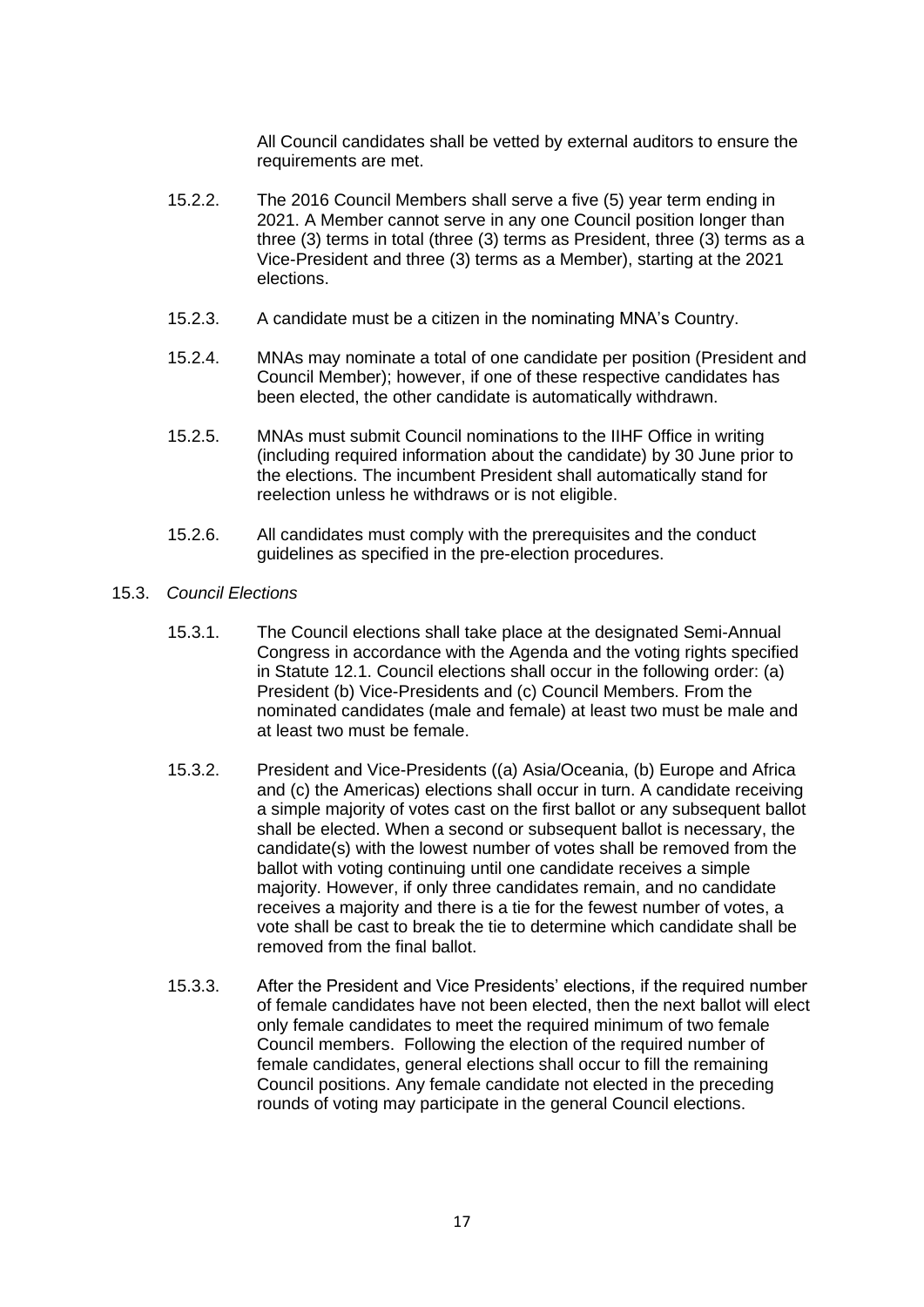All Council candidates shall be vetted by external auditors to ensure the requirements are met.

15.2.2. The 2016 Council Members shall serve a five (5) year term ending in 2021. A Member cannot serve in any one Council position longer than three (3) terms in total (three (3) terms as President, three (3) terms as a Vice-President and three (3) terms as a Member), starting at the 2021 elections.

15.2.3. A candidate must be a citizen in the nominating MNA's Country.

15.2.4. MNAs may nominate a total of one candidate per position (President and Council Member); however, if one of these respective candidates has been elected, the other candidate is automatically withdrawn.

15.2.5. MNAs must submit Council nominations to the IIHF Office in writing (including required information about the candidate) by 30 June prior to the elections. The incumbent President shall automatically stand for reelection unless he withdraws or is not eligible.

15.2.6. All candidates must comply with the prerequisites and the conduct guidelines as specified in the pre-election procedures.

15.3. *Council Elections*

15.3.1. The Council elections shall take place at the designated Semi-Annual Congress in accordance with the Agenda and the voting rights specified in Statute 12.1. Council elections shall occur in the following order: (a) President (b) Vice-Presidents and (c) Council Members. From the nominated candidates (male and female) at least two must be male and at least two must be female.

15.3.2. President and Vice-Presidents ((a) Asia/Oceania, (b) Europe and Africa and (c) the Americas) elections shall occur in turn. A candidate receiving a simple majority of votes cast on the first ballot or any subsequent ballot shall be elected. When a second or subsequent ballot is necessary, the candidate(s) with the lowest number of votes shall be removed from the ballot with voting continuing until one candidate receives a simple majority. However, if only three candidates remain, and no candidate receives a majority and there is a tie for the fewest number of votes, a vote shall be cast to break the tie to determine which candidate shall be removed from the final ballot.

15.3.3. After the President and Vice Presidents' elections, if the required number of female candidates have not been elected, then the next ballot will elect only female candidates to meet the required minimum of two female Council members. Following the election of the required number of female candidates, general elections shall occur to fill the remaining Council positions. Any female candidate not elected in the preceding rounds of voting may participate in the general Council elections.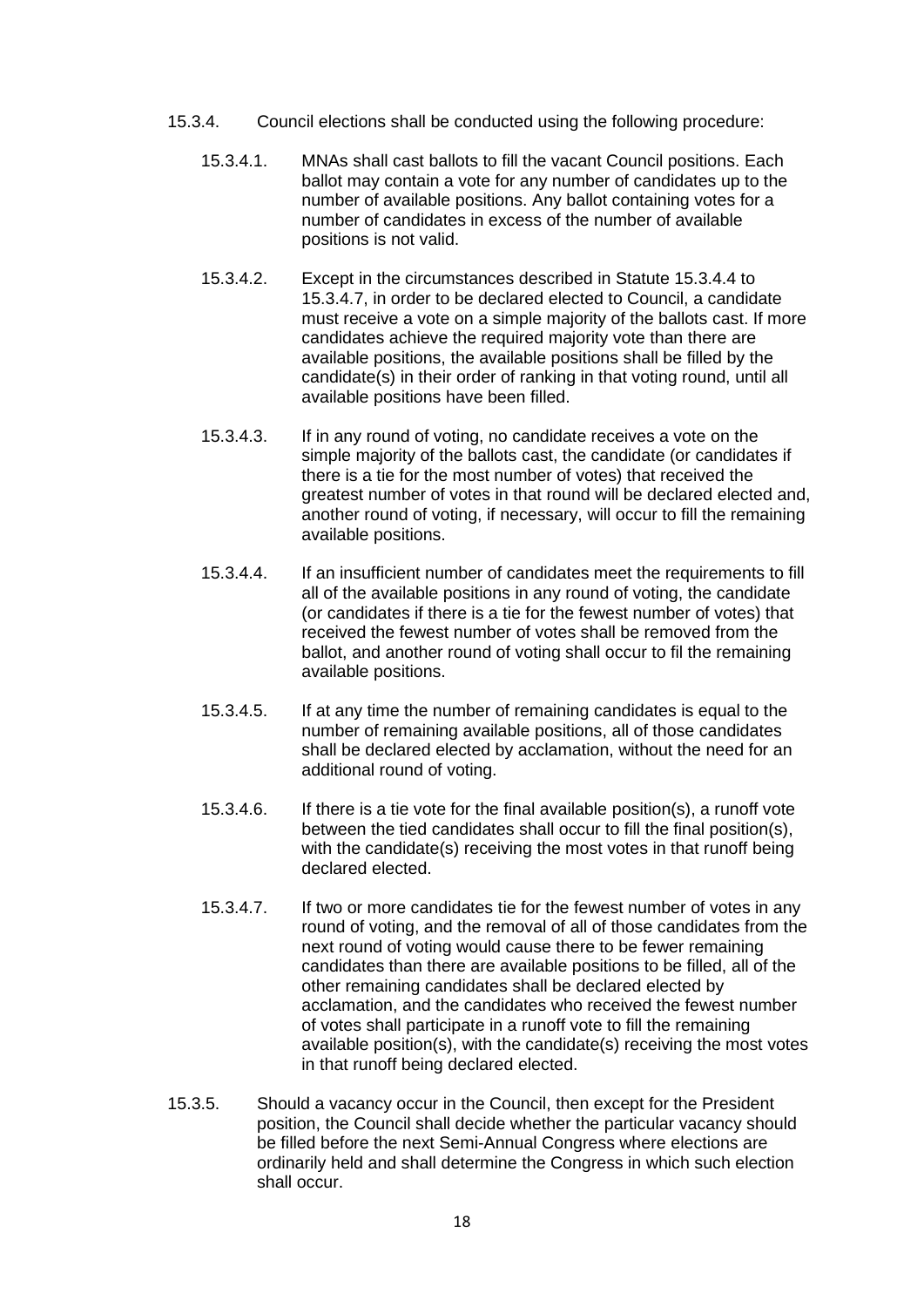15.3.4. Council elections shall be conducted using the following procedure:

15.3.4.1. MNAs shall cast ballots to fill the vacant Council positions. Each ballot may contain a vote for any number of candidates up to the number of available positions. Any ballot containing votes for a number of candidates in excess of the number of available positions is not valid.

15.3.4.2. Except in the circumstances described in Statute 15.3.4.4 to 15.3.4.7, in order to be declared elected to Council, a candidate must receive a vote on a simple majority of the ballots cast. If more candidates achieve the required majority vote than there are available positions, the available positions shall be filled by the candidate(s) in their order of ranking in that voting round, until all available positions have been filled.

15.3.4.3. If in any round of voting, no candidate receives a vote on the simple majority of the ballots cast, the candidate (or candidates if there is a tie for the most number of votes) that received the greatest number of votes in that round will be declared elected and, another round of voting, if necessary, will occur to fill the remaining available positions.

15.3.4.4. If an insufficient number of candidates meet the requirements to fill all of the available positions in any round of voting, the candidate (or candidates if there is a tie for the fewest number of votes) that received the fewest number of votes shall be removed from the ballot, and another round of voting shall occur to fil the remaining available positions.

15.3.4.5. If at any time the number of remaining candidates is equal to the number of remaining available positions, all of those candidates shall be declared elected by acclamation, without the need for an additional round of voting.

15.3.4.6. If there is a tie vote for the final available position(s), a runoff vote between the tied candidates shall occur to fill the final position(s), with the candidate(s) receiving the most votes in that runoff being declared elected.

15.3.4.7. If two or more candidates tie for the fewest number of votes in any round of voting, and the removal of all of those candidates from the next round of voting would cause there to be fewer remaining candidates than there are available positions to be filled, all of the other remaining candidates shall be declared elected by acclamation, and the candidates who received the fewest number of votes shall participate in a runoff vote to fill the remaining available position(s), with the candidate(s) receiving the most votes in that runoff being declared elected.

15.3.5. Should a vacancy occur in the Council, then except for the President position, the Council shall decide whether the particular vacancy should be filled before the next Semi-Annual Congress where elections are ordinarily held and shall determine the Congress in which such election shall occur.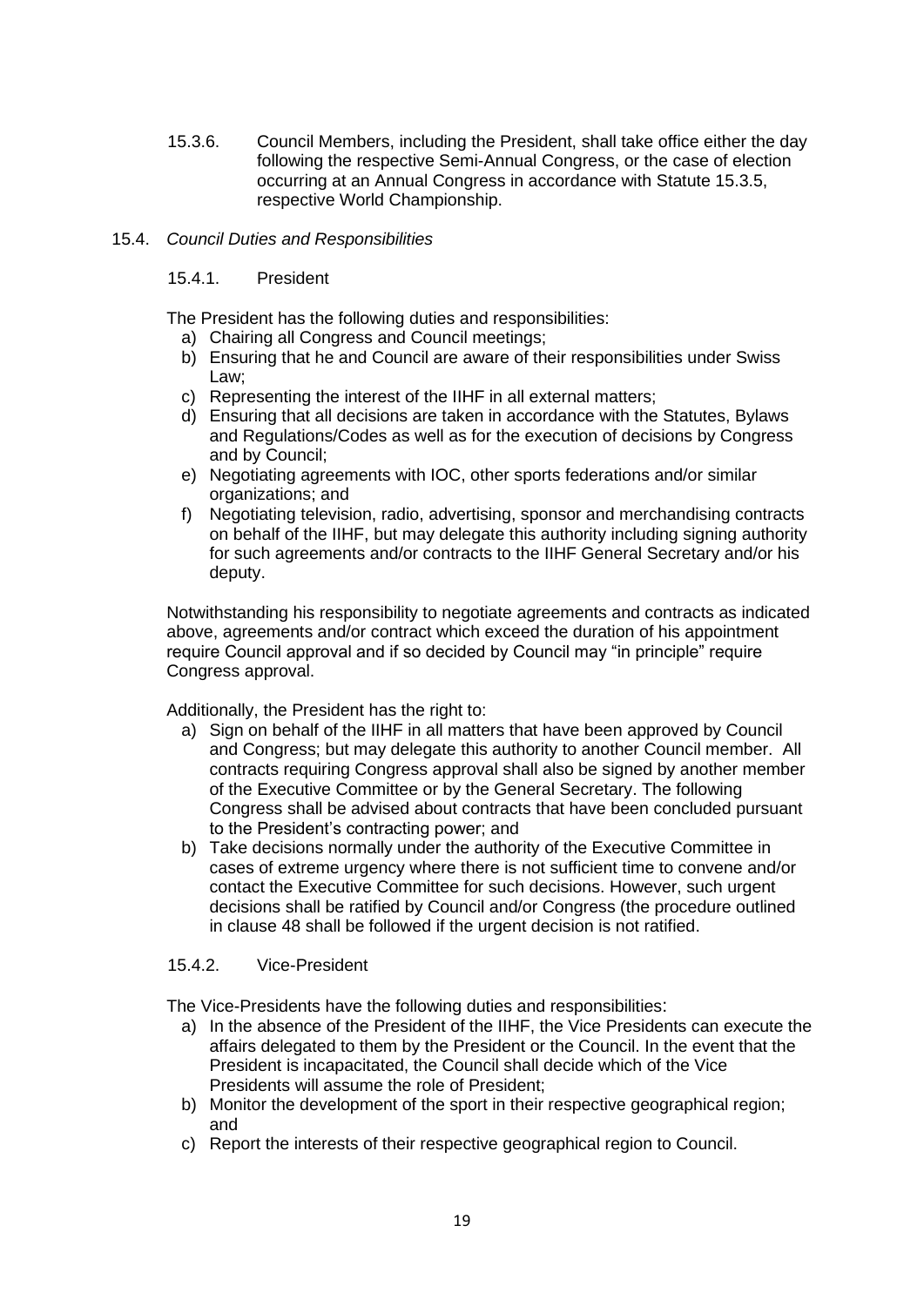15.3.6. Council Members, including the President, shall take office either the day following the respective Semi-Annual Congress, or the case of election occurring at an Annual Congress in accordance with Statute 15.3.5, respective World Championship.

15.4. *Council Duties and Responsibilities*

15.4.1. President

The President has the following duties and responsibilities:

a) Chairing all Congress and Council meetings;
b) Ensuring that he and Council are aware of their responsibilities under Swiss Law;
c) Representing the interest of the IIHF in all external matters;
d) Ensuring that all decisions are taken in accordance with the Statutes, Bylaws and Regulations/Codes as well as for the execution of decisions by Congress and by Council;
e) Negotiating agreements with IOC, other sports federations and/or similar organizations; and
f) Negotiating television, radio, advertising, sponsor and merchandising contracts on behalf of the IIHF, but may delegate this authority including signing authority for such agreements and/or contracts to the IIHF General Secretary and/or his deputy.

Notwithstanding his responsibility to negotiate agreements and contracts as indicated above, agreements and/or contract which exceed the duration of his appointment require Council approval and if so decided by Council may "in principle" require Congress approval.

Additionally, the President has the right to:

a) Sign on behalf of the IIHF in all matters that have been approved by Council and Congress; but may delegate this authority to another Council member. All contracts requiring Congress approval shall also be signed by another member of the Executive Committee or by the General Secretary. The following Congress shall be advised about contracts that have been concluded pursuant to the President's contracting power; and
b) Take decisions normally under the authority of the Executive Committee in cases of extreme urgency where there is not sufficient time to convene and/or contact the Executive Committee for such decisions. However, such urgent decisions shall be ratified by Council and/or Congress (the procedure outlined in clause 48 shall be followed if the urgent decision is not ratified.

15.4.2. Vice-President

The Vice-Presidents have the following duties and responsibilities:

a) In the absence of the President of the IIHF, the Vice Presidents can execute the affairs delegated to them by the President or the Council. In the event that the President is incapacitated, the Council shall decide which of the Vice Presidents will assume the role of President;
b) Monitor the development of the sport in their respective geographical region; and
c) Report the interests of their respective geographical region to Council.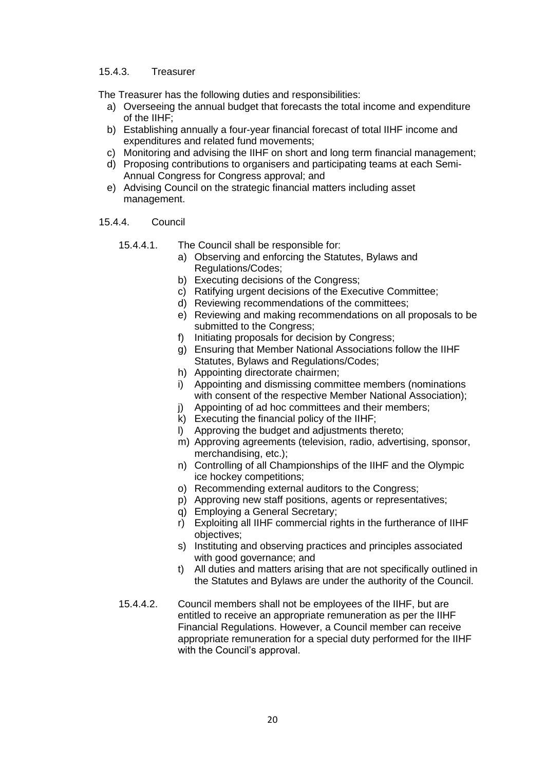#### 15.4.3. Treasurer

The Treasurer has the following duties and responsibilities:

a) Overseeing the annual budget that forecasts the total income and expenditure of the IIHF;
b) Establishing annually a four-year financial forecast of total IIHF income and expenditures and related fund movements;
c) Monitoring and advising the IIHF on short and long term financial management;
d) Proposing contributions to organisers and participating teams at each Semi-Annual Congress for Congress approval; and
e) Advising Council on the strategic financial matters including asset management.

#### 15.4.4. Council

15.4.4.1. The Council shall be responsible for:

a) Observing and enforcing the Statutes, Bylaws and Regulations/Codes;
b) Executing decisions of the Congress;
c) Ratifying urgent decisions of the Executive Committee;
d) Reviewing recommendations of the committees;
e) Reviewing and making recommendations on all proposals to be submitted to the Congress;
f) Initiating proposals for decision by Congress;
g) Ensuring that Member National Associations follow the IIHF Statutes, Bylaws and Regulations/Codes;
h) Appointing directorate chairmen;
i) Appointing and dismissing committee members (nominations with consent of the respective Member National Association);
j) Appointing of ad hoc committees and their members;
k) Executing the financial policy of the IIHF;
l) Approving the budget and adjustments thereto;
m) Approving agreements (television, radio, advertising, sponsor, merchandising, etc.);
n) Controlling of all Championships of the IIHF and the Olympic ice hockey competitions;
o) Recommending external auditors to the Congress;
p) Approving new staff positions, agents or representatives;
q) Employing a General Secretary;
r) Exploiting all IIHF commercial rights in the furtherance of IIHF objectives;
s) Instituting and observing practices and principles associated with good governance; and
t) All duties and matters arising that are not specifically outlined in the Statutes and Bylaws are under the authority of the Council.

15.4.4.2. Council members shall not be employees of the IIHF, but are entitled to receive an appropriate remuneration as per the IIHF Financial Regulations. However, a Council member can receive appropriate remuneration for a special duty performed for the IIHF with the Council's approval.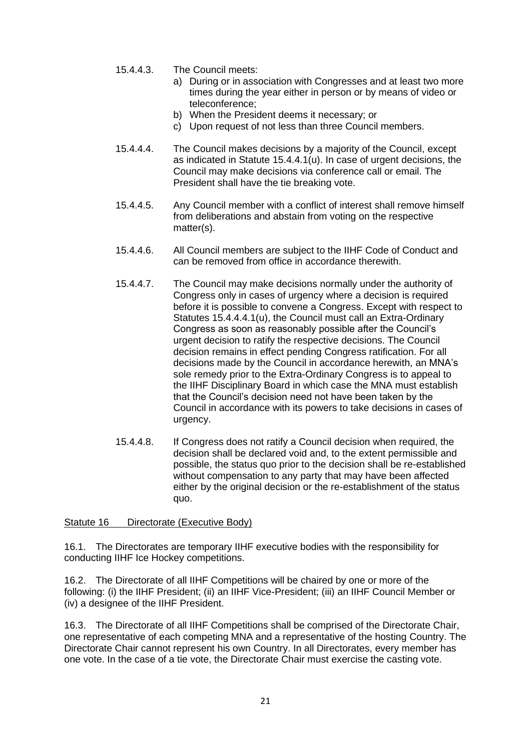15.4.4.3. The Council meets:

a) During or in association with Congresses and at least two more times during the year either in person or by means of video or teleconference;
b) When the President deems it necessary; or
c) Upon request of not less than three Council members.

15.4.4.4. The Council makes decisions by a majority of the Council, except as indicated in Statute 15.4.4.1(u). In case of urgent decisions, the Council may make decisions via conference call or email. The President shall have the tie breaking vote.

15.4.4.5. Any Council member with a conflict of interest shall remove himself from deliberations and abstain from voting on the respective matter(s).

15.4.4.6. All Council members are subject to the IIHF Code of Conduct and can be removed from office in accordance therewith.

15.4.4.7. The Council may make decisions normally under the authority of Congress only in cases of urgency where a decision is required before it is possible to convene a Congress. Except with respect to Statutes 15.4.4.4.1(u), the Council must call an Extra-Ordinary Congress as soon as reasonably possible after the Council's urgent decision to ratify the respective decisions. The Council decision remains in effect pending Congress ratification. For all decisions made by the Council in accordance herewith, an MNA's sole remedy prior to the Extra-Ordinary Congress is to appeal to the IIHF Disciplinary Board in which case the MNA must establish that the Council's decision need not have been taken by the Council in accordance with its powers to take decisions in cases of urgency.

15.4.4.8. If Congress does not ratify a Council decision when required, the decision shall be declared void and, to the extent permissible and possible, the status quo prior to the decision shall be re-established without compensation to any party that may have been affected either by the original decision or the re-establishment of the status quo.

## Statute 16 Directorate (Executive Body)

16.1. The Directorates are temporary IIHF executive bodies with the responsibility for conducting IIHF Ice Hockey competitions.

16.2. The Directorate of all IIHF Competitions will be chaired by one or more of the following: (i) the IIHF President; (ii) an IIHF Vice-President; (iii) an IIHF Council Member or (iv) a designee of the IIHF President.

16.3. The Directorate of all IIHF Competitions shall be comprised of the Directorate Chair, one representative of each competing MNA and a representative of the hosting Country. The Directorate Chair cannot represent his own Country. In all Directorates, every member has one vote. In the case of a tie vote, the Directorate Chair must exercise the casting vote.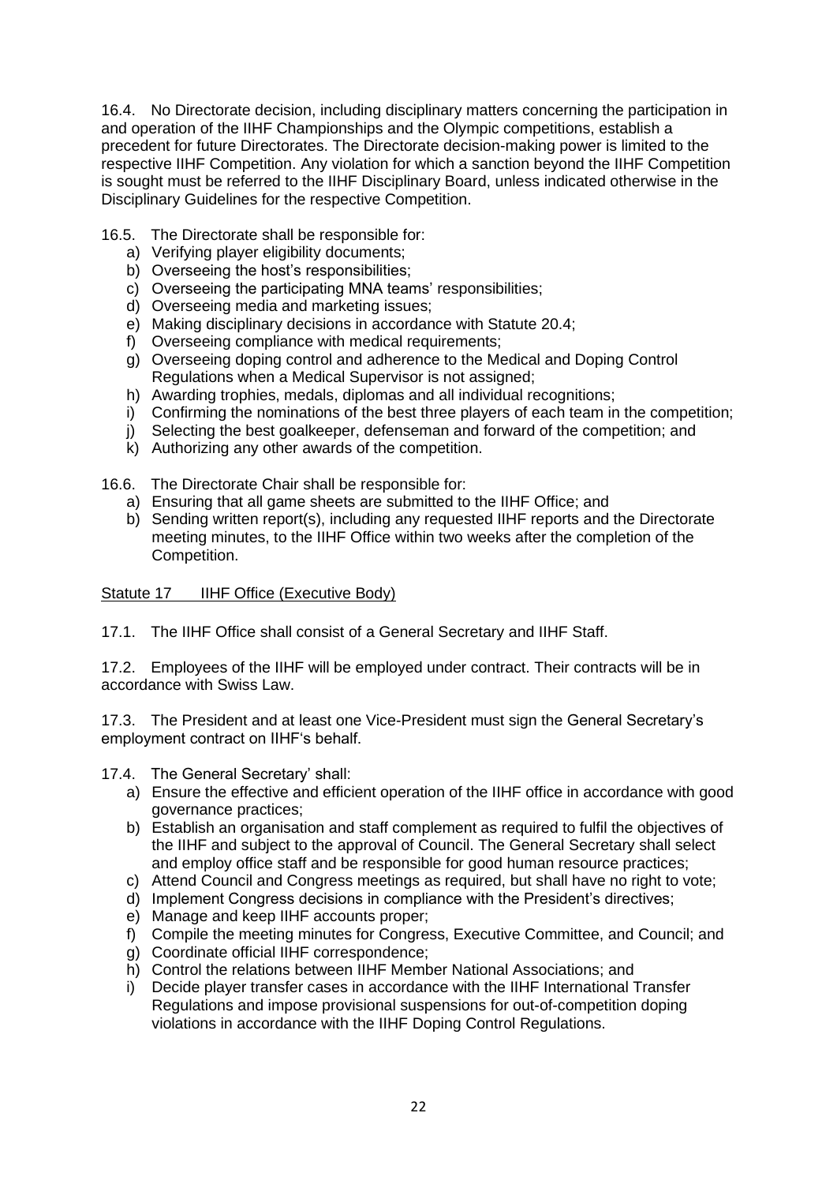16.4. No Directorate decision, including disciplinary matters concerning the participation in and operation of the IIHF Championships and the Olympic competitions, establish a precedent for future Directorates. The Directorate decision-making power is limited to the respective IIHF Competition. Any violation for which a sanction beyond the IIHF Competition is sought must be referred to the IIHF Disciplinary Board, unless indicated otherwise in the Disciplinary Guidelines for the respective Competition.

16.5. The Directorate shall be responsible for:

a) Verifying player eligibility documents;
b) Overseeing the host's responsibilities;
c) Overseeing the participating MNA teams' responsibilities;
d) Overseeing media and marketing issues;
e) Making disciplinary decisions in accordance with Statute 20.4;
f) Overseeing compliance with medical requirements;
g) Overseeing doping control and adherence to the Medical and Doping Control Regulations when a Medical Supervisor is not assigned;
h) Awarding trophies, medals, diplomas and all individual recognitions;
i) Confirming the nominations of the best three players of each team in the competition;
j) Selecting the best goalkeeper, defenseman and forward of the competition; and
k) Authorizing any other awards of the competition.

16.6. The Directorate Chair shall be responsible for:

a) Ensuring that all game sheets are submitted to the IIHF Office; and
b) Sending written report(s), including any requested IIHF reports and the Directorate meeting minutes, to the IIHF Office within two weeks after the completion of the Competition.

## Statute 17 IIHF Office (Executive Body)

17.1. The IIHF Office shall consist of a General Secretary and IIHF Staff.

17.2. Employees of the IIHF will be employed under contract. Their contracts will be in accordance with Swiss Law.

17.3. The President and at least one Vice-President must sign the General Secretary's employment contract on IIHF's behalf.

17.4. The General Secretary' shall:

a) Ensure the effective and efficient operation of the IIHF office in accordance with good governance practices;
b) Establish an organisation and staff complement as required to fulfil the objectives of the IIHF and subject to the approval of Council. The General Secretary shall select and employ office staff and be responsible for good human resource practices;
c) Attend Council and Congress meetings as required, but shall have no right to vote;
d) Implement Congress decisions in compliance with the President's directives;
e) Manage and keep IIHF accounts proper;
f) Compile the meeting minutes for Congress, Executive Committee, and Council; and
g) Coordinate official IIHF correspondence;
h) Control the relations between IIHF Member National Associations; and
i) Decide player transfer cases in accordance with the IIHF International Transfer Regulations and impose provisional suspensions for out-of-competition doping violations in accordance with the IIHF Doping Control Regulations.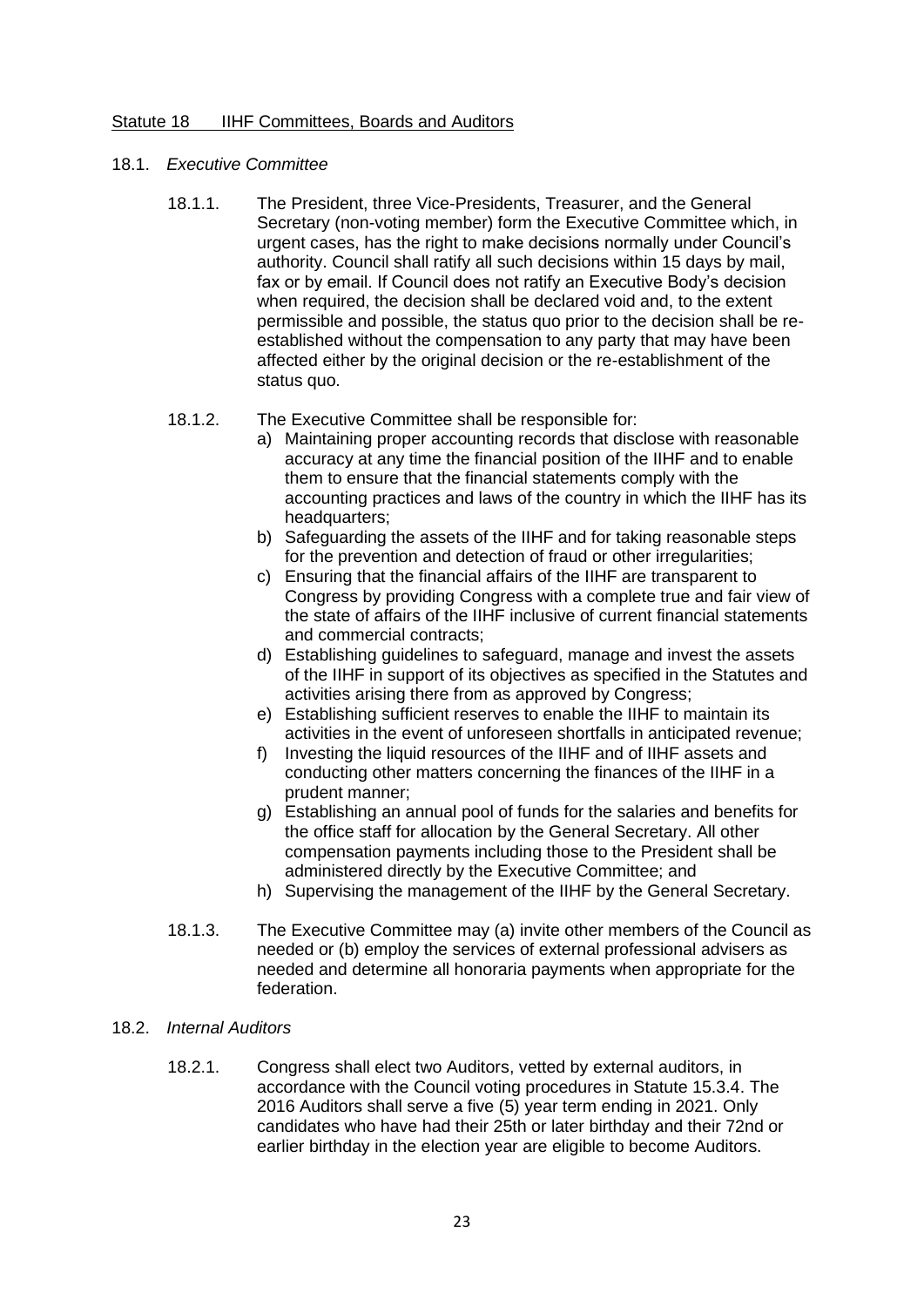## Statute 18 IIHF Committees, Boards and Auditors

### 18.1. *Executive Committee*

18.1.1. The President, three Vice-Presidents, Treasurer, and the General Secretary (non-voting member) form the Executive Committee which, in urgent cases, has the right to make decisions normally under Council's authority. Council shall ratify all such decisions within 15 days by mail, fax or by email. If Council does not ratify an Executive Body's decision when required, the decision shall be declared void and, to the extent permissible and possible, the status quo prior to the decision shall be re-established without the compensation to any party that may have been affected either by the original decision or the re-establishment of the status quo.

18.1.2. The Executive Committee shall be responsible for:

a) Maintaining proper accounting records that disclose with reasonable accuracy at any time the financial position of the IIHF and to enable them to ensure that the financial statements comply with the accounting practices and laws of the country in which the IIHF has its headquarters;
b) Safeguarding the assets of the IIHF and for taking reasonable steps for the prevention and detection of fraud or other irregularities;
c) Ensuring that the financial affairs of the IIHF are transparent to Congress by providing Congress with a complete true and fair view of the state of affairs of the IIHF inclusive of current financial statements and commercial contracts;
d) Establishing guidelines to safeguard, manage and invest the assets of the IIHF in support of its objectives as specified in the Statutes and activities arising there from as approved by Congress;
e) Establishing sufficient reserves to enable the IIHF to maintain its activities in the event of unforeseen shortfalls in anticipated revenue;
f) Investing the liquid resources of the IIHF and of IIHF assets and conducting other matters concerning the finances of the IIHF in a prudent manner;
g) Establishing an annual pool of funds for the salaries and benefits for the office staff for allocation by the General Secretary. All other compensation payments including those to the President shall be administered directly by the Executive Committee; and
h) Supervising the management of the IIHF by the General Secretary.

18.1.3. The Executive Committee may (a) invite other members of the Council as needed or (b) employ the services of external professional advisers as needed and determine all honoraria payments when appropriate for the federation.

### 18.2. *Internal Auditors*

18.2.1. Congress shall elect two Auditors, vetted by external auditors, in accordance with the Council voting procedures in Statute 15.3.4. The 2016 Auditors shall serve a five (5) year term ending in 2021. Only candidates who have had their 25th or later birthday and their 72nd or earlier birthday in the election year are eligible to become Auditors.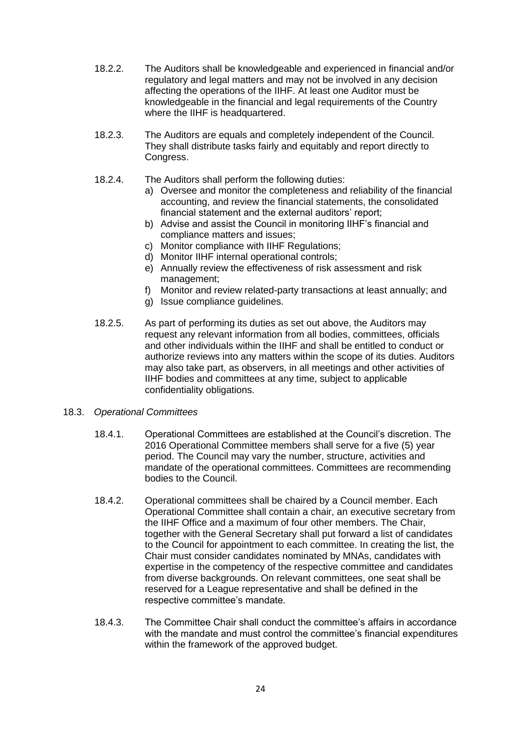18.2.2. The Auditors shall be knowledgeable and experienced in financial and/or regulatory and legal matters and may not be involved in any decision affecting the operations of the IIHF. At least one Auditor must be knowledgeable in the financial and legal requirements of the Country where the IIHF is headquartered.

18.2.3. The Auditors are equals and completely independent of the Council. They shall distribute tasks fairly and equitably and report directly to Congress.

18.2.4. The Auditors shall perform the following duties:

a) Oversee and monitor the completeness and reliability of the financial accounting, and review the financial statements, the consolidated financial statement and the external auditors' report;
b) Advise and assist the Council in monitoring IIHF's financial and compliance matters and issues;
c) Monitor compliance with IIHF Regulations;
d) Monitor IIHF internal operational controls;
e) Annually review the effectiveness of risk assessment and risk management;
f) Monitor and review related-party transactions at least annually; and
g) Issue compliance guidelines.

18.2.5. As part of performing its duties as set out above, the Auditors may request any relevant information from all bodies, committees, officials and other individuals within the IIHF and shall be entitled to conduct or authorize reviews into any matters within the scope of its duties. Auditors may also take part, as observers, in all meetings and other activities of IIHF bodies and committees at any time, subject to applicable confidentiality obligations.

18.3. *Operational Committees*

18.4.1. Operational Committees are established at the Council's discretion. The 2016 Operational Committee members shall serve for a five (5) year period. The Council may vary the number, structure, activities and mandate of the operational committees. Committees are recommending bodies to the Council.

18.4.2. Operational committees shall be chaired by a Council member. Each Operational Committee shall contain a chair, an executive secretary from the IIHF Office and a maximum of four other members. The Chair, together with the General Secretary shall put forward a list of candidates to the Council for appointment to each committee. In creating the list, the Chair must consider candidates nominated by MNAs, candidates with expertise in the competency of the respective committee and candidates from diverse backgrounds. On relevant committees, one seat shall be reserved for a League representative and shall be defined in the respective committee's mandate.

18.4.3. The Committee Chair shall conduct the committee's affairs in accordance with the mandate and must control the committee's financial expenditures within the framework of the approved budget.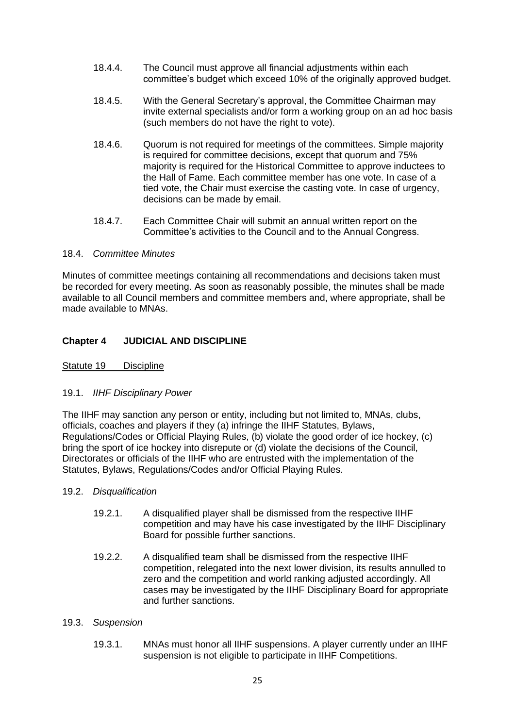18.4.4. The Council must approve all financial adjustments within each committee's budget which exceed 10% of the originally approved budget.

18.4.5. With the General Secretary's approval, the Committee Chairman may invite external specialists and/or form a working group on an ad hoc basis (such members do not have the right to vote).

18.4.6. Quorum is not required for meetings of the committees. Simple majority is required for committee decisions, except that quorum and 75% majority is required for the Historical Committee to approve inductees to the Hall of Fame. Each committee member has one vote. In case of a tied vote, the Chair must exercise the casting vote. In case of urgency, decisions can be made by email.

18.4.7. Each Committee Chair will submit an annual written report on the Committee's activities to the Council and to the Annual Congress.

18.4. *Committee Minutes*

Minutes of committee meetings containing all recommendations and decisions taken must be recorded for every meeting. As soon as reasonably possible, the minutes shall be made available to all Council members and committee members and, where appropriate, shall be made available to MNAs.

## Chapter 4 JUDICIAL AND DISCIPLINE

### Statute 19 Discipline

19.1. *IIHF Disciplinary Power*

The IIHF may sanction any person or entity, including but not limited to, MNAs, clubs, officials, coaches and players if they (a) infringe the IIHF Statutes, Bylaws, Regulations/Codes or Official Playing Rules, (b) violate the good order of ice hockey, (c) bring the sport of ice hockey into disrepute or (d) violate the decisions of the Council, Directorates or officials of the IIHF who are entrusted with the implementation of the Statutes, Bylaws, Regulations/Codes and/or Official Playing Rules.

19.2. *Disqualification*

19.2.1. A disqualified player shall be dismissed from the respective IIHF competition and may have his case investigated by the IIHF Disciplinary Board for possible further sanctions.

19.2.2. A disqualified team shall be dismissed from the respective IIHF competition, relegated into the next lower division, its results annulled to zero and the competition and world ranking adjusted accordingly. All cases may be investigated by the IIHF Disciplinary Board for appropriate and further sanctions.

19.3. *Suspension*

19.3.1. MNAs must honor all IIHF suspensions. A player currently under an IIHF suspension is not eligible to participate in IIHF Competitions.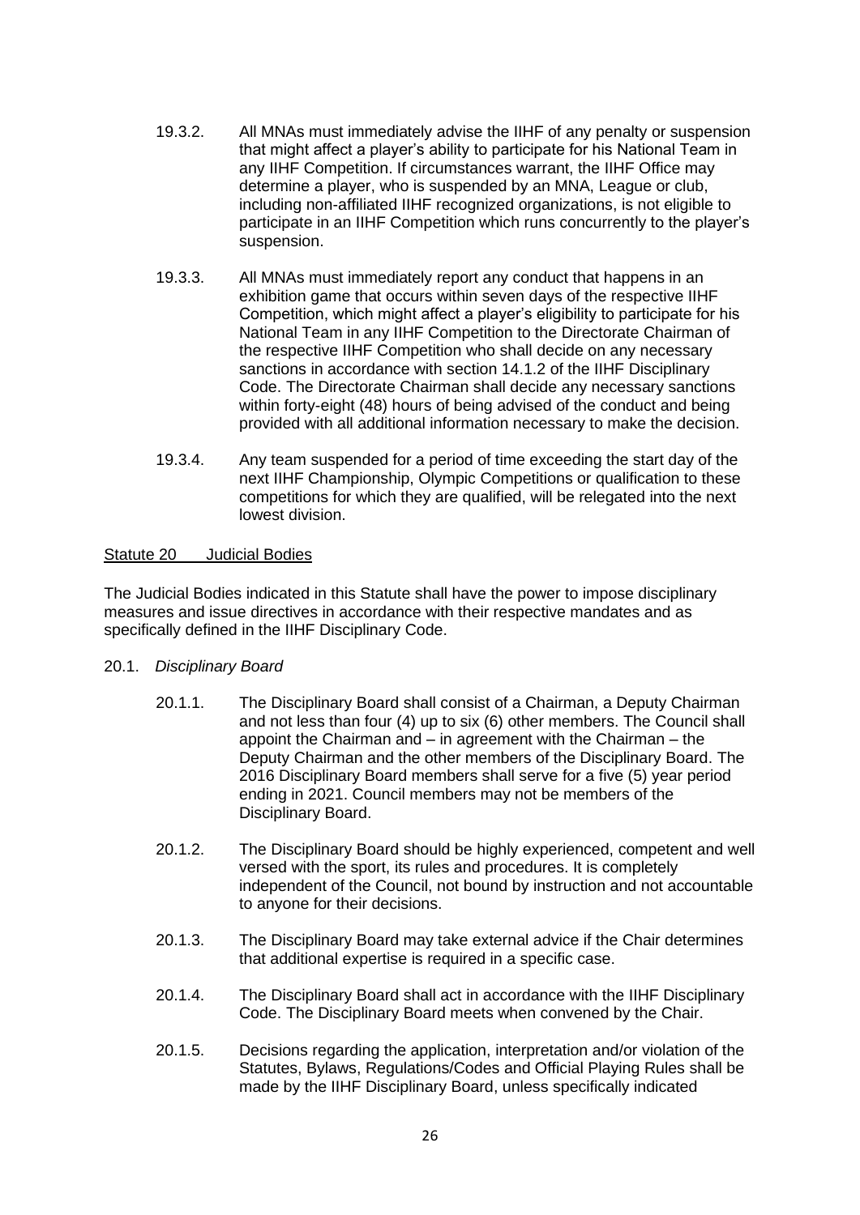19.3.2. All MNAs must immediately advise the IIHF of any penalty or suspension that might affect a player's ability to participate for his National Team in any IIHF Competition. If circumstances warrant, the IIHF Office may determine a player, who is suspended by an MNA, League or club, including non-affiliated IIHF recognized organizations, is not eligible to participate in an IIHF Competition which runs concurrently to the player's suspension.

19.3.3. All MNAs must immediately report any conduct that happens in an exhibition game that occurs within seven days of the respective IIHF Competition, which might affect a player's eligibility to participate for his National Team in any IIHF Competition to the Directorate Chairman of the respective IIHF Competition who shall decide on any necessary sanctions in accordance with section 14.1.2 of the IIHF Disciplinary Code. The Directorate Chairman shall decide any necessary sanctions within forty-eight (48) hours of being advised of the conduct and being provided with all additional information necessary to make the decision.

19.3.4. Any team suspended for a period of time exceeding the start day of the next IIHF Championship, Olympic Competitions or qualification to these competitions for which they are qualified, will be relegated into the next lowest division.

## Statute 20 Judicial Bodies

The Judicial Bodies indicated in this Statute shall have the power to impose disciplinary measures and issue directives in accordance with their respective mandates and as specifically defined in the IIHF Disciplinary Code.

20.1. *Disciplinary Board*

20.1.1. The Disciplinary Board shall consist of a Chairman, a Deputy Chairman and not less than four (4) up to six (6) other members. The Council shall appoint the Chairman and – in agreement with the Chairman – the Deputy Chairman and the other members of the Disciplinary Board. The 2016 Disciplinary Board members shall serve for a five (5) year period ending in 2021. Council members may not be members of the Disciplinary Board.

20.1.2. The Disciplinary Board should be highly experienced, competent and well versed with the sport, its rules and procedures. It is completely independent of the Council, not bound by instruction and not accountable to anyone for their decisions.

20.1.3. The Disciplinary Board may take external advice if the Chair determines that additional expertise is required in a specific case.

20.1.4. The Disciplinary Board shall act in accordance with the IIHF Disciplinary Code. The Disciplinary Board meets when convened by the Chair.

20.1.5. Decisions regarding the application, interpretation and/or violation of the Statutes, Bylaws, Regulations/Codes and Official Playing Rules shall be made by the IIHF Disciplinary Board, unless specifically indicated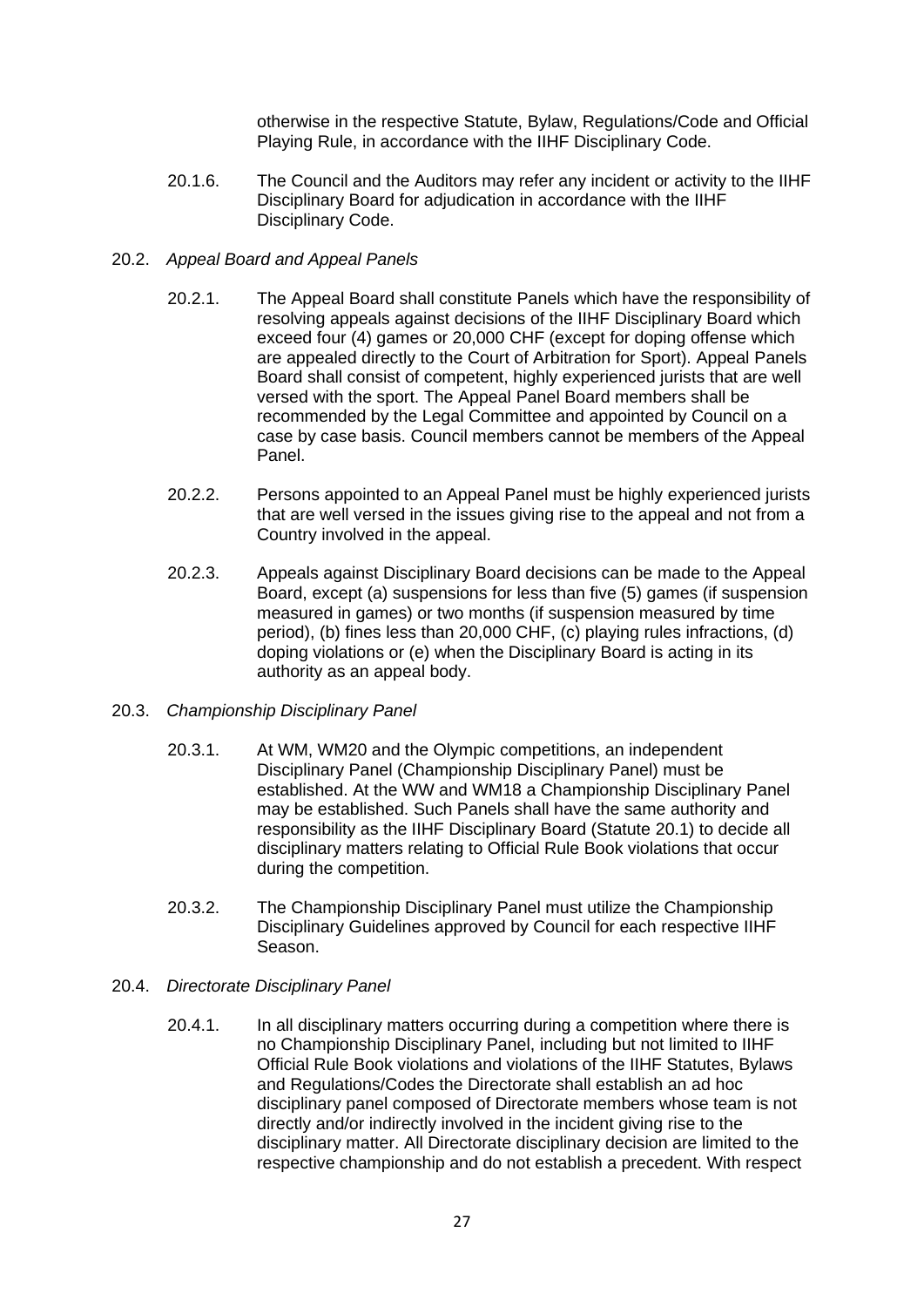otherwise in the respective Statute, Bylaw, Regulations/Code and Official Playing Rule, in accordance with the IIHF Disciplinary Code.

20.1.6. The Council and the Auditors may refer any incident or activity to the IIHF Disciplinary Board for adjudication in accordance with the IIHF Disciplinary Code.

20.2. *Appeal Board and Appeal Panels*

20.2.1. The Appeal Board shall constitute Panels which have the responsibility of resolving appeals against decisions of the IIHF Disciplinary Board which exceed four (4) games or 20,000 CHF (except for doping offense which are appealed directly to the Court of Arbitration for Sport). Appeal Panels Board shall consist of competent, highly experienced jurists that are well versed with the sport. The Appeal Panel Board members shall be recommended by the Legal Committee and appointed by Council on a case by case basis. Council members cannot be members of the Appeal Panel.

20.2.2. Persons appointed to an Appeal Panel must be highly experienced jurists that are well versed in the issues giving rise to the appeal and not from a Country involved in the appeal.

20.2.3. Appeals against Disciplinary Board decisions can be made to the Appeal Board, except (a) suspensions for less than five (5) games (if suspension measured in games) or two months (if suspension measured by time period), (b) fines less than 20,000 CHF, (c) playing rules infractions, (d) doping violations or (e) when the Disciplinary Board is acting in its authority as an appeal body.

20.3. *Championship Disciplinary Panel*

20.3.1. At WM, WM20 and the Olympic competitions, an independent Disciplinary Panel (Championship Disciplinary Panel) must be established. At the WW and WM18 a Championship Disciplinary Panel may be established. Such Panels shall have the same authority and responsibility as the IIHF Disciplinary Board (Statute 20.1) to decide all disciplinary matters relating to Official Rule Book violations that occur during the competition.

20.3.2. The Championship Disciplinary Panel must utilize the Championship Disciplinary Guidelines approved by Council for each respective IIHF Season.

20.4. *Directorate Disciplinary Panel*

20.4.1. In all disciplinary matters occurring during a competition where there is no Championship Disciplinary Panel, including but not limited to IIHF Official Rule Book violations and violations of the IIHF Statutes, Bylaws and Regulations/Codes the Directorate shall establish an ad hoc disciplinary panel composed of Directorate members whose team is not directly and/or indirectly involved in the incident giving rise to the disciplinary matter. All Directorate disciplinary decision are limited to the respective championship and do not establish a precedent. With respect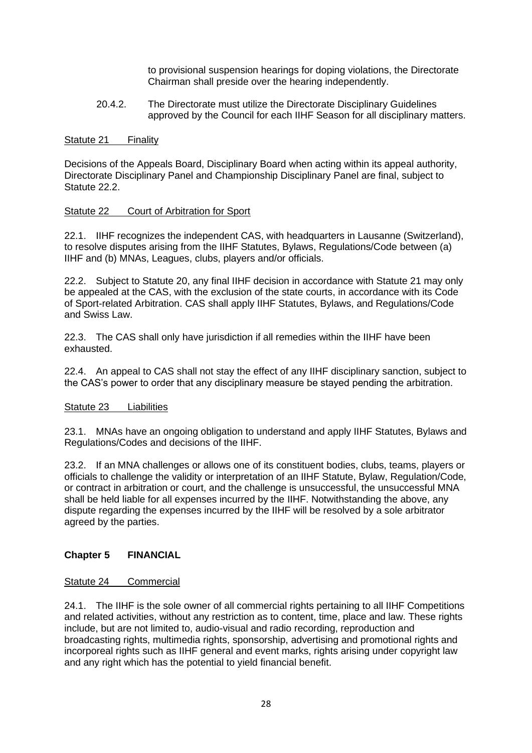to provisional suspension hearings for doping violations, the Directorate Chairman shall preside over the hearing independently.

20.4.2. The Directorate must utilize the Directorate Disciplinary Guidelines approved by the Council for each IIHF Season for all disciplinary matters.

Statute 21 Finality

Decisions of the Appeals Board, Disciplinary Board when acting within its appeal authority, Directorate Disciplinary Panel and Championship Disciplinary Panel are final, subject to Statute 22.2.

Statute 22 Court of Arbitration for Sport

22.1. IIHF recognizes the independent CAS, with headquarters in Lausanne (Switzerland), to resolve disputes arising from the IIHF Statutes, Bylaws, Regulations/Code between (a) IIHF and (b) MNAs, Leagues, clubs, players and/or officials.

22.2. Subject to Statute 20, any final IIHF decision in accordance with Statute 21 may only be appealed at the CAS, with the exclusion of the state courts, in accordance with its Code of Sport-related Arbitration. CAS shall apply IIHF Statutes, Bylaws, and Regulations/Code and Swiss Law.

22.3. The CAS shall only have jurisdiction if all remedies within the IIHF have been exhausted.

22.4. An appeal to CAS shall not stay the effect of any IIHF disciplinary sanction, subject to the CAS's power to order that any disciplinary measure be stayed pending the arbitration.

Statute 23 Liabilities

23.1. MNAs have an ongoing obligation to understand and apply IIHF Statutes, Bylaws and Regulations/Codes and decisions of the IIHF.

23.2. If an MNA challenges or allows one of its constituent bodies, clubs, teams, players or officials to challenge the validity or interpretation of an IIHF Statute, Bylaw, Regulation/Code, or contract in arbitration or court, and the challenge is unsuccessful, the unsuccessful MNA shall be held liable for all expenses incurred by the IIHF. Notwithstanding the above, any dispute regarding the expenses incurred by the IIHF will be resolved by a sole arbitrator agreed by the parties.

## Chapter 5 FINANCIAL

Statute 24 Commercial

24.1. The IIHF is the sole owner of all commercial rights pertaining to all IIHF Competitions and related activities, without any restriction as to content, time, place and law. These rights include, but are not limited to, audio-visual and radio recording, reproduction and broadcasting rights, multimedia rights, sponsorship, advertising and promotional rights and incorporeal rights such as IIHF general and event marks, rights arising under copyright law and any right which has the potential to yield financial benefit.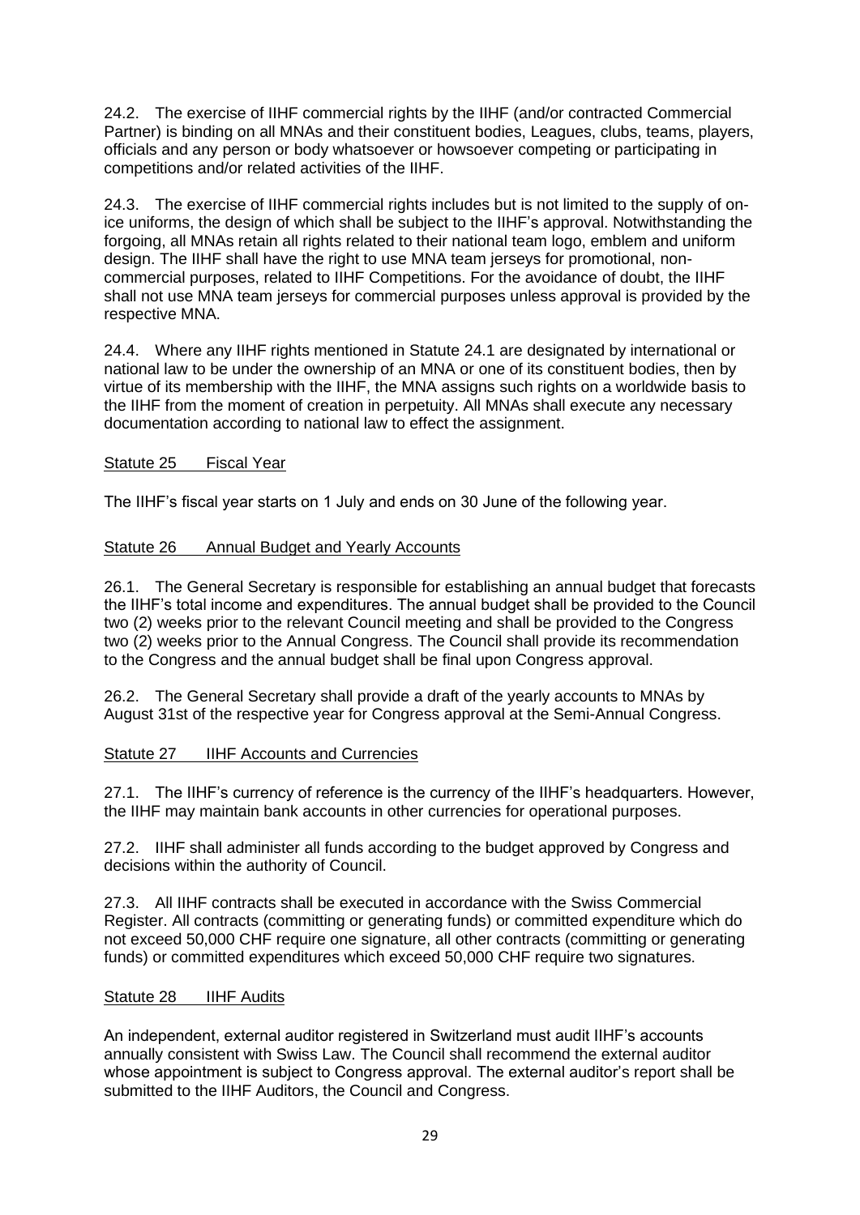24.2. The exercise of IIHF commercial rights by the IIHF (and/or contracted Commercial Partner) is binding on all MNAs and their constituent bodies, Leagues, clubs, teams, players, officials and any person or body whatsoever or howsoever competing or participating in competitions and/or related activities of the IIHF.

24.3. The exercise of IIHF commercial rights includes but is not limited to the supply of on-ice uniforms, the design of which shall be subject to the IIHF's approval. Notwithstanding the forgoing, all MNAs retain all rights related to their national team logo, emblem and uniform design. The IIHF shall have the right to use MNA team jerseys for promotional, non-commercial purposes, related to IIHF Competitions. For the avoidance of doubt, the IIHF shall not use MNA team jerseys for commercial purposes unless approval is provided by the respective MNA.

24.4. Where any IIHF rights mentioned in Statute 24.1 are designated by international or national law to be under the ownership of an MNA or one of its constituent bodies, then by virtue of its membership with the IIHF, the MNA assigns such rights on a worldwide basis to the IIHF from the moment of creation in perpetuity. All MNAs shall execute any necessary documentation according to national law to effect the assignment.

## Statute 25 Fiscal Year

The IIHF's fiscal year starts on 1 July and ends on 30 June of the following year.

## Statute 26 Annual Budget and Yearly Accounts

26.1. The General Secretary is responsible for establishing an annual budget that forecasts the IIHF's total income and expenditures. The annual budget shall be provided to the Council two (2) weeks prior to the relevant Council meeting and shall be provided to the Congress two (2) weeks prior to the Annual Congress. The Council shall provide its recommendation to the Congress and the annual budget shall be final upon Congress approval.

26.2. The General Secretary shall provide a draft of the yearly accounts to MNAs by August 31st of the respective year for Congress approval at the Semi-Annual Congress.

## Statute 27 IIHF Accounts and Currencies

27.1. The IIHF's currency of reference is the currency of the IIHF's headquarters. However, the IIHF may maintain bank accounts in other currencies for operational purposes.

27.2. IIHF shall administer all funds according to the budget approved by Congress and decisions within the authority of Council.

27.3. All IIHF contracts shall be executed in accordance with the Swiss Commercial Register. All contracts (committing or generating funds) or committed expenditure which do not exceed 50,000 CHF require one signature, all other contracts (committing or generating funds) or committed expenditures which exceed 50,000 CHF require two signatures.

## Statute 28 IIHF Audits

An independent, external auditor registered in Switzerland must audit IIHF's accounts annually consistent with Swiss Law. The Council shall recommend the external auditor whose appointment is subject to Congress approval. The external auditor's report shall be submitted to the IIHF Auditors, the Council and Congress.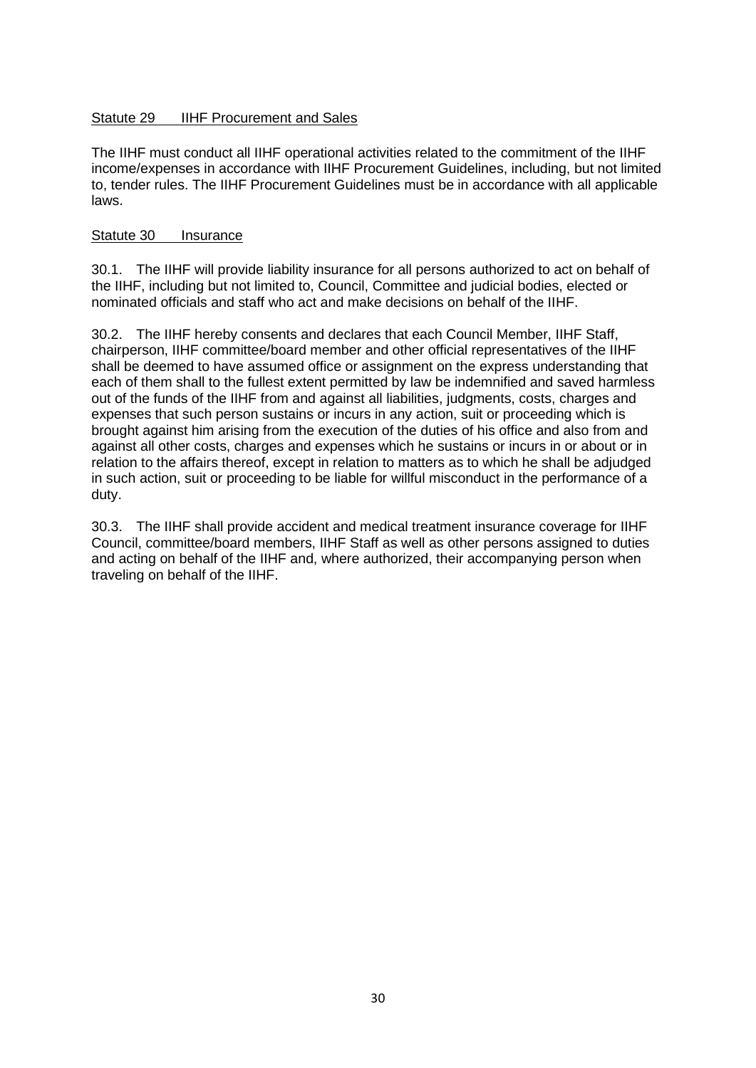## Statute 29 IIHF Procurement and Sales

The IIHF must conduct all IIHF operational activities related to the commitment of the IIHF income/expenses in accordance with IIHF Procurement Guidelines, including, but not limited to, tender rules. The IIHF Procurement Guidelines must be in accordance with all applicable laws.

## Statute 30 Insurance

30.1. The IIHF will provide liability insurance for all persons authorized to act on behalf of the IIHF, including but not limited to, Council, Committee and judicial bodies, elected or nominated officials and staff who act and make decisions on behalf of the IIHF.

30.2. The IIHF hereby consents and declares that each Council Member, IIHF Staff, chairperson, IIHF committee/board member and other official representatives of the IIHF shall be deemed to have assumed office or assignment on the express understanding that each of them shall to the fullest extent permitted by law be indemnified and saved harmless out of the funds of the IIHF from and against all liabilities, judgments, costs, charges and expenses that such person sustains or incurs in any action, suit or proceeding which is brought against him arising from the execution of the duties of his office and also from and against all other costs, charges and expenses which he sustains or incurs in or about or in relation to the affairs thereof, except in relation to matters as to which he shall be adjudged in such action, suit or proceeding to be liable for willful misconduct in the performance of a duty.

30.3. The IIHF shall provide accident and medical treatment insurance coverage for IIHF Council, committee/board members, IIHF Staff as well as other persons assigned to duties and acting on behalf of the IIHF and, where authorized, their accompanying person when traveling on behalf of the IIHF.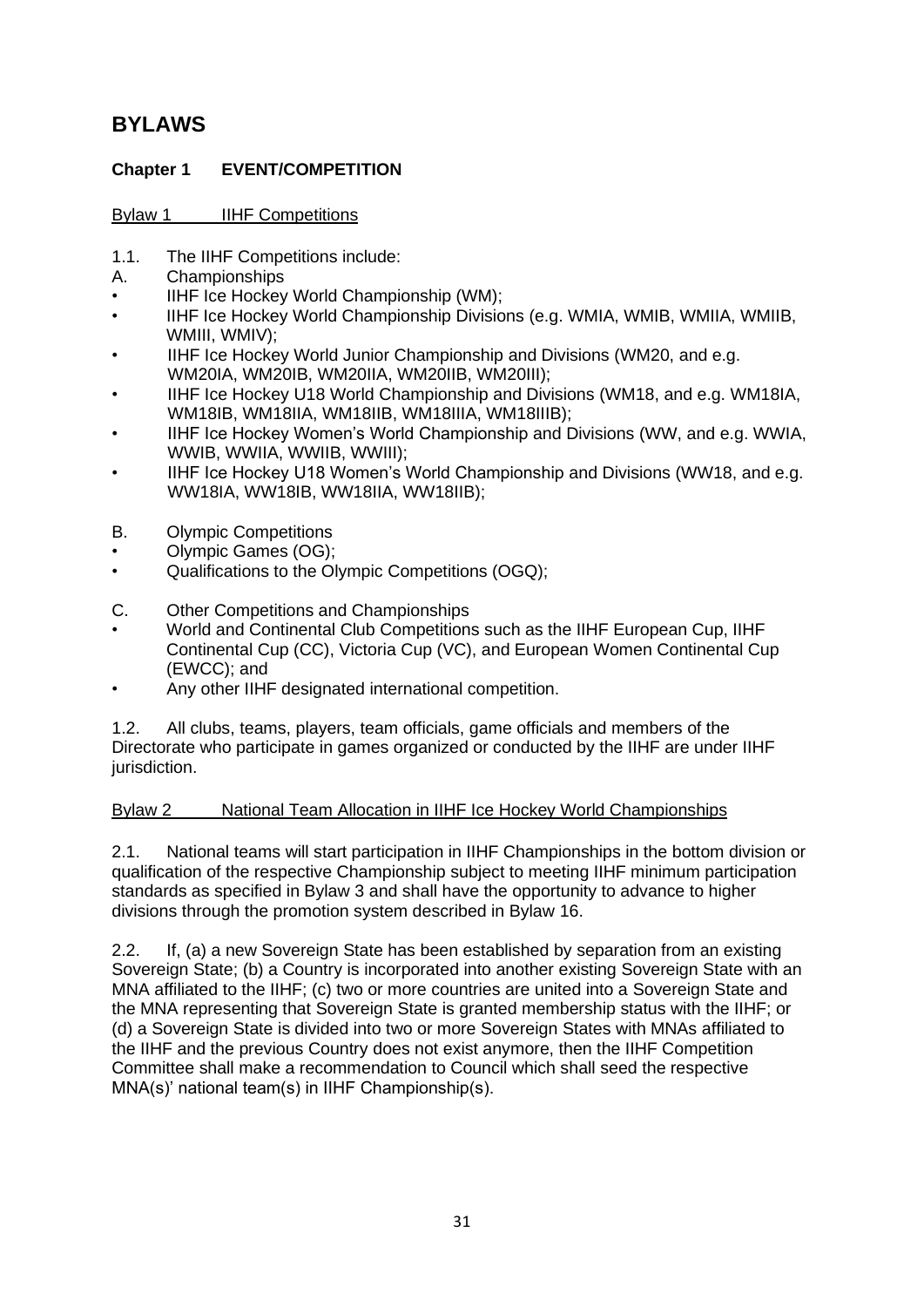# BYLAWS

## Chapter 1 EVENT/COMPETITION

### Bylaw 1 IIHF Competitions

1.1. The IIHF Competitions include:

A. Championships

- IIHF Ice Hockey World Championship (WM);
- IIHF Ice Hockey World Championship Divisions (e.g. WMIA, WMIB, WMIIA, WMIIB, WMIII, WMIV);
- IIHF Ice Hockey World Junior Championship and Divisions (WM20, and e.g. WM20IA, WM20IB, WM20IIA, WM20IIB, WM20III);
- IIHF Ice Hockey U18 World Championship and Divisions (WM18, and e.g. WM18IA, WM18IB, WM18IIA, WM18IIB, WM18IIIA, WM18IIIB);
- IIHF Ice Hockey Women's World Championship and Divisions (WW, and e.g. WWIA, WWIB, WWIIA, WWIIB, WWIII);
- IIHF Ice Hockey U18 Women's World Championship and Divisions (WW18, and e.g. WW18IA, WW18IB, WW18IIA, WW18IIB);

B. Olympic Competitions

- Olympic Games (OG);
- Qualifications to the Olympic Competitions (OGQ);

C. Other Competitions and Championships

- World and Continental Club Competitions such as the IIHF European Cup, IIHF Continental Cup (CC), Victoria Cup (VC), and European Women Continental Cup (EWCC); and
- Any other IIHF designated international competition.

1.2. All clubs, teams, players, team officials, game officials and members of the Directorate who participate in games organized or conducted by the IIHF are under IIHF jurisdiction.

### Bylaw 2 National Team Allocation in IIHF Ice Hockey World Championships

2.1. National teams will start participation in IIHF Championships in the bottom division or qualification of the respective Championship subject to meeting IIHF minimum participation standards as specified in Bylaw 3 and shall have the opportunity to advance to higher divisions through the promotion system described in Bylaw 16.

2.2. If, (a) a new Sovereign State has been established by separation from an existing Sovereign State; (b) a Country is incorporated into another existing Sovereign State with an MNA affiliated to the IIHF; (c) two or more countries are united into a Sovereign State and the MNA representing that Sovereign State is granted membership status with the IIHF; or (d) a Sovereign State is divided into two or more Sovereign States with MNAs affiliated to the IIHF and the previous Country does not exist anymore, then the IIHF Competition Committee shall make a recommendation to Council which shall seed the respective MNA(s)' national team(s) in IIHF Championship(s).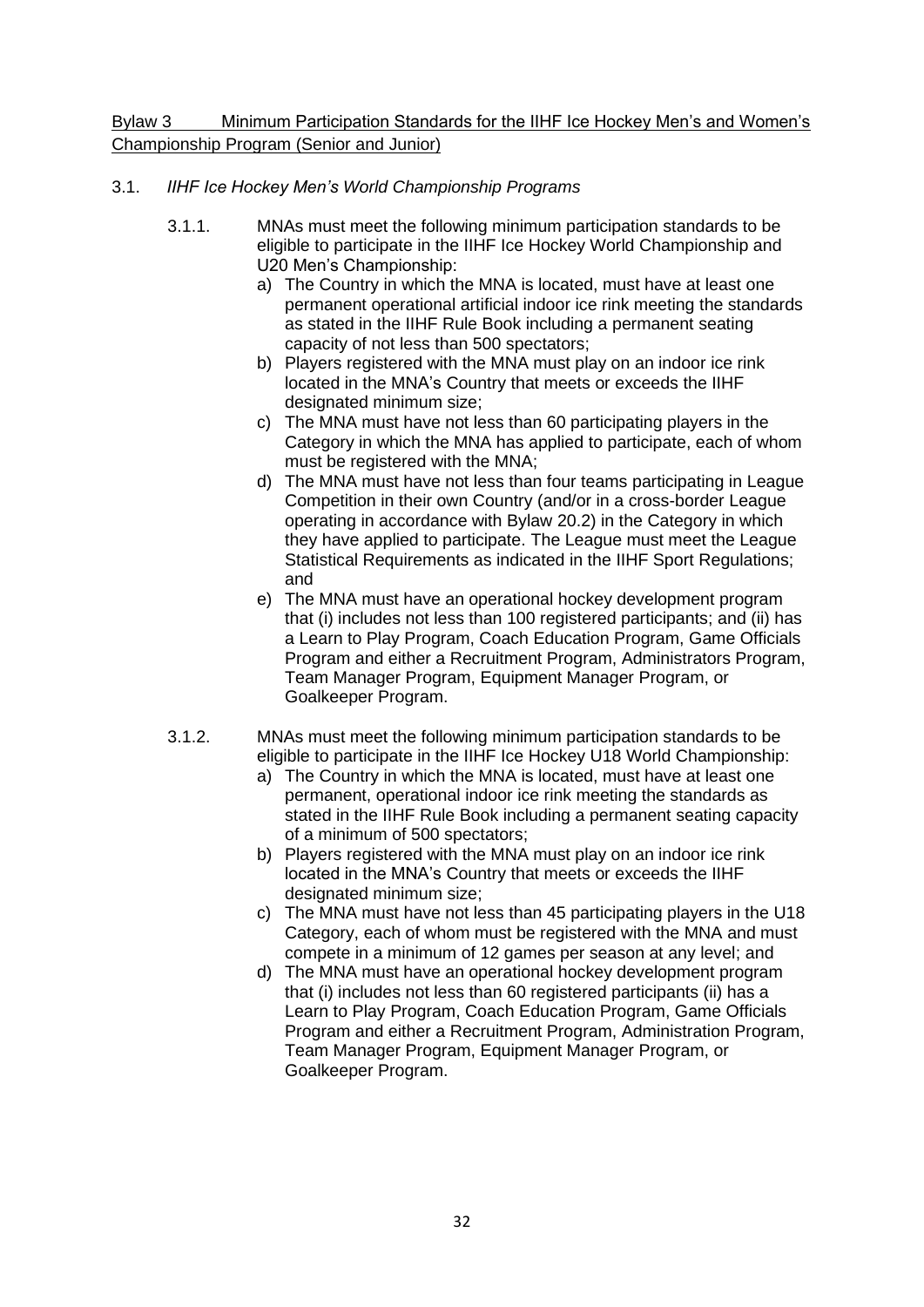## Bylaw 3 Minimum Participation Standards for the IIHF Ice Hockey Men's and Women's Championship Program (Senior and Junior)

### 3.1. *IIHF Ice Hockey Men's World Championship Programs*

3.1.1. MNAs must meet the following minimum participation standards to be eligible to participate in the IIHF Ice Hockey World Championship and U20 Men's Championship:

a) The Country in which the MNA is located, must have at least one permanent operational artificial indoor ice rink meeting the standards as stated in the IIHF Rule Book including a permanent seating capacity of not less than 500 spectators;

b) Players registered with the MNA must play on an indoor ice rink located in the MNA's Country that meets or exceeds the IIHF designated minimum size;

c) The MNA must have not less than 60 participating players in the Category in which the MNA has applied to participate, each of whom must be registered with the MNA;

d) The MNA must have not less than four teams participating in League Competition in their own Country (and/or in a cross-border League operating in accordance with Bylaw 20.2) in the Category in which they have applied to participate. The League must meet the League Statistical Requirements as indicated in the IIHF Sport Regulations; and

e) The MNA must have an operational hockey development program that (i) includes not less than 100 registered participants; and (ii) has a Learn to Play Program, Coach Education Program, Game Officials Program and either a Recruitment Program, Administrators Program, Team Manager Program, Equipment Manager Program, or Goalkeeper Program.

3.1.2. MNAs must meet the following minimum participation standards to be eligible to participate in the IIHF Ice Hockey U18 World Championship:

a) The Country in which the MNA is located, must have at least one permanent, operational indoor ice rink meeting the standards as stated in the IIHF Rule Book including a permanent seating capacity of a minimum of 500 spectators;

b) Players registered with the MNA must play on an indoor ice rink located in the MNA's Country that meets or exceeds the IIHF designated minimum size;

c) The MNA must have not less than 45 participating players in the U18 Category, each of whom must be registered with the MNA and must compete in a minimum of 12 games per season at any level; and

d) The MNA must have an operational hockey development program that (i) includes not less than 60 registered participants (ii) has a Learn to Play Program, Coach Education Program, Game Officials Program and either a Recruitment Program, Administration Program, Team Manager Program, Equipment Manager Program, or Goalkeeper Program.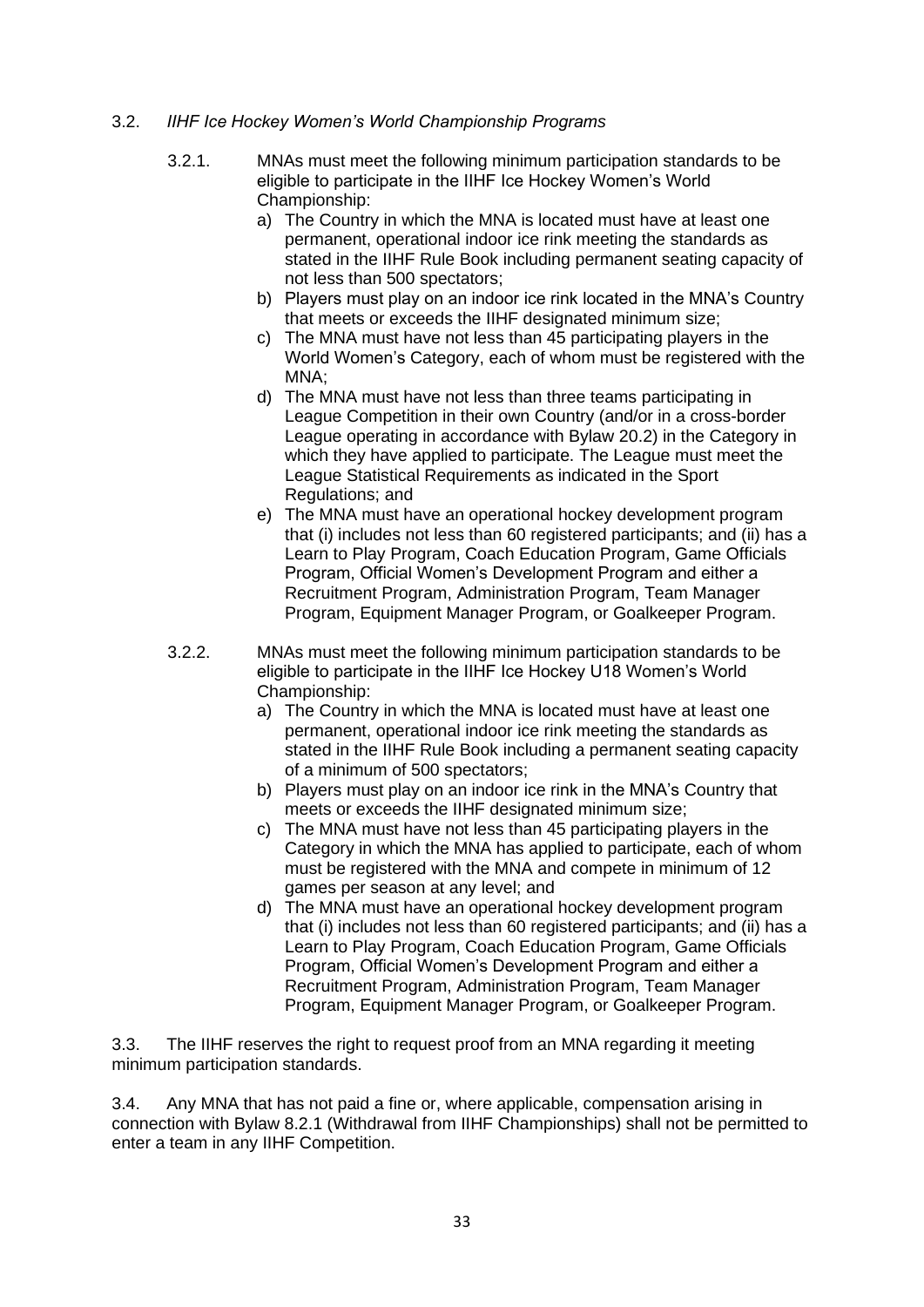3.2. *IIHF Ice Hockey Women's World Championship Programs*

3.2.1. MNAs must meet the following minimum participation standards to be eligible to participate in the IIHF Ice Hockey Women's World Championship:

a) The Country in which the MNA is located must have at least one permanent, operational indoor ice rink meeting the standards as stated in the IIHF Rule Book including permanent seating capacity of not less than 500 spectators;
b) Players must play on an indoor ice rink located in the MNA's Country that meets or exceeds the IIHF designated minimum size;
c) The MNA must have not less than 45 participating players in the World Women's Category, each of whom must be registered with the MNA;
d) The MNA must have not less than three teams participating in League Competition in their own Country (and/or in a cross-border League operating in accordance with Bylaw 20.2) in the Category in which they have applied to participate. The League must meet the League Statistical Requirements as indicated in the Sport Regulations; and
e) The MNA must have an operational hockey development program that (i) includes not less than 60 registered participants; and (ii) has a Learn to Play Program, Coach Education Program, Game Officials Program, Official Women's Development Program and either a Recruitment Program, Administration Program, Team Manager Program, Equipment Manager Program, or Goalkeeper Program.

3.2.2. MNAs must meet the following minimum participation standards to be eligible to participate in the IIHF Ice Hockey U18 Women's World Championship:

a) The Country in which the MNA is located must have at least one permanent, operational indoor ice rink meeting the standards as stated in the IIHF Rule Book including a permanent seating capacity of a minimum of 500 spectators;
b) Players must play on an indoor ice rink in the MNA's Country that meets or exceeds the IIHF designated minimum size;
c) The MNA must have not less than 45 participating players in the Category in which the MNA has applied to participate, each of whom must be registered with the MNA and compete in minimum of 12 games per season at any level; and
d) The MNA must have an operational hockey development program that (i) includes not less than 60 registered participants; and (ii) has a Learn to Play Program, Coach Education Program, Game Officials Program, Official Women's Development Program and either a Recruitment Program, Administration Program, Team Manager Program, Equipment Manager Program, or Goalkeeper Program.

3.3. The IIHF reserves the right to request proof from an MNA regarding it meeting minimum participation standards.

3.4. Any MNA that has not paid a fine or, where applicable, compensation arising in connection with Bylaw 8.2.1 (Withdrawal from IIHF Championships) shall not be permitted to enter a team in any IIHF Competition.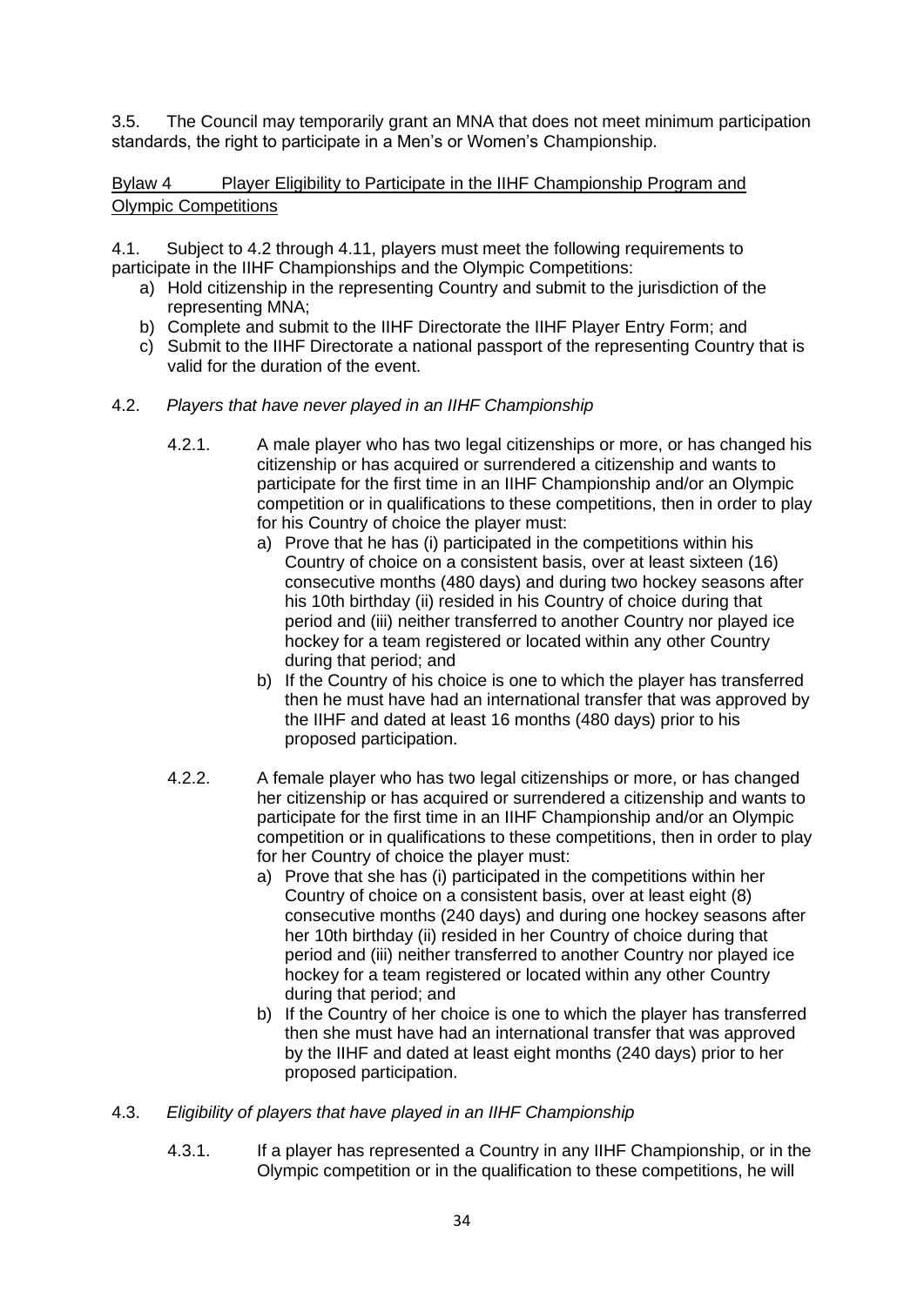3.5. The Council may temporarily grant an MNA that does not meet minimum participation standards, the right to participate in a Men's or Women's Championship.

## Bylaw 4 Player Eligibility to Participate in the IIHF Championship Program and Olympic Competitions

4.1. Subject to 4.2 through 4.11, players must meet the following requirements to participate in the IIHF Championships and the Olympic Competitions:

a) Hold citizenship in the representing Country and submit to the jurisdiction of the representing MNA;
b) Complete and submit to the IIHF Directorate the IIHF Player Entry Form; and
c) Submit to the IIHF Directorate a national passport of the representing Country that is valid for the duration of the event.

4.2. *Players that have never played in an IIHF Championship*

4.2.1. A male player who has two legal citizenships or more, or has changed his citizenship or has acquired or surrendered a citizenship and wants to participate for the first time in an IIHF Championship and/or an Olympic competition or in qualifications to these competitions, then in order to play for his Country of choice the player must:

a) Prove that he has (i) participated in the competitions within his Country of choice on a consistent basis, over at least sixteen (16) consecutive months (480 days) and during two hockey seasons after his 10th birthday (ii) resided in his Country of choice during that period and (iii) neither transferred to another Country nor played ice hockey for a team registered or located within any other Country during that period; and
b) If the Country of his choice is one to which the player has transferred then he must have had an international transfer that was approved by the IIHF and dated at least 16 months (480 days) prior to his proposed participation.

4.2.2. A female player who has two legal citizenships or more, or has changed her citizenship or has acquired or surrendered a citizenship and wants to participate for the first time in an IIHF Championship and/or an Olympic competition or in qualifications to these competitions, then in order to play for her Country of choice the player must:

a) Prove that she has (i) participated in the competitions within her Country of choice on a consistent basis, over at least eight (8) consecutive months (240 days) and during one hockey seasons after her 10th birthday (ii) resided in her Country of choice during that period and (iii) neither transferred to another Country nor played ice hockey for a team registered or located within any other Country during that period; and
b) If the Country of her choice is one to which the player has transferred then she must have had an international transfer that was approved by the IIHF and dated at least eight months (240 days) prior to her proposed participation.

4.3. *Eligibility of players that have played in an IIHF Championship*

4.3.1. If a player has represented a Country in any IIHF Championship, or in the Olympic competition or in the qualification to these competitions, he will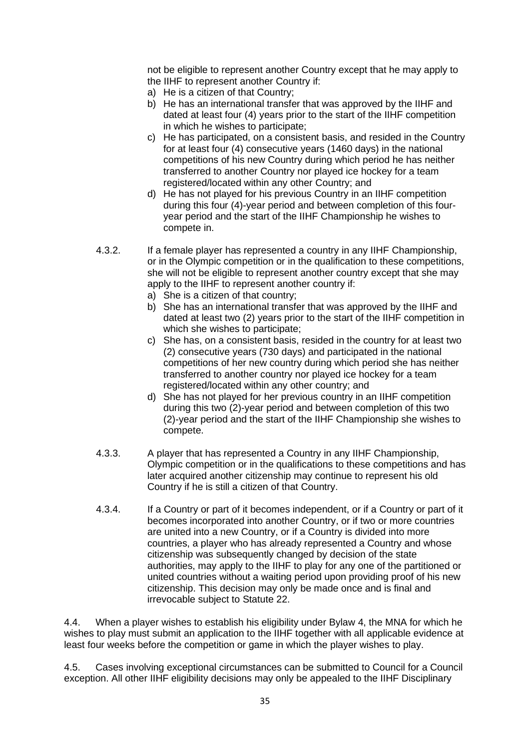not be eligible to represent another Country except that he may apply to the IIHF to represent another Country if:

a) He is a citizen of that Country;
b) He has an international transfer that was approved by the IIHF and dated at least four (4) years prior to the start of the IIHF competition in which he wishes to participate;
c) He has participated, on a consistent basis, and resided in the Country for at least four (4) consecutive years (1460 days) in the national competitions of his new Country during which period he has neither transferred to another Country nor played ice hockey for a team registered/located within any other Country; and
d) He has not played for his previous Country in an IIHF competition during this four (4)-year period and between completion of this four-year period and the start of the IIHF Championship he wishes to compete in.

4.3.2. If a female player has represented a country in any IIHF Championship, or in the Olympic competition or in the qualification to these competitions, she will not be eligible to represent another country except that she may apply to the IIHF to represent another country if:

a) She is a citizen of that country;
b) She has an international transfer that was approved by the IIHF and dated at least two (2) years prior to the start of the IIHF competition in which she wishes to participate;
c) She has, on a consistent basis, resided in the country for at least two (2) consecutive years (730 days) and participated in the national competitions of her new country during which period she has neither transferred to another country nor played ice hockey for a team registered/located within any other country; and
d) She has not played for her previous country in an IIHF competition during this two (2)-year period and between completion of this two (2)-year period and the start of the IIHF Championship she wishes to compete.

4.3.3. A player that has represented a Country in any IIHF Championship, Olympic competition or in the qualifications to these competitions and has later acquired another citizenship may continue to represent his old Country if he is still a citizen of that Country.

4.3.4. If a Country or part of it becomes independent, or if a Country or part of it becomes incorporated into another Country, or if two or more countries are united into a new Country, or if a Country is divided into more countries, a player who has already represented a Country and whose citizenship was subsequently changed by decision of the state authorities, may apply to the IIHF to play for any one of the partitioned or united countries without a waiting period upon providing proof of his new citizenship. This decision may only be made once and is final and irrevocable subject to Statute 22.

4.4. When a player wishes to establish his eligibility under Bylaw 4, the MNA for which he wishes to play must submit an application to the IIHF together with all applicable evidence at least four weeks before the competition or game in which the player wishes to play.

4.5. Cases involving exceptional circumstances can be submitted to Council for a Council exception. All other IIHF eligibility decisions may only be appealed to the IIHF Disciplinary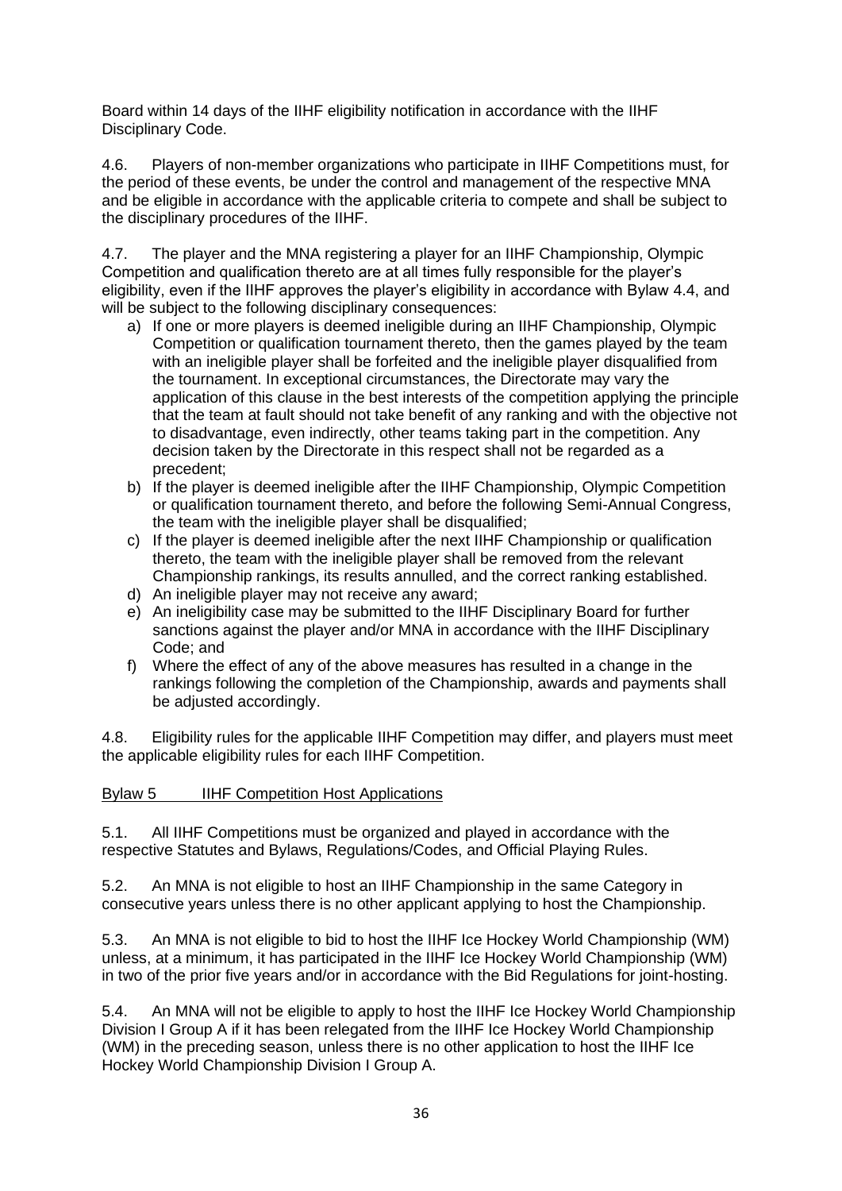Board within 14 days of the IIHF eligibility notification in accordance with the IIHF Disciplinary Code.

4.6. Players of non-member organizations who participate in IIHF Competitions must, for the period of these events, be under the control and management of the respective MNA and be eligible in accordance with the applicable criteria to compete and shall be subject to the disciplinary procedures of the IIHF.

4.7. The player and the MNA registering a player for an IIHF Championship, Olympic Competition and qualification thereto are at all times fully responsible for the player's eligibility, even if the IIHF approves the player's eligibility in accordance with Bylaw 4.4, and will be subject to the following disciplinary consequences:

a) If one or more players is deemed ineligible during an IIHF Championship, Olympic Competition or qualification tournament thereto, then the games played by the team with an ineligible player shall be forfeited and the ineligible player disqualified from the tournament. In exceptional circumstances, the Directorate may vary the application of this clause in the best interests of the competition applying the principle that the team at fault should not take benefit of any ranking and with the objective not to disadvantage, even indirectly, other teams taking part in the competition. Any decision taken by the Directorate in this respect shall not be regarded as a precedent;
b) If the player is deemed ineligible after the IIHF Championship, Olympic Competition or qualification tournament thereto, and before the following Semi-Annual Congress, the team with the ineligible player shall be disqualified;
c) If the player is deemed ineligible after the next IIHF Championship or qualification thereto, the team with the ineligible player shall be removed from the relevant Championship rankings, its results annulled, and the correct ranking established.
d) An ineligible player may not receive any award;
e) An ineligibility case may be submitted to the IIHF Disciplinary Board for further sanctions against the player and/or MNA in accordance with the IIHF Disciplinary Code; and
f) Where the effect of any of the above measures has resulted in a change in the rankings following the completion of the Championship, awards and payments shall be adjusted accordingly.

4.8. Eligibility rules for the applicable IIHF Competition may differ, and players must meet the applicable eligibility rules for each IIHF Competition.

## Bylaw 5 IIHF Competition Host Applications

5.1. All IIHF Competitions must be organized and played in accordance with the respective Statutes and Bylaws, Regulations/Codes, and Official Playing Rules.

5.2. An MNA is not eligible to host an IIHF Championship in the same Category in consecutive years unless there is no other applicant applying to host the Championship.

5.3. An MNA is not eligible to bid to host the IIHF Ice Hockey World Championship (WM) unless, at a minimum, it has participated in the IIHF Ice Hockey World Championship (WM) in two of the prior five years and/or in accordance with the Bid Regulations for joint-hosting.

5.4. An MNA will not be eligible to apply to host the IIHF Ice Hockey World Championship Division I Group A if it has been relegated from the IIHF Ice Hockey World Championship (WM) in the preceding season, unless there is no other application to host the IIHF Ice Hockey World Championship Division I Group A.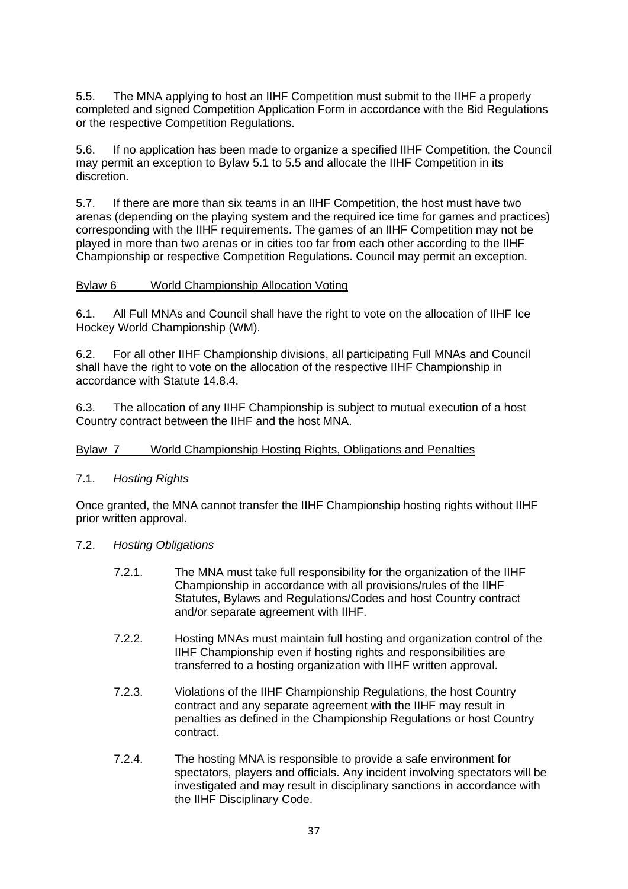5.5. The MNA applying to host an IIHF Competition must submit to the IIHF a properly completed and signed Competition Application Form in accordance with the Bid Regulations or the respective Competition Regulations.

5.6. If no application has been made to organize a specified IIHF Competition, the Council may permit an exception to Bylaw 5.1 to 5.5 and allocate the IIHF Competition in its discretion.

5.7. If there are more than six teams in an IIHF Competition, the host must have two arenas (depending on the playing system and the required ice time for games and practices) corresponding with the IIHF requirements. The games of an IIHF Competition may not be played in more than two arenas or in cities too far from each other according to the IIHF Championship or respective Competition Regulations. Council may permit an exception.

## Bylaw 6 World Championship Allocation Voting

6.1. All Full MNAs and Council shall have the right to vote on the allocation of IIHF Ice Hockey World Championship (WM).

6.2. For all other IIHF Championship divisions, all participating Full MNAs and Council shall have the right to vote on the allocation of the respective IIHF Championship in accordance with Statute 14.8.4.

6.3. The allocation of any IIHF Championship is subject to mutual execution of a host Country contract between the IIHF and the host MNA.

## Bylaw 7 World Championship Hosting Rights, Obligations and Penalties

7.1. *Hosting Rights*

Once granted, the MNA cannot transfer the IIHF Championship hosting rights without IIHF prior written approval.

7.2. *Hosting Obligations*

- 7.2.1. The MNA must take full responsibility for the organization of the IIHF Championship in accordance with all provisions/rules of the IIHF Statutes, Bylaws and Regulations/Codes and host Country contract and/or separate agreement with IIHF.

- 7.2.2. Hosting MNAs must maintain full hosting and organization control of the IIHF Championship even if hosting rights and responsibilities are transferred to a hosting organization with IIHF written approval.

- 7.2.3. Violations of the IIHF Championship Regulations, the host Country contract and any separate agreement with the IIHF may result in penalties as defined in the Championship Regulations or host Country contract.

- 7.2.4. The hosting MNA is responsible to provide a safe environment for spectators, players and officials. Any incident involving spectators will be investigated and may result in disciplinary sanctions in accordance with the IIHF Disciplinary Code.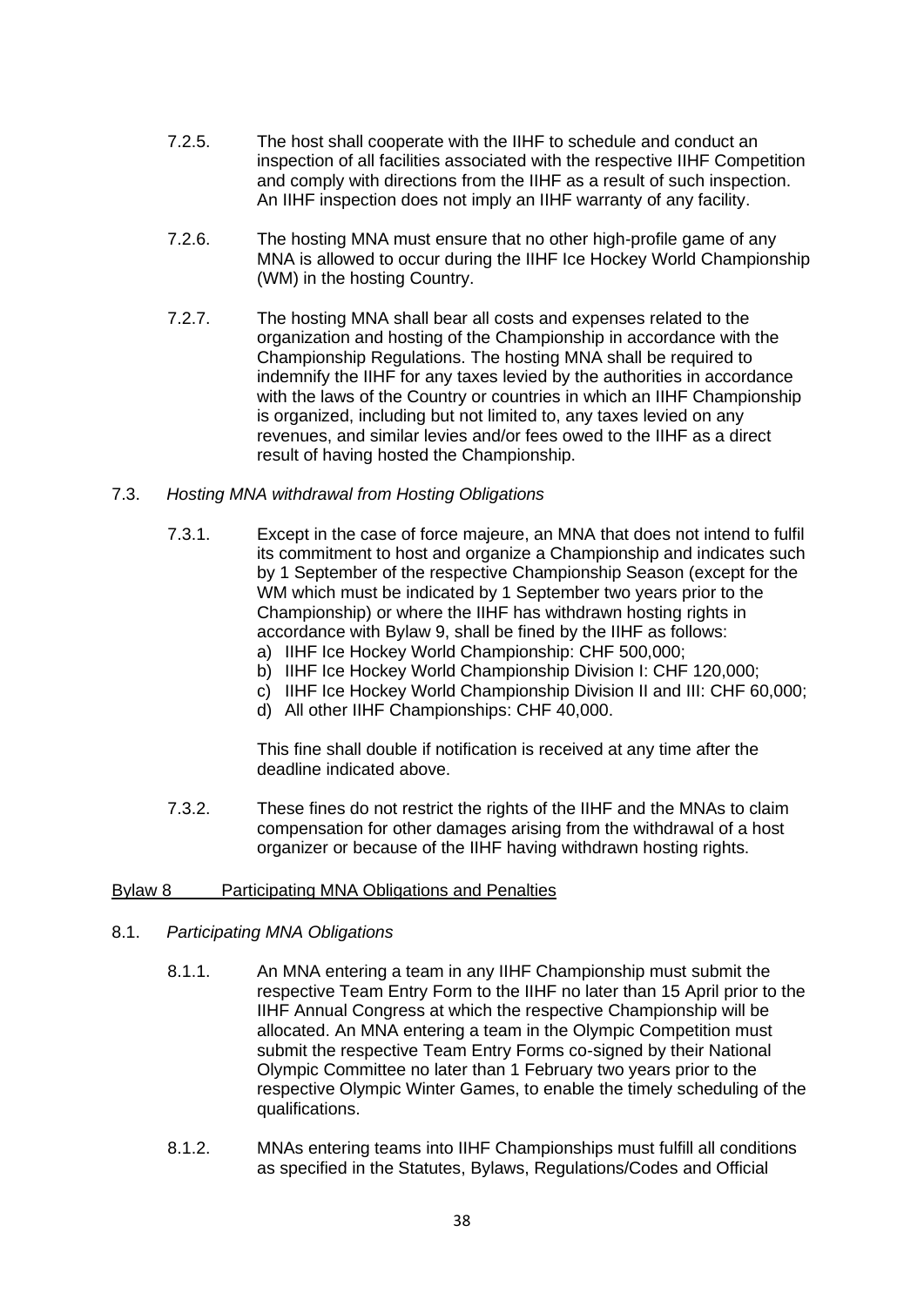7.2.5. The host shall cooperate with the IIHF to schedule and conduct an inspection of all facilities associated with the respective IIHF Competition and comply with directions from the IIHF as a result of such inspection. An IIHF inspection does not imply an IIHF warranty of any facility.

7.2.6. The hosting MNA must ensure that no other high-profile game of any MNA is allowed to occur during the IIHF Ice Hockey World Championship (WM) in the hosting Country.

7.2.7. The hosting MNA shall bear all costs and expenses related to the organization and hosting of the Championship in accordance with the Championship Regulations. The hosting MNA shall be required to indemnify the IIHF for any taxes levied by the authorities in accordance with the laws of the Country or countries in which an IIHF Championship is organized, including but not limited to, any taxes levied on any revenues, and similar levies and/or fees owed to the IIHF as a direct result of having hosted the Championship.

7.3. *Hosting MNA withdrawal from Hosting Obligations*

7.3.1. Except in the case of force majeure, an MNA that does not intend to fulfil its commitment to host and organize a Championship and indicates such by 1 September of the respective Championship Season (except for the WM which must be indicated by 1 September two years prior to the Championship) or where the IIHF has withdrawn hosting rights in accordance with Bylaw 9, shall be fined by the IIHF as follows:

a) IIHF Ice Hockey World Championship: CHF 500,000;
b) IIHF Ice Hockey World Championship Division I: CHF 120,000;
c) IIHF Ice Hockey World Championship Division II and III: CHF 60,000;
d) All other IIHF Championships: CHF 40,000.

This fine shall double if notification is received at any time after the deadline indicated above.

7.3.2. These fines do not restrict the rights of the IIHF and the MNAs to claim compensation for other damages arising from the withdrawal of a host organizer or because of the IIHF having withdrawn hosting rights.

## Bylaw 8 Participating MNA Obligations and Penalties

8.1. *Participating MNA Obligations*

8.1.1. An MNA entering a team in any IIHF Championship must submit the respective Team Entry Form to the IIHF no later than 15 April prior to the IIHF Annual Congress at which the respective Championship will be allocated. An MNA entering a team in the Olympic Competition must submit the respective Team Entry Forms co-signed by their National Olympic Committee no later than 1 February two years prior to the respective Olympic Winter Games, to enable the timely scheduling of the qualifications.

8.1.2. MNAs entering teams into IIHF Championships must fulfill all conditions as specified in the Statutes, Bylaws, Regulations/Codes and Official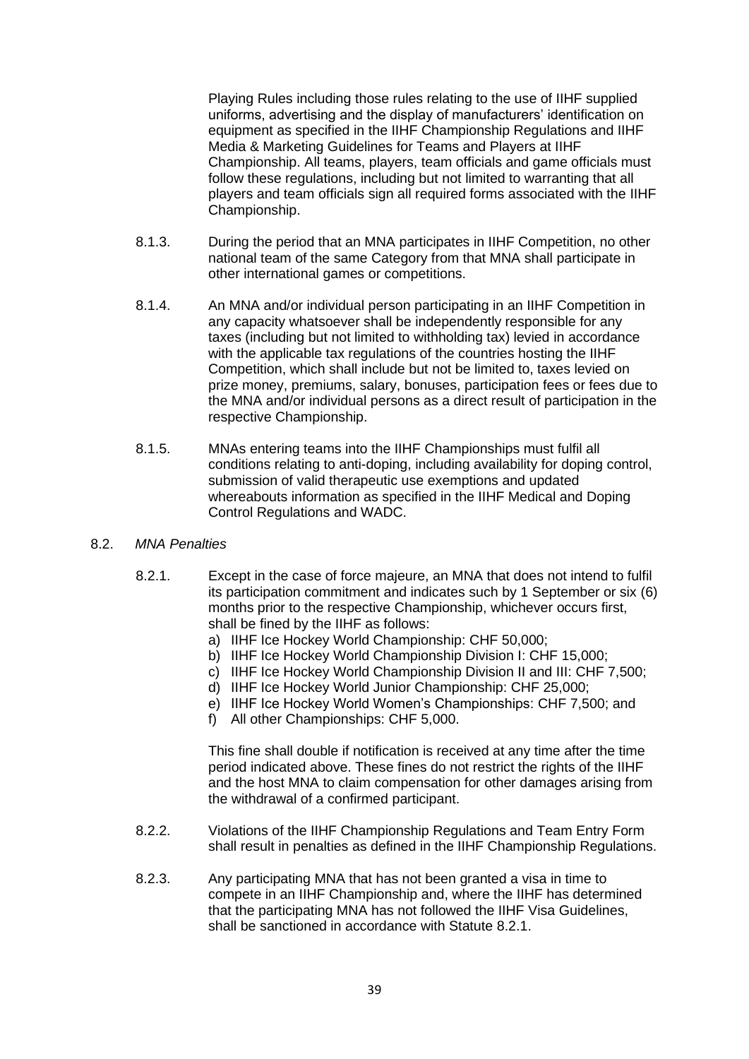Playing Rules including those rules relating to the use of IIHF supplied uniforms, advertising and the display of manufacturers' identification on equipment as specified in the IIHF Championship Regulations and IIHF Media & Marketing Guidelines for Teams and Players at IIHF Championship. All teams, players, team officials and game officials must follow these regulations, including but not limited to warranting that all players and team officials sign all required forms associated with the IIHF Championship.

8.1.3. During the period that an MNA participates in IIHF Competition, no other national team of the same Category from that MNA shall participate in other international games or competitions.

8.1.4. An MNA and/or individual person participating in an IIHF Competition in any capacity whatsoever shall be independently responsible for any taxes (including but not limited to withholding tax) levied in accordance with the applicable tax regulations of the countries hosting the IIHF Competition, which shall include but not be limited to, taxes levied on prize money, premiums, salary, bonuses, participation fees or fees due to the MNA and/or individual persons as a direct result of participation in the respective Championship.

8.1.5. MNAs entering teams into the IIHF Championships must fulfil all conditions relating to anti-doping, including availability for doping control, submission of valid therapeutic use exemptions and updated whereabouts information as specified in the IIHF Medical and Doping Control Regulations and WADC.

8.2. *MNA Penalties*

8.2.1. Except in the case of force majeure, an MNA that does not intend to fulfil its participation commitment and indicates such by 1 September or six (6) months prior to the respective Championship, whichever occurs first, shall be fined by the IIHF as follows:

a) IIHF Ice Hockey World Championship: CHF 50,000;
b) IIHF Ice Hockey World Championship Division I: CHF 15,000;
c) IIHF Ice Hockey World Championship Division II and III: CHF 7,500;
d) IIHF Ice Hockey World Junior Championship: CHF 25,000;
e) IIHF Ice Hockey World Women's Championships: CHF 7,500; and
f) All other Championships: CHF 5,000.

This fine shall double if notification is received at any time after the time period indicated above. These fines do not restrict the rights of the IIHF and the host MNA to claim compensation for other damages arising from the withdrawal of a confirmed participant.

8.2.2. Violations of the IIHF Championship Regulations and Team Entry Form shall result in penalties as defined in the IIHF Championship Regulations.

8.2.3. Any participating MNA that has not been granted a visa in time to compete in an IIHF Championship and, where the IIHF has determined that the participating MNA has not followed the IIHF Visa Guidelines, shall be sanctioned in accordance with Statute 8.2.1.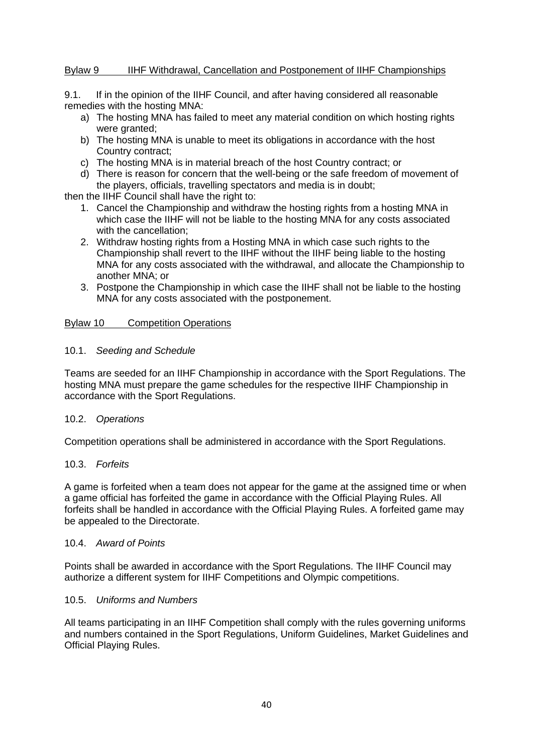## Bylaw 9 IIHF Withdrawal, Cancellation and Postponement of IIHF Championships

9.1. If in the opinion of the IIHF Council, and after having considered all reasonable remedies with the hosting MNA:

a) The hosting MNA has failed to meet any material condition on which hosting rights were granted;
b) The hosting MNA is unable to meet its obligations in accordance with the host Country contract;
c) The hosting MNA is in material breach of the host Country contract; or
d) There is reason for concern that the well-being or the safe freedom of movement of the players, officials, travelling spectators and media is in doubt;

then the IIHF Council shall have the right to:

1. Cancel the Championship and withdraw the hosting rights from a hosting MNA in which case the IIHF will not be liable to the hosting MNA for any costs associated with the cancellation;
2. Withdraw hosting rights from a Hosting MNA in which case such rights to the Championship shall revert to the IIHF without the IIHF being liable to the hosting MNA for any costs associated with the withdrawal, and allocate the Championship to another MNA; or
3. Postpone the Championship in which case the IIHF shall not be liable to the hosting MNA for any costs associated with the postponement.

## Bylaw 10 Competition Operations

### 10.1. *Seeding and Schedule*

Teams are seeded for an IIHF Championship in accordance with the Sport Regulations. The hosting MNA must prepare the game schedules for the respective IIHF Championship in accordance with the Sport Regulations.

### 10.2. *Operations*

Competition operations shall be administered in accordance with the Sport Regulations.

### 10.3. *Forfeits*

A game is forfeited when a team does not appear for the game at the assigned time or when a game official has forfeited the game in accordance with the Official Playing Rules. All forfeits shall be handled in accordance with the Official Playing Rules. A forfeited game may be appealed to the Directorate.

### 10.4. *Award of Points*

Points shall be awarded in accordance with the Sport Regulations. The IIHF Council may authorize a different system for IIHF Competitions and Olympic competitions.

### 10.5. *Uniforms and Numbers*

All teams participating in an IIHF Competition shall comply with the rules governing uniforms and numbers contained in the Sport Regulations, Uniform Guidelines, Market Guidelines and Official Playing Rules.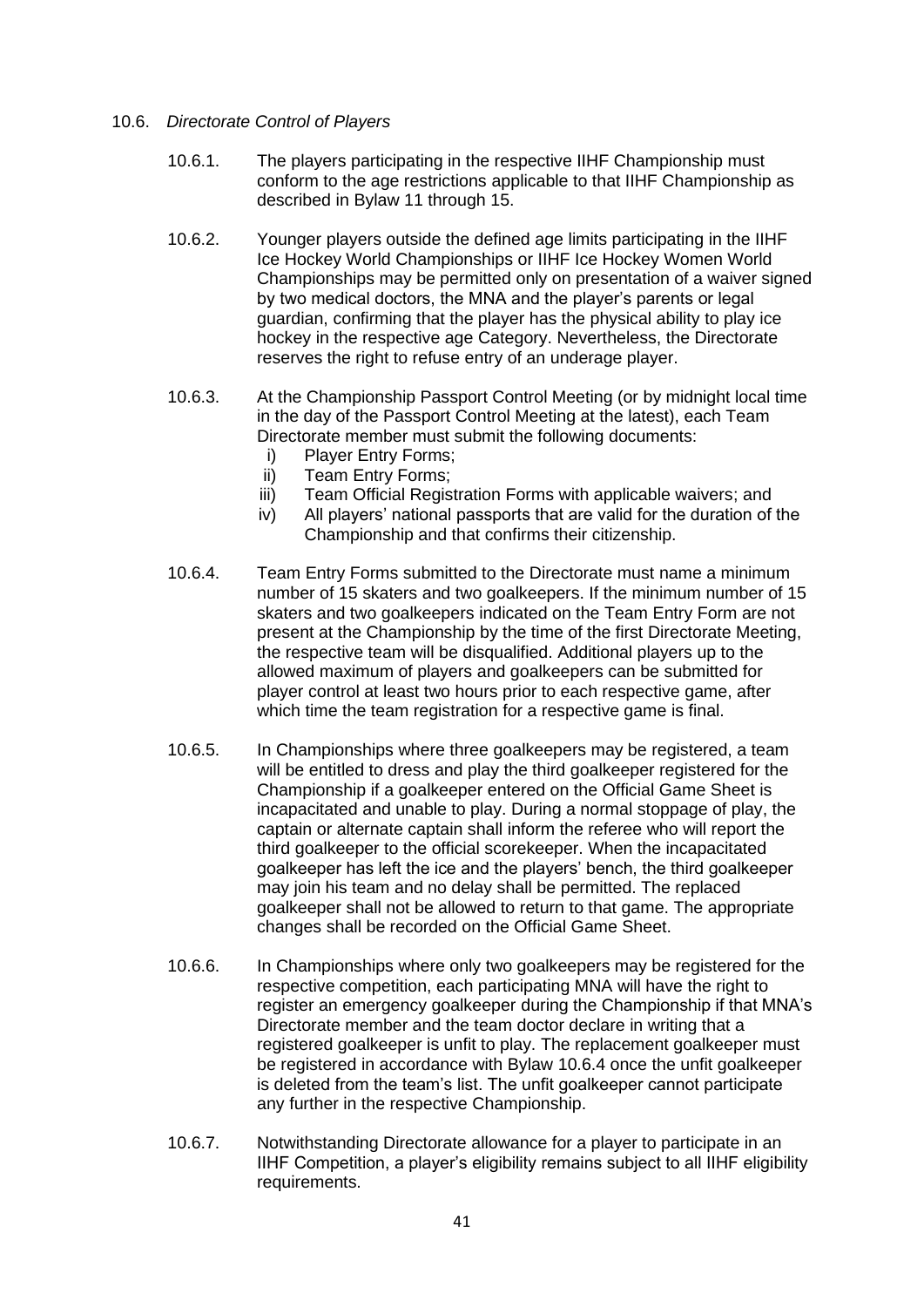### 10.6. *Directorate Control of Players*

10.6.1. The players participating in the respective IIHF Championship must conform to the age restrictions applicable to that IIHF Championship as described in Bylaw 11 through 15.

10.6.2. Younger players outside the defined age limits participating in the IIHF Ice Hockey World Championships or IIHF Ice Hockey Women World Championships may be permitted only on presentation of a waiver signed by two medical doctors, the MNA and the player's parents or legal guardian, confirming that the player has the physical ability to play ice hockey in the respective age Category. Nevertheless, the Directorate reserves the right to refuse entry of an underage player.

10.6.3. At the Championship Passport Control Meeting (or by midnight local time in the day of the Passport Control Meeting at the latest), each Team Directorate member must submit the following documents:

- i) Player Entry Forms;
- ii) Team Entry Forms;
- iii) Team Official Registration Forms with applicable waivers; and
- iv) All players' national passports that are valid for the duration of the Championship and that confirms their citizenship.

10.6.4. Team Entry Forms submitted to the Directorate must name a minimum number of 15 skaters and two goalkeepers. If the minimum number of 15 skaters and two goalkeepers indicated on the Team Entry Form are not present at the Championship by the time of the first Directorate Meeting, the respective team will be disqualified. Additional players up to the allowed maximum of players and goalkeepers can be submitted for player control at least two hours prior to each respective game, after which time the team registration for a respective game is final.

10.6.5. In Championships where three goalkeepers may be registered, a team will be entitled to dress and play the third goalkeeper registered for the Championship if a goalkeeper entered on the Official Game Sheet is incapacitated and unable to play. During a normal stoppage of play, the captain or alternate captain shall inform the referee who will report the third goalkeeper to the official scorekeeper. When the incapacitated goalkeeper has left the ice and the players' bench, the third goalkeeper may join his team and no delay shall be permitted. The replaced goalkeeper shall not be allowed to return to that game. The appropriate changes shall be recorded on the Official Game Sheet.

10.6.6. In Championships where only two goalkeepers may be registered for the respective competition, each participating MNA will have the right to register an emergency goalkeeper during the Championship if that MNA's Directorate member and the team doctor declare in writing that a registered goalkeeper is unfit to play. The replacement goalkeeper must be registered in accordance with Bylaw 10.6.4 once the unfit goalkeeper is deleted from the team's list. The unfit goalkeeper cannot participate any further in the respective Championship.

10.6.7. Notwithstanding Directorate allowance for a player to participate in an IIHF Competition, a player's eligibility remains subject to all IIHF eligibility requirements.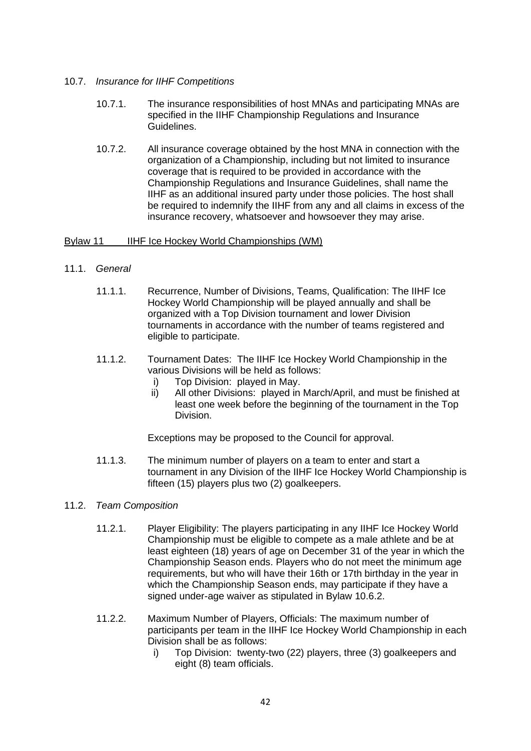10.7. *Insurance for IIHF Competitions*

10.7.1. The insurance responsibilities of host MNAs and participating MNAs are specified in the IIHF Championship Regulations and Insurance Guidelines.

10.7.2. All insurance coverage obtained by the host MNA in connection with the organization of a Championship, including but not limited to insurance coverage that is required to be provided in accordance with the Championship Regulations and Insurance Guidelines, shall name the IIHF as an additional insured party under those policies. The host shall be required to indemnify the IIHF from any and all claims in excess of the insurance recovery, whatsoever and howsoever they may arise.

## Bylaw 11 IIHF Ice Hockey World Championships (WM)

11.1. *General*

11.1.1. Recurrence, Number of Divisions, Teams, Qualification: The IIHF Ice Hockey World Championship will be played annually and shall be organized with a Top Division tournament and lower Division tournaments in accordance with the number of teams registered and eligible to participate.

11.1.2. Tournament Dates: The IIHF Ice Hockey World Championship in the various Divisions will be held as follows:

i) Top Division: played in May.
ii) All other Divisions: played in March/April, and must be finished at least one week before the beginning of the tournament in the Top Division.

Exceptions may be proposed to the Council for approval.

11.1.3. The minimum number of players on a team to enter and start a tournament in any Division of the IIHF Ice Hockey World Championship is fifteen (15) players plus two (2) goalkeepers.

11.2. *Team Composition*

11.2.1. Player Eligibility: The players participating in any IIHF Ice Hockey World Championship must be eligible to compete as a male athlete and be at least eighteen (18) years of age on December 31 of the year in which the Championship Season ends. Players who do not meet the minimum age requirements, but who will have their 16th or 17th birthday in the year in which the Championship Season ends, may participate if they have a signed under-age waiver as stipulated in Bylaw 10.6.2.

11.2.2. Maximum Number of Players, Officials: The maximum number of participants per team in the IIHF Ice Hockey World Championship in each Division shall be as follows:

i) Top Division: twenty-two (22) players, three (3) goalkeepers and eight (8) team officials.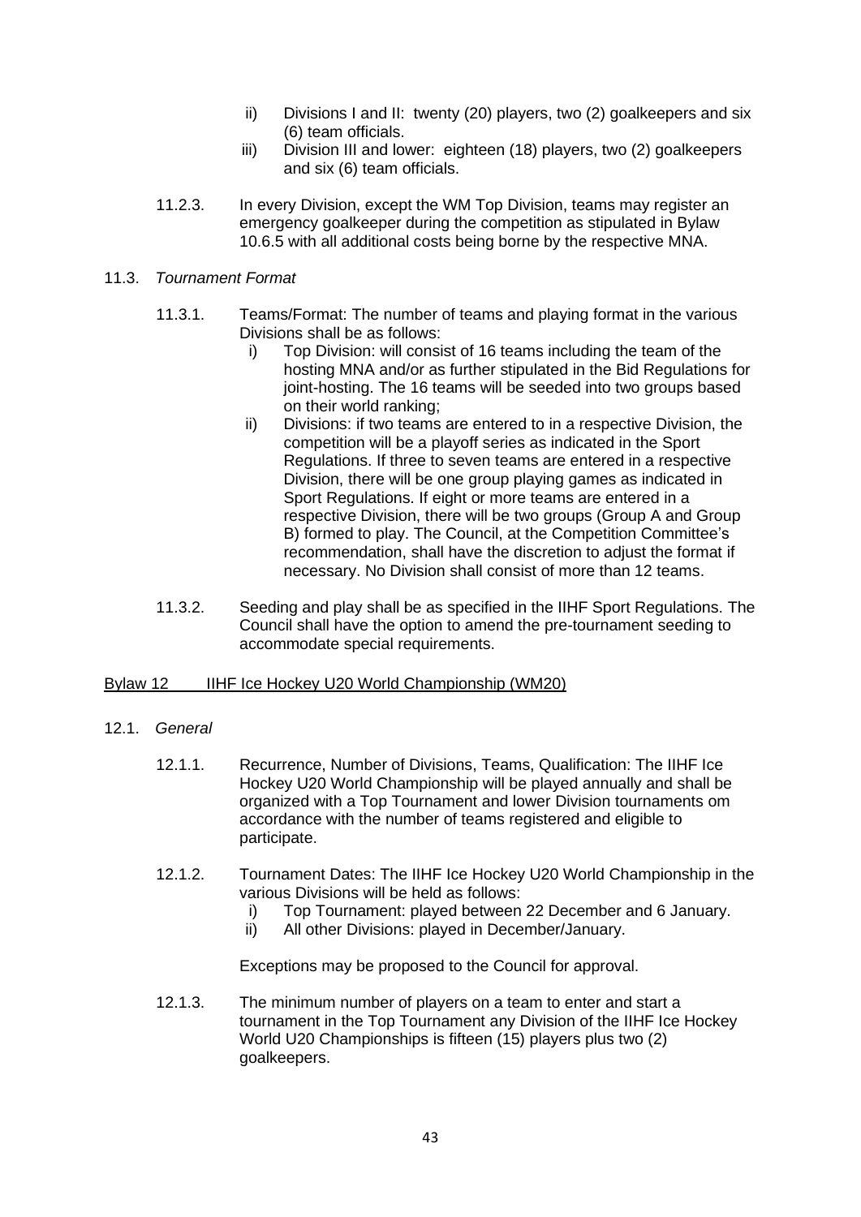ii) Divisions I and II: twenty (20) players, two (2) goalkeepers and six (6) team officials.

iii) Division III and lower: eighteen (18) players, two (2) goalkeepers and six (6) team officials.

11.2.3. In every Division, except the WM Top Division, teams may register an emergency goalkeeper during the competition as stipulated in Bylaw 10.6.5 with all additional costs being borne by the respective MNA.

11.3. *Tournament Format*

11.3.1. Teams/Format: The number of teams and playing format in the various Divisions shall be as follows:

i) Top Division: will consist of 16 teams including the team of the hosting MNA and/or as further stipulated in the Bid Regulations for joint-hosting. The 16 teams will be seeded into two groups based on their world ranking;

ii) Divisions: if two teams are entered to in a respective Division, the competition will be a playoff series as indicated in the Sport Regulations. If three to seven teams are entered in a respective Division, there will be one group playing games as indicated in Sport Regulations. If eight or more teams are entered in a respective Division, there will be two groups (Group A and Group B) formed to play. The Council, at the Competition Committee's recommendation, shall have the discretion to adjust the format if necessary. No Division shall consist of more than 12 teams.

11.3.2. Seeding and play shall be as specified in the IIHF Sport Regulations. The Council shall have the option to amend the pre-tournament seeding to accommodate special requirements.

## Bylaw 12 IIHF Ice Hockey U20 World Championship (WM20)

12.1. *General*

12.1.1. Recurrence, Number of Divisions, Teams, Qualification: The IIHF Ice Hockey U20 World Championship will be played annually and shall be organized with a Top Tournament and lower Division tournaments om accordance with the number of teams registered and eligible to participate.

12.1.2. Tournament Dates: The IIHF Ice Hockey U20 World Championship in the various Divisions will be held as follows:

i) Top Tournament: played between 22 December and 6 January.

ii) All other Divisions: played in December/January.

Exceptions may be proposed to the Council for approval.

12.1.3. The minimum number of players on a team to enter and start a tournament in the Top Tournament any Division of the IIHF Ice Hockey World U20 Championships is fifteen (15) players plus two (2) goalkeepers.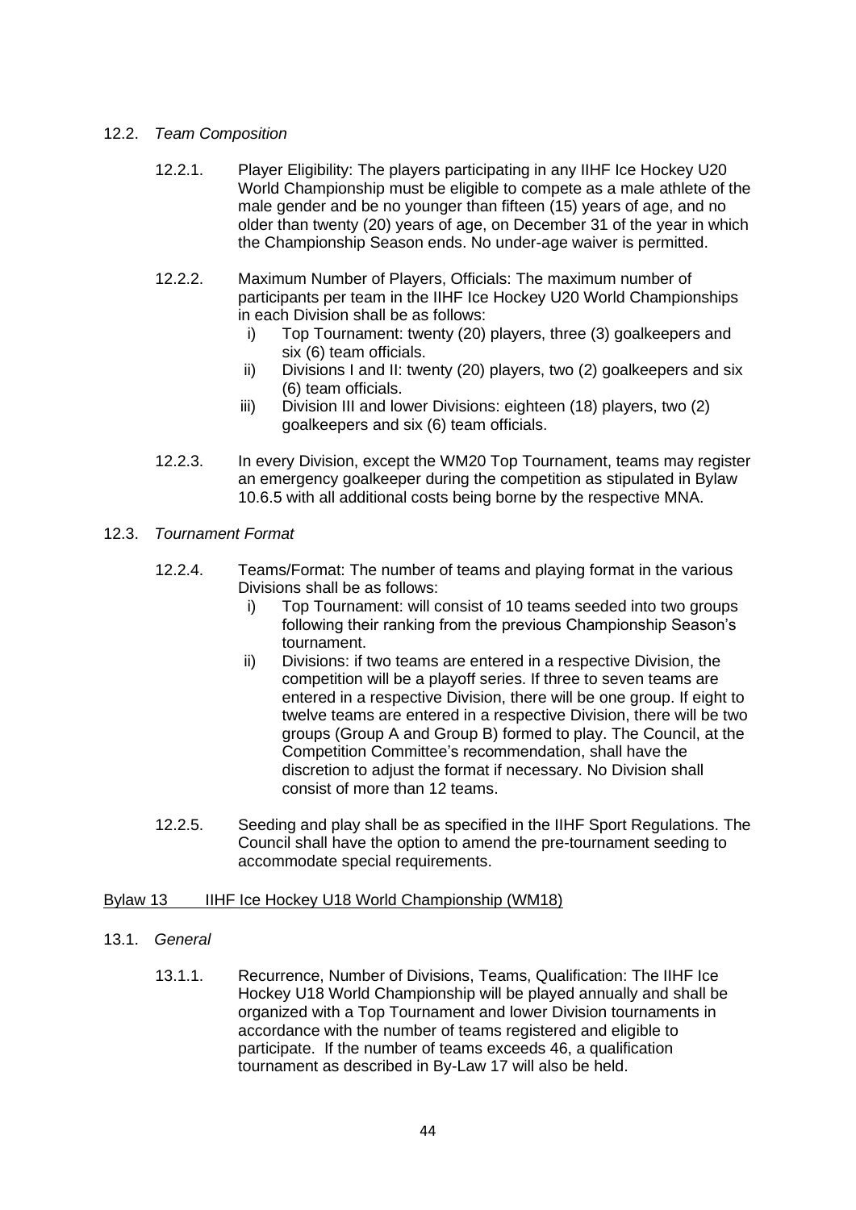12.2. *Team Composition*

12.2.1. Player Eligibility: The players participating in any IIHF Ice Hockey U20 World Championship must be eligible to compete as a male athlete of the male gender and be no younger than fifteen (15) years of age, and no older than twenty (20) years of age, on December 31 of the year in which the Championship Season ends. No under-age waiver is permitted.

12.2.2. Maximum Number of Players, Officials: The maximum number of participants per team in the IIHF Ice Hockey U20 World Championships in each Division shall be as follows:

- i) Top Tournament: twenty (20) players, three (3) goalkeepers and six (6) team officials.
- ii) Divisions I and II: twenty (20) players, two (2) goalkeepers and six (6) team officials.
- iii) Division III and lower Divisions: eighteen (18) players, two (2) goalkeepers and six (6) team officials.

12.2.3. In every Division, except the WM20 Top Tournament, teams may register an emergency goalkeeper during the competition as stipulated in Bylaw 10.6.5 with all additional costs being borne by the respective MNA.

12.3. *Tournament Format*

12.2.4. Teams/Format: The number of teams and playing format in the various Divisions shall be as follows:

- i) Top Tournament: will consist of 10 teams seeded into two groups following their ranking from the previous Championship Season's tournament.
- ii) Divisions: if two teams are entered in a respective Division, the competition will be a playoff series. If three to seven teams are entered in a respective Division, there will be one group. If eight to twelve teams are entered in a respective Division, there will be two groups (Group A and Group B) formed to play. The Council, at the Competition Committee's recommendation, shall have the discretion to adjust the format if necessary. No Division shall consist of more than 12 teams.

12.2.5. Seeding and play shall be as specified in the IIHF Sport Regulations. The Council shall have the option to amend the pre-tournament seeding to accommodate special requirements.

## Bylaw 13 IIHF Ice Hockey U18 World Championship (WM18)

13.1. *General*

13.1.1. Recurrence, Number of Divisions, Teams, Qualification: The IIHF Ice Hockey U18 World Championship will be played annually and shall be organized with a Top Tournament and lower Division tournaments in accordance with the number of teams registered and eligible to participate. If the number of teams exceeds 46, a qualification tournament as described in By-Law 17 will also be held.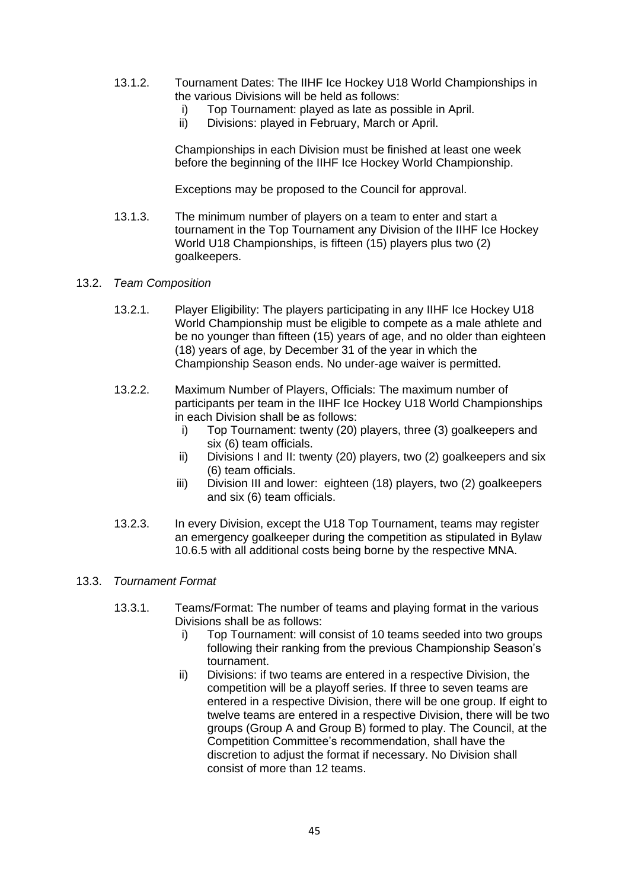13.1.2. Tournament Dates: The IIHF Ice Hockey U18 World Championships in the various Divisions will be held as follows:

i) Top Tournament: played as late as possible in April.
ii) Divisions: played in February, March or April.

Championships in each Division must be finished at least one week before the beginning of the IIHF Ice Hockey World Championship.

Exceptions may be proposed to the Council for approval.

13.1.3. The minimum number of players on a team to enter and start a tournament in the Top Tournament any Division of the IIHF Ice Hockey World U18 Championships, is fifteen (15) players plus two (2) goalkeepers.

13.2. *Team Composition*

13.2.1. Player Eligibility: The players participating in any IIHF Ice Hockey U18 World Championship must be eligible to compete as a male athlete and be no younger than fifteen (15) years of age, and no older than eighteen (18) years of age, by December 31 of the year in which the Championship Season ends. No under-age waiver is permitted.

13.2.2. Maximum Number of Players, Officials: The maximum number of participants per team in the IIHF Ice Hockey U18 World Championships in each Division shall be as follows:

i) Top Tournament: twenty (20) players, three (3) goalkeepers and six (6) team officials.
ii) Divisions I and II: twenty (20) players, two (2) goalkeepers and six (6) team officials.
iii) Division III and lower: eighteen (18) players, two (2) goalkeepers and six (6) team officials.

13.2.3. In every Division, except the U18 Top Tournament, teams may register an emergency goalkeeper during the competition as stipulated in Bylaw 10.6.5 with all additional costs being borne by the respective MNA.

13.3. *Tournament Format*

13.3.1. Teams/Format: The number of teams and playing format in the various Divisions shall be as follows:

i) Top Tournament: will consist of 10 teams seeded into two groups following their ranking from the previous Championship Season's tournament.
ii) Divisions: if two teams are entered in a respective Division, the competition will be a playoff series. If three to seven teams are entered in a respective Division, there will be one group. If eight to twelve teams are entered in a respective Division, there will be two groups (Group A and Group B) formed to play. The Council, at the Competition Committee's recommendation, shall have the discretion to adjust the format if necessary. No Division shall consist of more than 12 teams.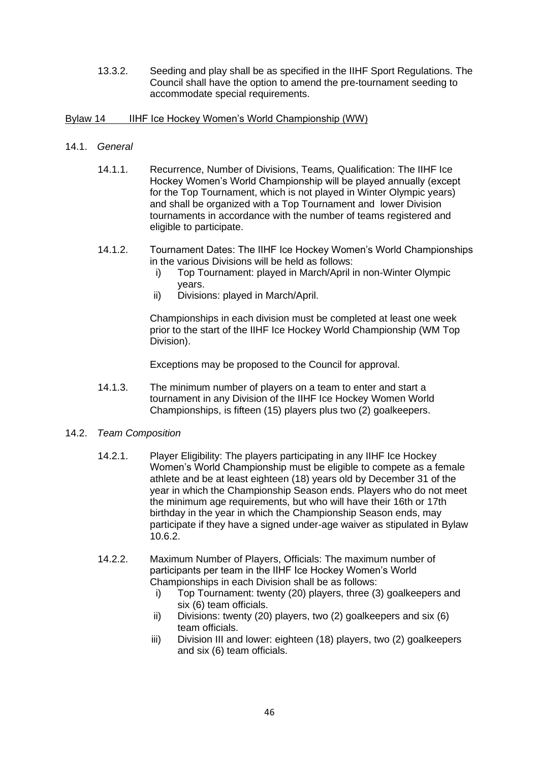13.3.2. Seeding and play shall be as specified in the IIHF Sport Regulations. The Council shall have the option to amend the pre-tournament seeding to accommodate special requirements.

## Bylaw 14 IIHF Ice Hockey Women's World Championship (WW)

### 14.1. *General*

14.1.1. Recurrence, Number of Divisions, Teams, Qualification: The IIHF Ice Hockey Women's World Championship will be played annually (except for the Top Tournament, which is not played in Winter Olympic years) and shall be organized with a Top Tournament and lower Division tournaments in accordance with the number of teams registered and eligible to participate.

14.1.2. Tournament Dates: The IIHF Ice Hockey Women's World Championships in the various Divisions will be held as follows:

i) Top Tournament: played in March/April in non-Winter Olympic years.

ii) Divisions: played in March/April.

Championships in each division must be completed at least one week prior to the start of the IIHF Ice Hockey World Championship (WM Top Division).

Exceptions may be proposed to the Council for approval.

14.1.3. The minimum number of players on a team to enter and start a tournament in any Division of the IIHF Ice Hockey Women World Championships, is fifteen (15) players plus two (2) goalkeepers.

### 14.2. *Team Composition*

14.2.1. Player Eligibility: The players participating in any IIHF Ice Hockey Women's World Championship must be eligible to compete as a female athlete and be at least eighteen (18) years old by December 31 of the year in which the Championship Season ends. Players who do not meet the minimum age requirements, but who will have their 16th or 17th birthday in the year in which the Championship Season ends, may participate if they have a signed under-age waiver as stipulated in Bylaw 10.6.2.

14.2.2. Maximum Number of Players, Officials: The maximum number of participants per team in the IIHF Ice Hockey Women's World Championships in each Division shall be as follows:

i) Top Tournament: twenty (20) players, three (3) goalkeepers and six (6) team officials.

ii) Divisions: twenty (20) players, two (2) goalkeepers and six (6) team officials.

iii) Division III and lower: eighteen (18) players, two (2) goalkeepers and six (6) team officials.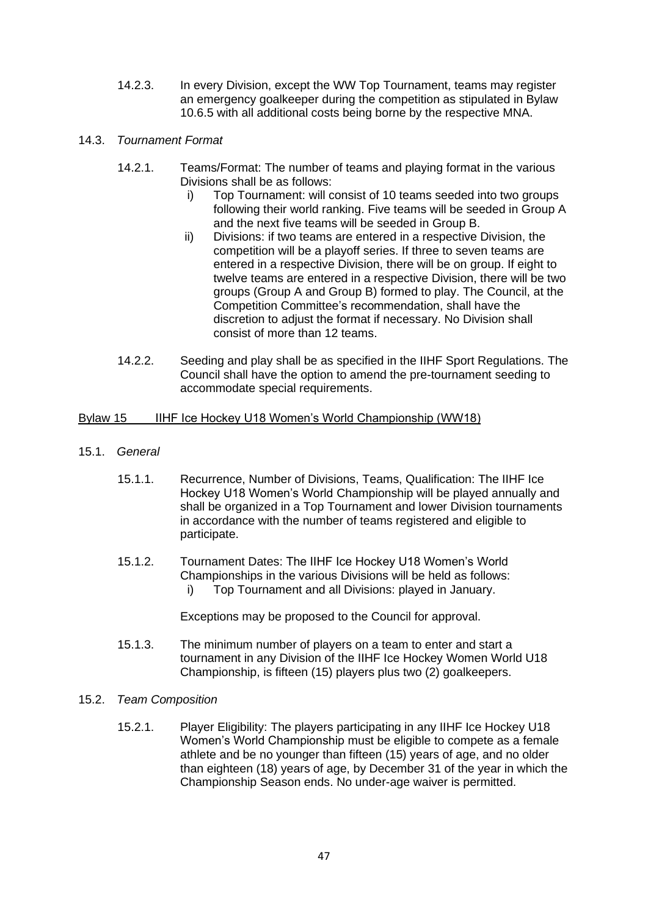14.2.3. In every Division, except the WW Top Tournament, teams may register an emergency goalkeeper during the competition as stipulated in Bylaw 10.6.5 with all additional costs being borne by the respective MNA.

14.3. *Tournament Format*

14.2.1. Teams/Format: The number of teams and playing format in the various Divisions shall be as follows:

i) Top Tournament: will consist of 10 teams seeded into two groups following their world ranking. Five teams will be seeded in Group A and the next five teams will be seeded in Group B.

ii) Divisions: if two teams are entered in a respective Division, the competition will be a playoff series. If three to seven teams are entered in a respective Division, there will be on group. If eight to twelve teams are entered in a respective Division, there will be two groups (Group A and Group B) formed to play. The Council, at the Competition Committee's recommendation, shall have the discretion to adjust the format if necessary. No Division shall consist of more than 12 teams.

14.2.2. Seeding and play shall be as specified in the IIHF Sport Regulations. The Council shall have the option to amend the pre-tournament seeding to accommodate special requirements.

## Bylaw 15 IIHF Ice Hockey U18 Women's World Championship (WW18)

15.1. *General*

15.1.1. Recurrence, Number of Divisions, Teams, Qualification: The IIHF Ice Hockey U18 Women's World Championship will be played annually and shall be organized in a Top Tournament and lower Division tournaments in accordance with the number of teams registered and eligible to participate.

15.1.2. Tournament Dates: The IIHF Ice Hockey U18 Women's World Championships in the various Divisions will be held as follows:

i) Top Tournament and all Divisions: played in January.

Exceptions may be proposed to the Council for approval.

15.1.3. The minimum number of players on a team to enter and start a tournament in any Division of the IIHF Ice Hockey Women World U18 Championship, is fifteen (15) players plus two (2) goalkeepers.

15.2. *Team Composition*

15.2.1. Player Eligibility: The players participating in any IIHF Ice Hockey U18 Women's World Championship must be eligible to compete as a female athlete and be no younger than fifteen (15) years of age, and no older than eighteen (18) years of age, by December 31 of the year in which the Championship Season ends. No under-age waiver is permitted.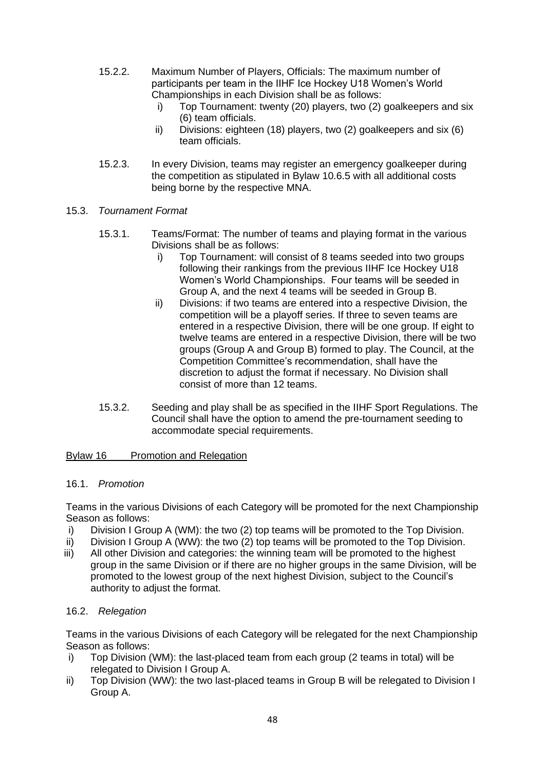15.2.2. Maximum Number of Players, Officials: The maximum number of participants per team in the IIHF Ice Hockey U18 Women's World Championships in each Division shall be as follows:

i) Top Tournament: twenty (20) players, two (2) goalkeepers and six (6) team officials.
ii) Divisions: eighteen (18) players, two (2) goalkeepers and six (6) team officials.

15.2.3. In every Division, teams may register an emergency goalkeeper during the competition as stipulated in Bylaw 10.6.5 with all additional costs being borne by the respective MNA.

15.3. *Tournament Format*

15.3.1. Teams/Format: The number of teams and playing format in the various Divisions shall be as follows:

i) Top Tournament: will consist of 8 teams seeded into two groups following their rankings from the previous IIHF Ice Hockey U18 Women's World Championships. Four teams will be seeded in Group A, and the next 4 teams will be seeded in Group B.
ii) Divisions: if two teams are entered into a respective Division, the competition will be a playoff series. If three to seven teams are entered in a respective Division, there will be one group. If eight to twelve teams are entered in a respective Division, there will be two groups (Group A and Group B) formed to play. The Council, at the Competition Committee's recommendation, shall have the discretion to adjust the format if necessary. No Division shall consist of more than 12 teams.

15.3.2. Seeding and play shall be as specified in the IIHF Sport Regulations. The Council shall have the option to amend the pre-tournament seeding to accommodate special requirements.

## Bylaw 16 Promotion and Relegation

16.1. *Promotion*

Teams in the various Divisions of each Category will be promoted for the next Championship Season as follows:

i) Division I Group A (WM): the two (2) top teams will be promoted to the Top Division.
ii) Division I Group A (WW): the two (2) top teams will be promoted to the Top Division.
iii) All other Division and categories: the winning team will be promoted to the highest group in the same Division or if there are no higher groups in the same Division, will be promoted to the lowest group of the next highest Division, subject to the Council's authority to adjust the format.

16.2. *Relegation*

Teams in the various Divisions of each Category will be relegated for the next Championship Season as follows:

i) Top Division (WM): the last-placed team from each group (2 teams in total) will be relegated to Division I Group A.
ii) Top Division (WW): the two last-placed teams in Group B will be relegated to Division I Group A.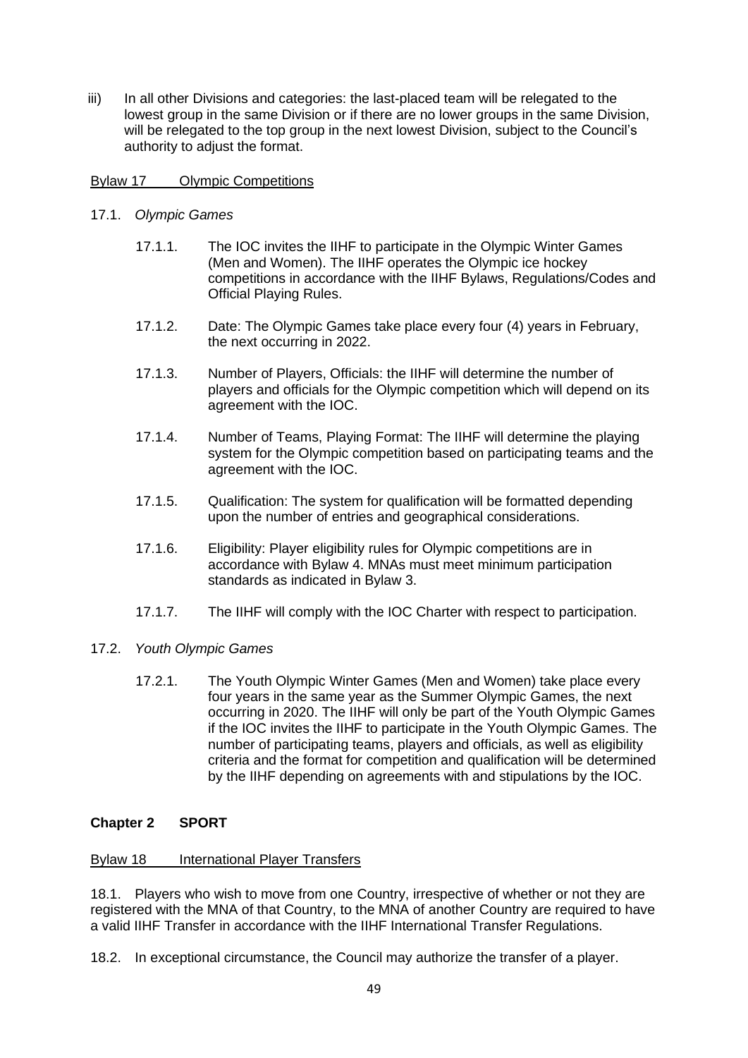iii) In all other Divisions and categories: the last-placed team will be relegated to the lowest group in the same Division or if there are no lower groups in the same Division, will be relegated to the top group in the next lowest Division, subject to the Council's authority to adjust the format.

## Bylaw 17 Olympic Competitions

17.1. *Olympic Games*

17.1.1. The IOC invites the IIHF to participate in the Olympic Winter Games (Men and Women). The IIHF operates the Olympic ice hockey competitions in accordance with the IIHF Bylaws, Regulations/Codes and Official Playing Rules.

17.1.2. Date: The Olympic Games take place every four (4) years in February, the next occurring in 2022.

17.1.3. Number of Players, Officials: the IIHF will determine the number of players and officials for the Olympic competition which will depend on its agreement with the IOC.

17.1.4. Number of Teams, Playing Format: The IIHF will determine the playing system for the Olympic competition based on participating teams and the agreement with the IOC.

17.1.5. Qualification: The system for qualification will be formatted depending upon the number of entries and geographical considerations.

17.1.6. Eligibility: Player eligibility rules for Olympic competitions are in accordance with Bylaw 4. MNAs must meet minimum participation standards as indicated in Bylaw 3.

17.1.7. The IIHF will comply with the IOC Charter with respect to participation.

17.2. *Youth Olympic Games*

17.2.1. The Youth Olympic Winter Games (Men and Women) take place every four years in the same year as the Summer Olympic Games, the next occurring in 2020. The IIHF will only be part of the Youth Olympic Games if the IOC invites the IIHF to participate in the Youth Olympic Games. The number of participating teams, players and officials, as well as eligibility criteria and the format for competition and qualification will be determined by the IIHF depending on agreements with and stipulations by the IOC.

# Chapter 2 SPORT

## Bylaw 18 International Player Transfers

18.1. Players who wish to move from one Country, irrespective of whether or not they are registered with the MNA of that Country, to the MNA of another Country are required to have a valid IIHF Transfer in accordance with the IIHF International Transfer Regulations.

18.2. In exceptional circumstance, the Council may authorize the transfer of a player.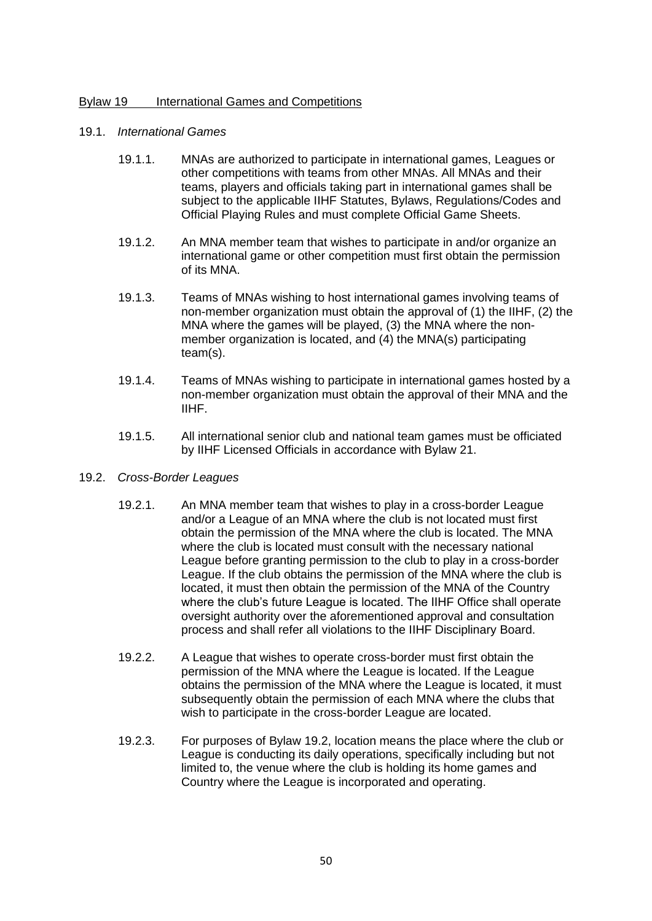## Bylaw 19 International Games and Competitions

### 19.1. *International Games*

19.1.1. MNAs are authorized to participate in international games, Leagues or other competitions with teams from other MNAs. All MNAs and their teams, players and officials taking part in international games shall be subject to the applicable IIHF Statutes, Bylaws, Regulations/Codes and Official Playing Rules and must complete Official Game Sheets.

19.1.2. An MNA member team that wishes to participate in and/or organize an international game or other competition must first obtain the permission of its MNA.

19.1.3. Teams of MNAs wishing to host international games involving teams of non-member organization must obtain the approval of (1) the IIHF, (2) the MNA where the games will be played, (3) the MNA where the non-member organization is located, and (4) the MNA(s) participating team(s).

19.1.4. Teams of MNAs wishing to participate in international games hosted by a non-member organization must obtain the approval of their MNA and the IIHF.

19.1.5. All international senior club and national team games must be officiated by IIHF Licensed Officials in accordance with Bylaw 21.

### 19.2. *Cross-Border Leagues*

19.2.1. An MNA member team that wishes to play in a cross-border League and/or a League of an MNA where the club is not located must first obtain the permission of the MNA where the club is located. The MNA where the club is located must consult with the necessary national League before granting permission to the club to play in a cross-border League. If the club obtains the permission of the MNA where the club is located, it must then obtain the permission of the MNA of the Country where the club's future League is located. The IIHF Office shall operate oversight authority over the aforementioned approval and consultation process and shall refer all violations to the IIHF Disciplinary Board.

19.2.2. A League that wishes to operate cross-border must first obtain the permission of the MNA where the League is located. If the League obtains the permission of the MNA where the League is located, it must subsequently obtain the permission of each MNA where the clubs that wish to participate in the cross-border League are located.

19.2.3. For purposes of Bylaw 19.2, location means the place where the club or League is conducting its daily operations, specifically including but not limited to, the venue where the club is holding its home games and Country where the League is incorporated and operating.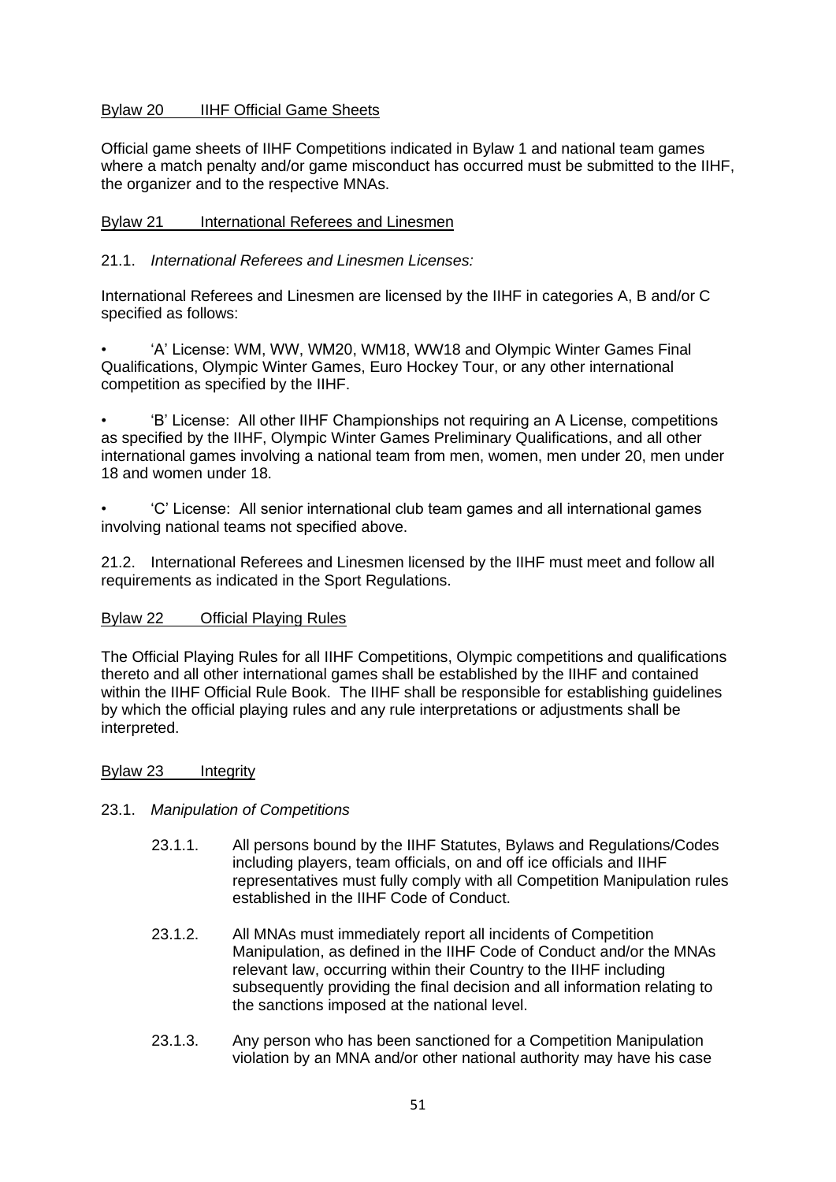## Bylaw 20 IIHF Official Game Sheets

Official game sheets of IIHF Competitions indicated in Bylaw 1 and national team games where a match penalty and/or game misconduct has occurred must be submitted to the IIHF, the organizer and to the respective MNAs.

## Bylaw 21 International Referees and Linesmen

21.1. *International Referees and Linesmen Licenses:*

International Referees and Linesmen are licensed by the IIHF in categories A, B and/or C specified as follows:

- 'A' License: WM, WW, WM20, WM18, WW18 and Olympic Winter Games Final Qualifications, Olympic Winter Games, Euro Hockey Tour, or any other international competition as specified by the IIHF.
- 'B' License: All other IIHF Championships not requiring an A License, competitions as specified by the IIHF, Olympic Winter Games Preliminary Qualifications, and all other international games involving a national team from men, women, men under 20, men under 18 and women under 18.
- 'C' License: All senior international club team games and all international games involving national teams not specified above.

21.2. International Referees and Linesmen licensed by the IIHF must meet and follow all requirements as indicated in the Sport Regulations.

## Bylaw 22 Official Playing Rules

The Official Playing Rules for all IIHF Competitions, Olympic competitions and qualifications thereto and all other international games shall be established by the IIHF and contained within the IIHF Official Rule Book. The IIHF shall be responsible for establishing guidelines by which the official playing rules and any rule interpretations or adjustments shall be interpreted.

## Bylaw 23 Integrity

23.1. *Manipulation of Competitions*

23.1.1. All persons bound by the IIHF Statutes, Bylaws and Regulations/Codes including players, team officials, on and off ice officials and IIHF representatives must fully comply with all Competition Manipulation rules established in the IIHF Code of Conduct.

23.1.2. All MNAs must immediately report all incidents of Competition Manipulation, as defined in the IIHF Code of Conduct and/or the MNAs relevant law, occurring within their Country to the IIHF including subsequently providing the final decision and all information relating to the sanctions imposed at the national level.

23.1.3. Any person who has been sanctioned for a Competition Manipulation violation by an MNA and/or other national authority may have his case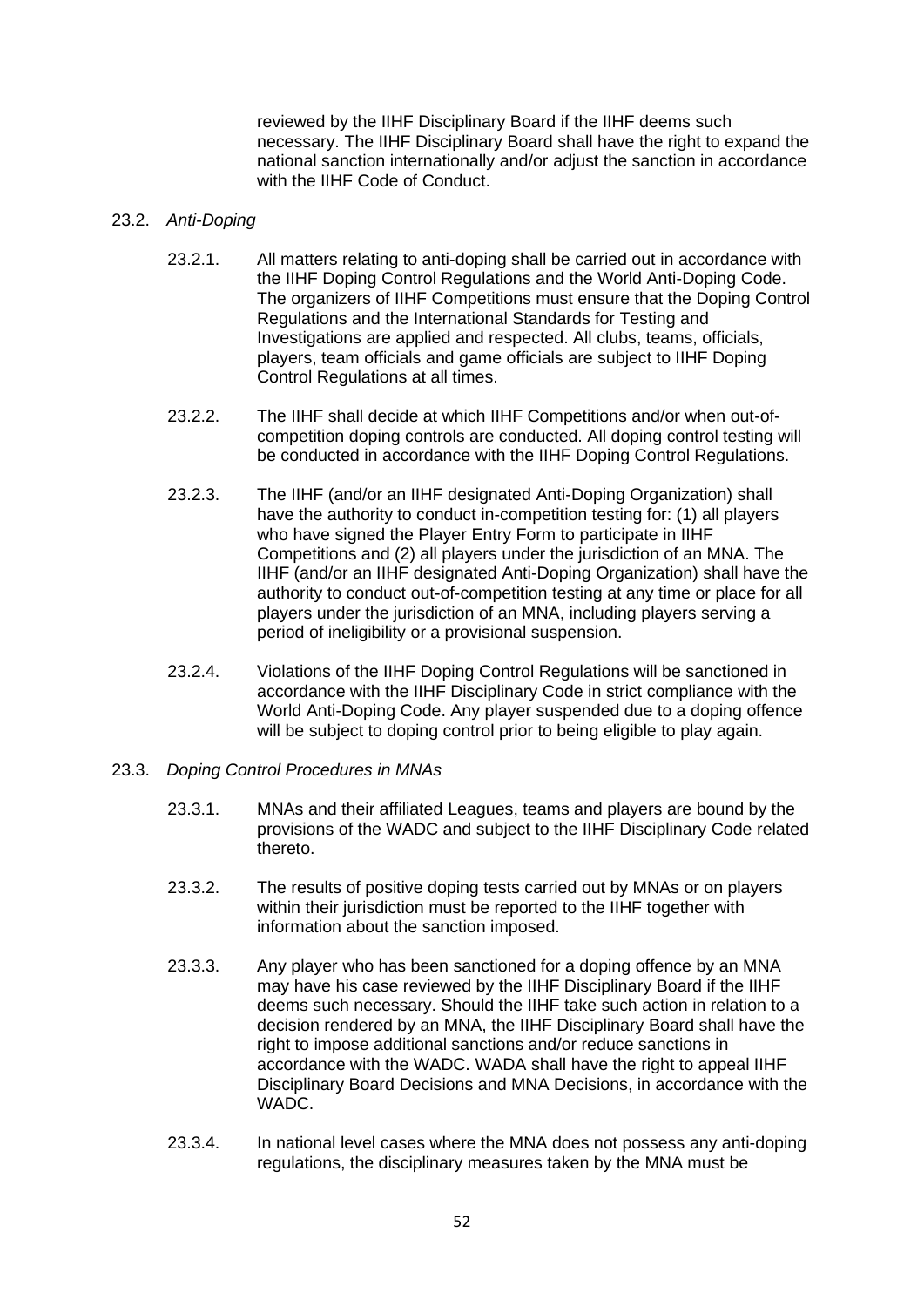reviewed by the IIHF Disciplinary Board if the IIHF deems such necessary. The IIHF Disciplinary Board shall have the right to expand the national sanction internationally and/or adjust the sanction in accordance with the IIHF Code of Conduct.

23.2. *Anti-Doping*

23.2.1. All matters relating to anti-doping shall be carried out in accordance with the IIHF Doping Control Regulations and the World Anti-Doping Code. The organizers of IIHF Competitions must ensure that the Doping Control Regulations and the International Standards for Testing and Investigations are applied and respected. All clubs, teams, officials, players, team officials and game officials are subject to IIHF Doping Control Regulations at all times.

23.2.2. The IIHF shall decide at which IIHF Competitions and/or when out-of-competition doping controls are conducted. All doping control testing will be conducted in accordance with the IIHF Doping Control Regulations.

23.2.3. The IIHF (and/or an IIHF designated Anti-Doping Organization) shall have the authority to conduct in-competition testing for: (1) all players who have signed the Player Entry Form to participate in IIHF Competitions and (2) all players under the jurisdiction of an MNA. The IIHF (and/or an IIHF designated Anti-Doping Organization) shall have the authority to conduct out-of-competition testing at any time or place for all players under the jurisdiction of an MNA, including players serving a period of ineligibility or a provisional suspension.

23.2.4. Violations of the IIHF Doping Control Regulations will be sanctioned in accordance with the IIHF Disciplinary Code in strict compliance with the World Anti-Doping Code. Any player suspended due to a doping offence will be subject to doping control prior to being eligible to play again.

23.3. *Doping Control Procedures in MNAs*

23.3.1. MNAs and their affiliated Leagues, teams and players are bound by the provisions of the WADC and subject to the IIHF Disciplinary Code related thereto.

23.3.2. The results of positive doping tests carried out by MNAs or on players within their jurisdiction must be reported to the IIHF together with information about the sanction imposed.

23.3.3. Any player who has been sanctioned for a doping offence by an MNA may have his case reviewed by the IIHF Disciplinary Board if the IIHF deems such necessary. Should the IIHF take such action in relation to a decision rendered by an MNA, the IIHF Disciplinary Board shall have the right to impose additional sanctions and/or reduce sanctions in accordance with the WADC. WADA shall have the right to appeal IIHF Disciplinary Board Decisions and MNA Decisions, in accordance with the WADC.

23.3.4. In national level cases where the MNA does not possess any anti-doping regulations, the disciplinary measures taken by the MNA must be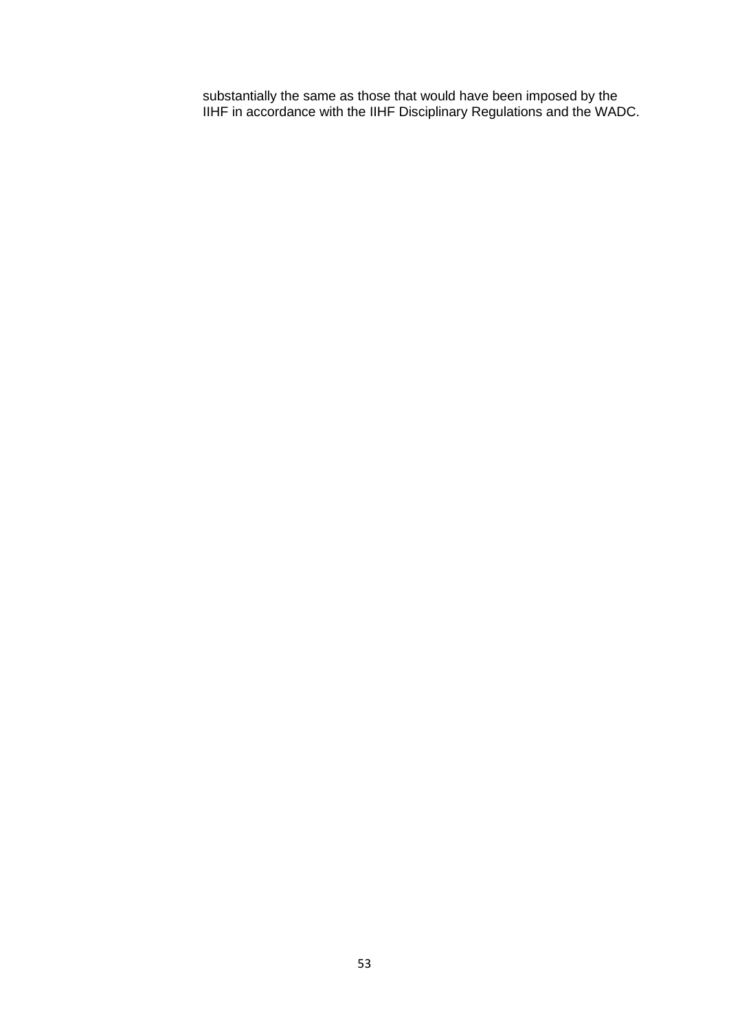substantially the same as those that would have been imposed by the IIHF in accordance with the IIHF Disciplinary Regulations and the WADC.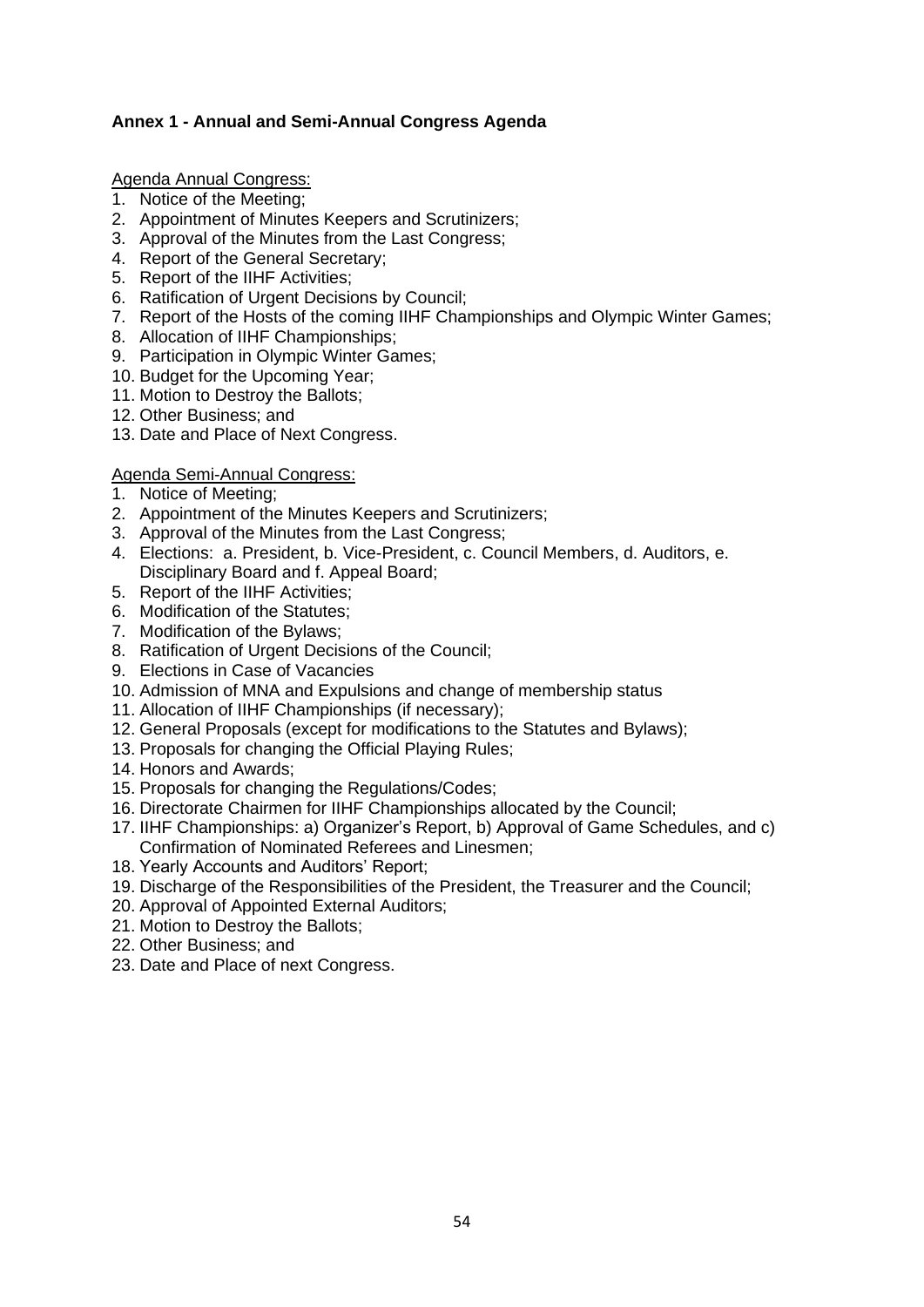**Annex 1 - Annual and Semi-Annual Congress Agenda**

Agenda Annual Congress:

1. Notice of the Meeting;
2. Appointment of Minutes Keepers and Scrutinizers;
3. Approval of the Minutes from the Last Congress;
4. Report of the General Secretary;
5. Report of the IIHF Activities;
6. Ratification of Urgent Decisions by Council;
7. Report of the Hosts of the coming IIHF Championships and Olympic Winter Games;
8. Allocation of IIHF Championships;
9. Participation in Olympic Winter Games;
10. Budget for the Upcoming Year;
11. Motion to Destroy the Ballots;
12. Other Business; and
13. Date and Place of Next Congress.

Agenda Semi-Annual Congress:

1. Notice of Meeting;
2. Appointment of the Minutes Keepers and Scrutinizers;
3. Approval of the Minutes from the Last Congress;
4. Elections: a. President, b. Vice-President, c. Council Members, d. Auditors, e. Disciplinary Board and f. Appeal Board;
5. Report of the IIHF Activities;
6. Modification of the Statutes;
7. Modification of the Bylaws;
8. Ratification of Urgent Decisions of the Council;
9. Elections in Case of Vacancies
10. Admission of MNA and Expulsions and change of membership status
11. Allocation of IIHF Championships (if necessary);
12. General Proposals (except for modifications to the Statutes and Bylaws);
13. Proposals for changing the Official Playing Rules;
14. Honors and Awards;
15. Proposals for changing the Regulations/Codes;
16. Directorate Chairmen for IIHF Championships allocated by the Council;
17. IIHF Championships: a) Organizer's Report, b) Approval of Game Schedules, and c) Confirmation of Nominated Referees and Linesmen;
18. Yearly Accounts and Auditors' Report;
19. Discharge of the Responsibilities of the President, the Treasurer and the Council;
20. Approval of Appointed External Auditors;
21. Motion to Destroy the Ballots;
22. Other Business; and
23. Date and Place of next Congress.